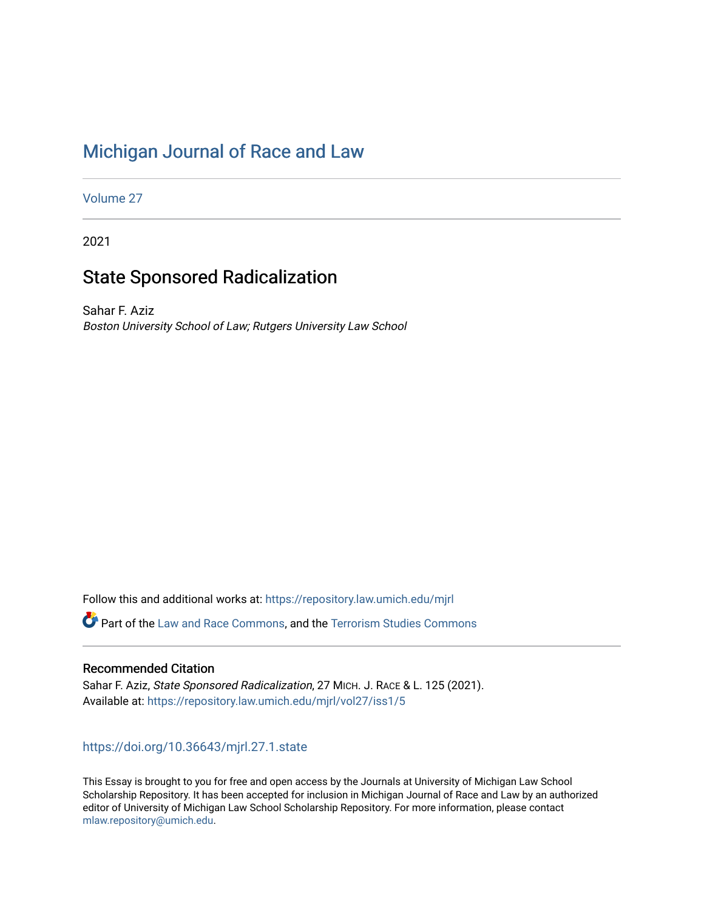# Michigan Journal of Race and Law

Volume 27

2021

## State Sponsored Radicalization

Sahar F. Aziz
*Boston University School of Law; Rutgers University Law School*

Follow this and additional works at: https://repository.law.umich.edu/mjrl

Part of the Law and Race Commons, and the Terrorism Studies Commons

### Recommended Citation

Sahar F. Aziz, *State Sponsored Radicalization*, 27 MICH. J. RACE & L. 125 (2021).
Available at: https://repository.law.umich.edu/mjrl/vol27/iss1/5

https://doi.org/10.36643/mjrl.27.1.state

This Essay is brought to you for free and open access by the Journals at University of Michigan Law School Scholarship Repository. It has been accepted for inclusion in Michigan Journal of Race and Law by an authorized editor of University of Michigan Law School Scholarship Repository. For more information, please contact mlaw.repository@umich.edu.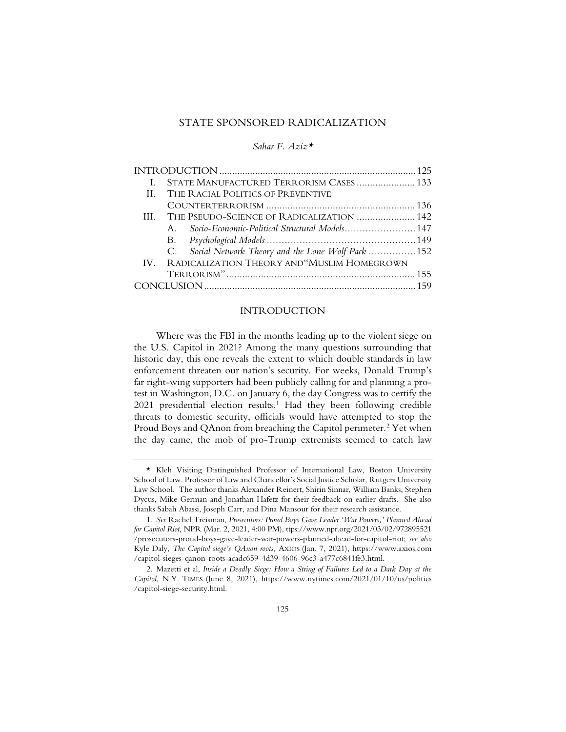# STATE SPONSORED RADICALIZATION

*Sahar F. Aziz*\*

| | | |
|---|---|---|
| INTRODUCTION | | 125 |
| I. | STATE MANUFACTURED TERRORISM CASES | 133 |
| II. | THE RACIAL POLITICS OF PREVENTIVE COUNTERTERRORISM | 136 |
| III. | THE PSEUDO-SCIENCE OF RADICALIZATION | 142 |
| | A. *Socio-Economic-Political Structural Models* | 147 |
| | B. *Psychological Models* | 149 |
| | C. *Social Network Theory and the Lone Wolf Pack* | 152 |
| IV. | RADICALIZATION THEORY AND"MUSLIM HOMEGROWN TERRORISM" | 155 |
| CONCLUSION | | 159 |

## INTRODUCTION

Where was the FBI in the months leading up to the violent siege on the U.S. Capitol in 2021? Among the many questions surrounding that historic day, this one reveals the extent to which double standards in law enforcement threaten our nation's security. For weeks, Donald Trump's far right-wing supporters had been publicly calling for and planning a protest in Washington, D.C. on January 6, the day Congress was to certify the 2021 presidential election results.[1] Had they been following credible threats to domestic security, officials would have attempted to stop the Proud Boys and QAnon from breaching the Capitol perimeter.[2] Yet when the day came, the mob of pro-Trump extremists seemed to catch law

---

\* Kleh Visiting Distinguished Professor of International Law, Boston University School of Law. Professor of Law and Chancellor's Social Justice Scholar, Rutgers University Law School. The author thanks Alexander Reinert, Shirin Sinnar, William Banks, Stephen Dycus, Mike German and Jonathan Hafetz for their feedback on earlier drafts. She also thanks Sabah Abassi, Joseph Carr, and Dina Mansour for their research assistance.

1. *See* Rachel Treisman, *Prosecutors: Proud Boys Gave Leader 'War Powers,' Planned Ahead for Capitol Riot*, NPR (Mar. 2, 2021, 4:00 PM), ttps://www.npr.org/2021/03/02/972895521/prosecutors-proud-boys-gave-leader-war-powers-planned-ahead-for-capitol-riot; *see also* Kyle Daly, *The Capitol siege's QAnon roots,* AXIOS (Jan. 7, 2021), https://www.axios.com/capitol-sieges-qanon-roots-acadc659-4d39-4606-96c3-a477c6841fe3.html.

2. Mazetti et al, *Inside a Deadly Siege: How a String of Failures Led to a Dark Day at the Capitol*, N.Y. TIMES (June 8, 2021), https://www.nytimes.com/2021/01/10/us/politics/capitol-siege-security.html.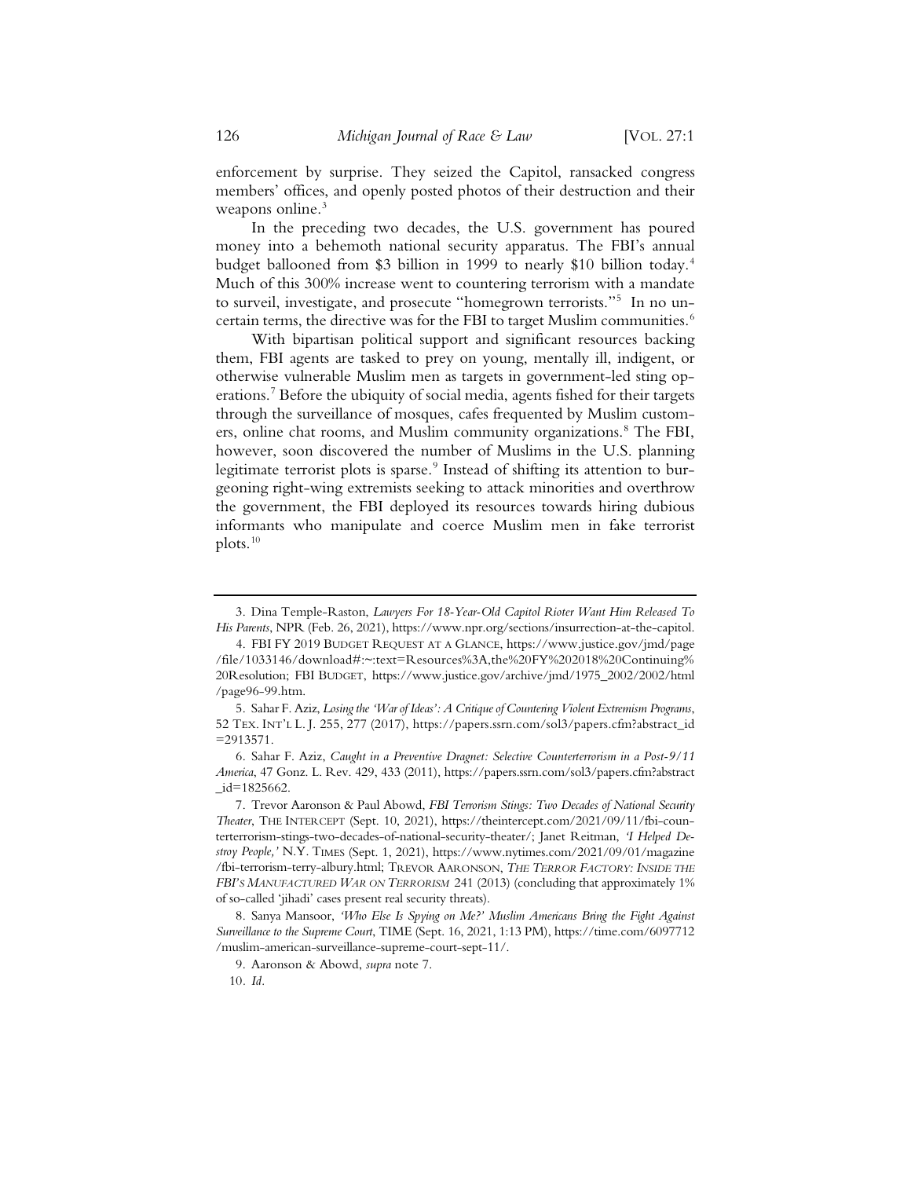enforcement by surprise. They seized the Capitol, ransacked congress members' offices, and openly posted photos of their destruction and their weapons online.[3]

In the preceding two decades, the U.S. government has poured money into a behemoth national security apparatus. The FBI's annual budget ballooned from $3 billion in 1999 to nearly $10 billion today.[4] Much of this 300% increase went to countering terrorism with a mandate to surveil, investigate, and prosecute "homegrown terrorists."[5] In no uncertain terms, the directive was for the FBI to target Muslim communities.[6]

With bipartisan political support and significant resources backing them, FBI agents are tasked to prey on young, mentally ill, indigent, or otherwise vulnerable Muslim men as targets in government-led sting operations.[7] Before the ubiquity of social media, agents fished for their targets through the surveillance of mosques, cafes frequented by Muslim customers, online chat rooms, and Muslim community organizations.[8] The FBI, however, soon discovered the number of Muslims in the U.S. planning legitimate terrorist plots is sparse.[9] Instead of shifting its attention to burgeoning right-wing extremists seeking to attack minorities and overthrow the government, the FBI deployed its resources towards hiring dubious informants who manipulate and coerce Muslim men in fake terrorist plots.[10]

---

3. Dina Temple-Raston, *Lawyers For 18-Year-Old Capitol Rioter Want Him Released To His Parents*, NPR (Feb. 26, 2021), https://www.npr.org/sections/insurrection-at-the-capitol.

4. FBI FY 2019 BUDGET REQUEST AT A GLANCE, https://www.justice.gov/jmd/page/file/1033146/download#:~:text=Resources%3A,the%20FY%202018%20Continuing%20Resolution; FBI BUDGET, https://www.justice.gov/archive/jmd/1975_2002/2002/html/page96-99.htm.

5. Sahar F. Aziz, *Losing the 'War of Ideas': A Critique of Countering Violent Extremism Programs*, 52 TEX. INT'L L. J. 255, 277 (2017), https://papers.ssrn.com/sol3/papers.cfm?abstract_id=2913571.

6. Sahar F. Aziz, *Caught in a Preventive Dragnet: Selective Counterterrorism in a Post-9/11 America*, 47 Gonz. L. Rev. 429, 433 (2011), https://papers.ssrn.com/sol3/papers.cfm?abstract_id=1825662.

7. Trevor Aaronson & Paul Abowd, *FBI Terrorism Stings: Two Decades of National Security Theater*, THE INTERCEPT (Sept. 10, 2021), https://theintercept.com/2021/09/11/fbi-counterterrorism-stings-two-decades-of-national-security-theater/; Janet Reitman, *'I Helped Destroy People,'* N.Y. TIMES (Sept. 1, 2021), https://www.nytimes.com/2021/09/01/magazine/fbi-terrorism-terry-albury.html; TREVOR AARONSON, *THE TERROR FACTORY: INSIDE THE FBI'S MANUFACTURED WAR ON TERRORISM* 241 (2013) (concluding that approximately 1% of so-called 'jihadi' cases present real security threats).

8. Sanya Mansoor, *'Who Else Is Spying on Me?' Muslim Americans Bring the Fight Against Surveillance to the Supreme Court*, TIME (Sept. 16, 2021, 1:13 PM), https://time.com/6097712/muslim-american-surveillance-supreme-court-sept-11/.

9. Aaronson & Abowd, *supra* note 7.

10. *Id.*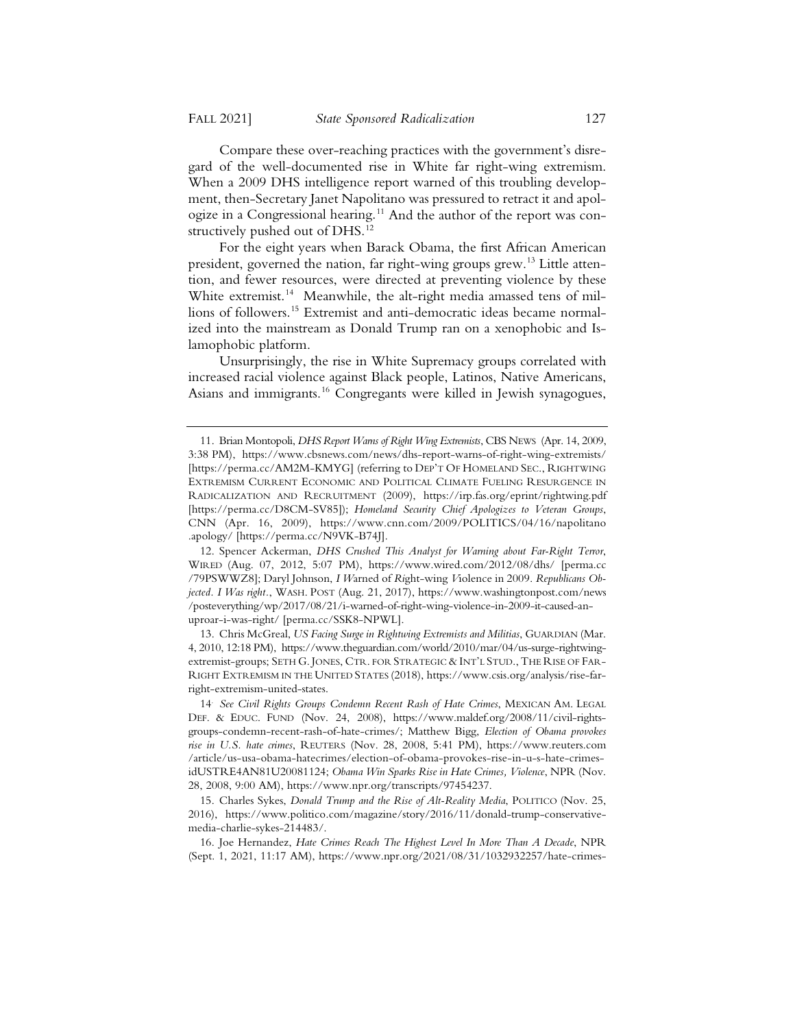Compare these over-reaching practices with the government's disregard of the well-documented rise in White far right-wing extremism. When a 2009 DHS intelligence report warned of this troubling development, then-Secretary Janet Napolitano was pressured to retract it and apologize in a Congressional hearing.[11] And the author of the report was constructively pushed out of DHS.[12]

For the eight years when Barack Obama, the first African American president, governed the nation, far right-wing groups grew.[13] Little attention, and fewer resources, were directed at preventing violence by these White extremist.[14] Meanwhile, the alt-right media amassed tens of millions of followers.[15] Extremist and anti-democratic ideas became normalized into the mainstream as Donald Trump ran on a xenophobic and Islamophobic platform.

Unsurprisingly, the rise in White Supremacy groups correlated with increased racial violence against Black people, Latinos, Native Americans, Asians and immigrants.[16] Congregants were killed in Jewish synagogues,

---

11. Brian Montopoli, *DHS Report Warns of Right Wing Extremists*, CBS NEWS (Apr. 14, 2009, 3:38 PM), https://www.cbsnews.com/news/dhs-report-warns-of-right-wing-extremists/ [https://perma.cc/AM2M-KMYG] (referring to DEP'T OF HOMELAND SEC., RIGHTWING EXTREMISM CURRENT ECONOMIC AND POLITICAL CLIMATE FUELING RESURGENCE IN RADICALIZATION AND RECRUITMENT (2009), https://irp.fas.org/eprint/rightwing.pdf [https://perma.cc/D8CM-SV85]); *Homeland Security Chief Apologizes to Veteran Groups*, CNN (Apr. 16, 2009), https://www.cnn.com/2009/POLITICS/04/16/napolitano.apology/ [https://perma.cc/N9VK-B74J].

12. Spencer Ackerman, *DHS Crushed This Analyst for Warning about Far-Right Terror*, WIRED (Aug. 07, 2012, 5:07 PM), https://www.wired.com/2012/08/dhs/ [perma.cc/79PSWWZ8]; Daryl Johnson, *I Warned of Right-wing Violence in 2009. Republicans Objected. I Was right.*, WASH. POST (Aug. 21, 2017), https://www.washingtonpost.com/news/posteverything/wp/2017/08/21/i-warned-of-right-wing-violence-in-2009-it-caused-an-uproar-i-was-right/ [perma.cc/SSK8-NPWL].

13. Chris McGreal, *US Facing Surge in Rightwing Extremists and Militias*, GUARDIAN (Mar. 4, 2010, 12:18 PM), https://www.theguardian.com/world/2010/mar/04/us-surge-rightwing-extremist-groups; SETH G. JONES, CTR. FOR STRATEGIC & INT'L STUD., THE RISE OF FAR-RIGHT EXTREMISM IN THE UNITED STATES (2018), https://www.csis.org/analysis/rise-far-right-extremism-united-states.

14. *See Civil Rights Groups Condemn Recent Rash of Hate Crimes*, MEXICAN AM. LEGAL DEF. & EDUC. FUND (Nov. 24, 2008), https://www.maldef.org/2008/11/civil-rights-groups-condemn-recent-rash-of-hate-crimes/; Matthew Bigg, *Election of Obama provokes rise in U.S. hate crimes*, REUTERS (Nov. 28, 2008, 5:41 PM), https://www.reuters.com/article/us-usa-obama-hatecrimes/election-of-obama-provokes-rise-in-u-s-hate-crimes-idUSTRE4AN81U20081124; *Obama Win Sparks Rise in Hate Crimes, Violence*, NPR (Nov. 28, 2008, 9:00 AM), https://www.npr.org/transcripts/97454237.

15. Charles Sykes, *Donald Trump and the Rise of Alt-Reality Media*, POLITICO (Nov. 25, 2016), https://www.politico.com/magazine/story/2016/11/donald-trump-conservative-media-charlie-sykes-214483/.

16. Joe Hernandez, *Hate Crimes Reach The Highest Level In More Than A Decade*, NPR (Sept. 1, 2021, 11:17 AM), https://www.npr.org/2021/08/31/1032932257/hate-crimes-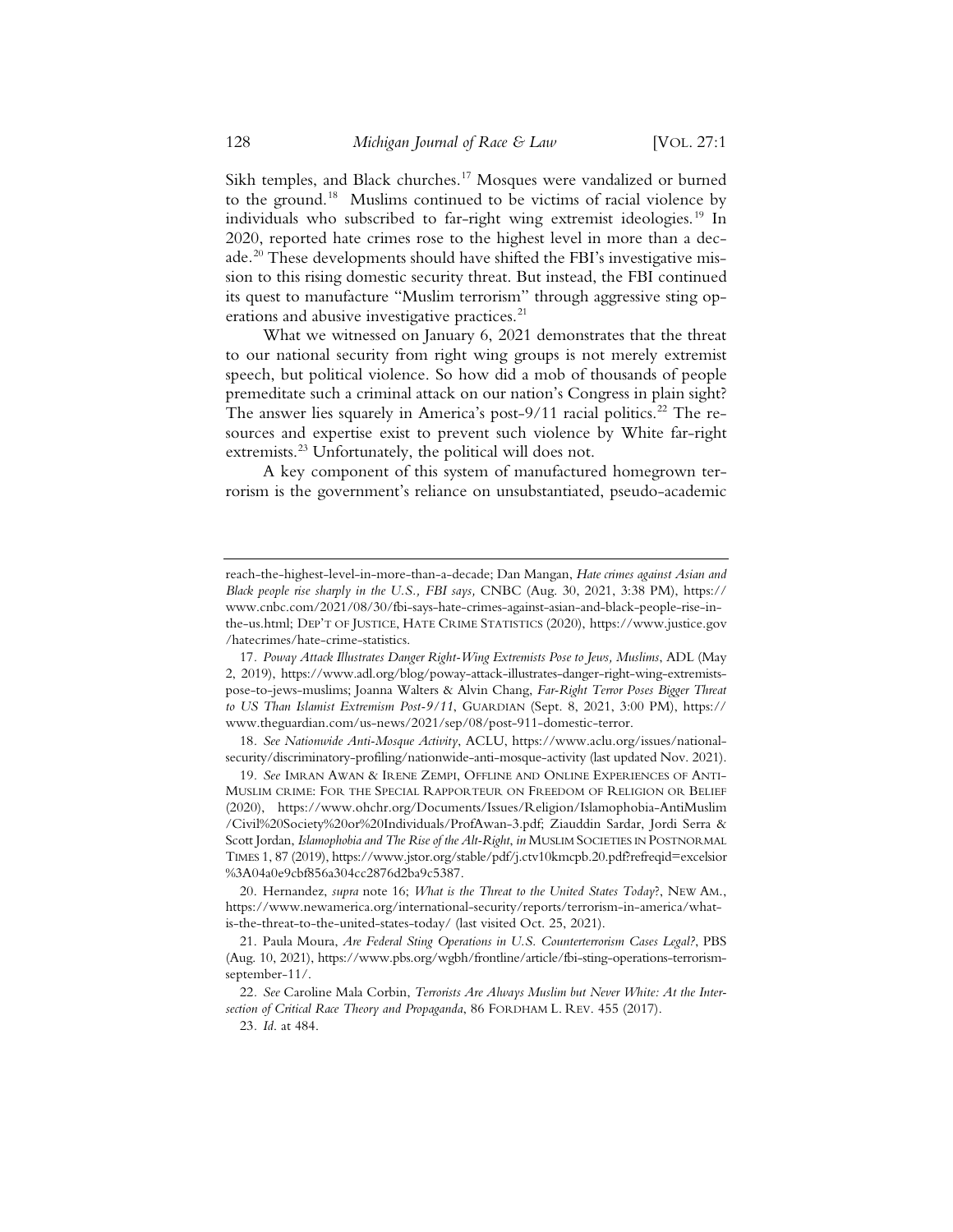Sikh temples, and Black churches.[17] Mosques were vandalized or burned to the ground.[18] Muslims continued to be victims of racial violence by individuals who subscribed to far-right wing extremist ideologies.[19] In 2020, reported hate crimes rose to the highest level in more than a decade.[20] These developments should have shifted the FBI's investigative mission to this rising domestic security threat. But instead, the FBI continued its quest to manufacture "Muslim terrorism" through aggressive sting operations and abusive investigative practices.[21]

What we witnessed on January 6, 2021 demonstrates that the threat to our national security from right wing groups is not merely extremist speech, but political violence. So how did a mob of thousands of people premeditate such a criminal attack on our nation's Congress in plain sight? The answer lies squarely in America's post-9/11 racial politics.[22] The resources and expertise exist to prevent such violence by White far-right extremists.[23] Unfortunately, the political will does not.

A key component of this system of manufactured homegrown terrorism is the government's reliance on unsubstantiated, pseudo-academic

---

reach-the-highest-level-in-more-than-a-decade; Dan Mangan, *Hate crimes against Asian and Black people rise sharply in the U.S., FBI says,* CNBC (Aug. 30, 2021, 3:38 PM), https://www.cnbc.com/2021/08/30/fbi-says-hate-crimes-against-asian-and-black-people-rise-in-the-us.html; DEP'T OF JUSTICE, HATE CRIME STATISTICS (2020), https://www.justice.gov/hatecrimes/hate-crime-statistics.

17. *Poway Attack Illustrates Danger Right-Wing Extremists Pose to Jews, Muslims*, ADL (May 2, 2019), https://www.adl.org/blog/poway-attack-illustrates-danger-right-wing-extremists-pose-to-jews-muslims; Joanna Walters & Alvin Chang, *Far-Right Terror Poses Bigger Threat to US Than Islamist Extremism Post-9/11*, GUARDIAN (Sept. 8, 2021, 3:00 PM), https://www.theguardian.com/us-news/2021/sep/08/post-911-domestic-terror.

18. *See Nationwide Anti-Mosque Activity*, ACLU, https://www.aclu.org/issues/national-security/discriminatory-profiling/nationwide-anti-mosque-activity (last updated Nov. 2021).

19. *See* IMRAN AWAN & IRENE ZEMPI, OFFLINE AND ONLINE EXPERIENCES OF ANTI-MUSLIM CRIME: FOR THE SPECIAL RAPPORTEUR ON FREEDOM OF RELIGION OR BELIEF (2020), https://www.ohchr.org/Documents/Issues/Religion/Islamophobia-AntiMuslim/Civil%20Society%20or%20Individuals/ProfAwan-3.pdf; Ziauddin Sardar, Jordi Serra & Scott Jordan, *Islamophobia and The Rise of the Alt-Right*, *in* MUSLIM SOCIETIES IN POSTNORMAL TIMES 1, 87 (2019), https://www.jstor.org/stable/pdf/j.ctv10kmcpb.20.pdf?refreqid=excelsior%3A04a0e9cbf856a304cc2876d2ba9c5387.

20. Hernandez, *supra* note 16; *What is the Threat to the United States Today?*, NEW AM., https://www.newamerica.org/international-security/reports/terrorism-in-america/what-is-the-threat-to-the-united-states-today/ (last visited Oct. 25, 2021).

21. Paula Moura, *Are Federal Sting Operations in U.S. Counterterrorism Cases Legal?*, PBS (Aug. 10, 2021), https://www.pbs.org/wgbh/frontline/article/fbi-sting-operations-terrorism-september-11/.

22. *See* Caroline Mala Corbin, *Terrorists Are Always Muslim but Never White: At the Intersection of Critical Race Theory and Propaganda*, 86 FORDHAM L. REV. 455 (2017).

23. *Id.* at 484.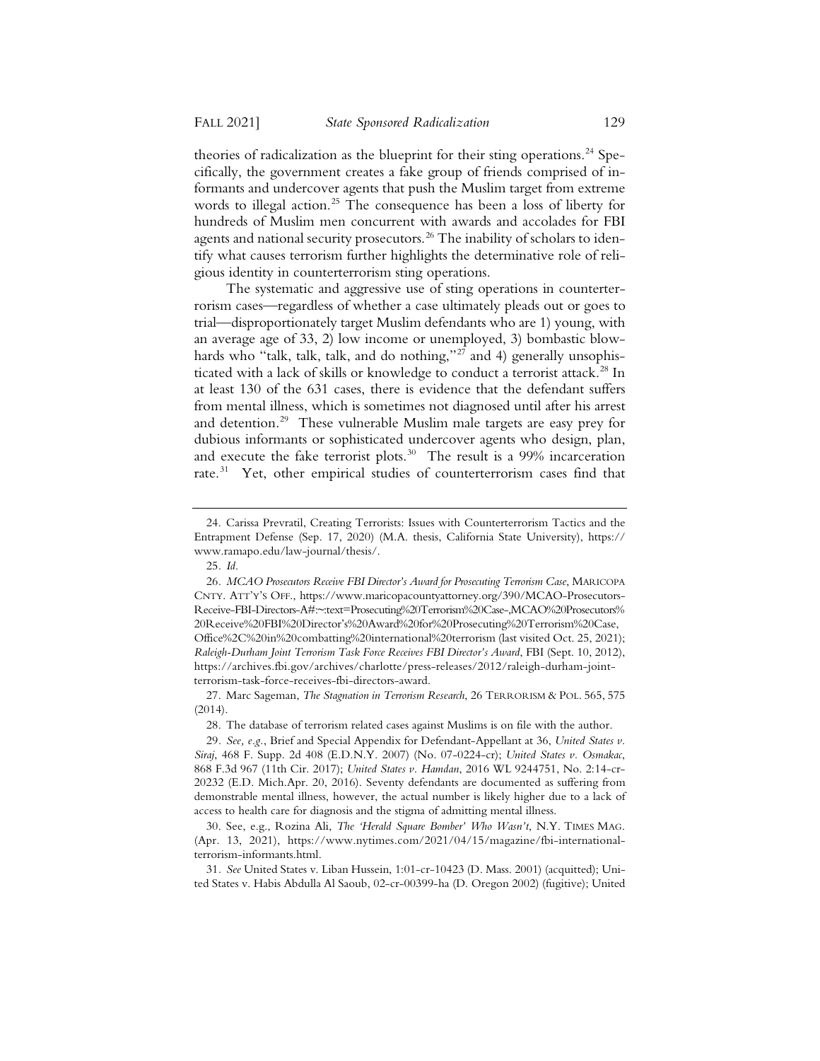theories of radicalization as the blueprint for their sting operations.[24] Specifically, the government creates a fake group of friends comprised of informants and undercover agents that push the Muslim target from extreme words to illegal action.[25] The consequence has been a loss of liberty for hundreds of Muslim men concurrent with awards and accolades for FBI agents and national security prosecutors.[26] The inability of scholars to identify what causes terrorism further highlights the determinative role of religious identity in counterterrorism sting operations.

The systematic and aggressive use of sting operations in counterterrorism cases—regardless of whether a case ultimately pleads out or goes to trial—disproportionately target Muslim defendants who are 1) young, with an average age of 33, 2) low income or unemployed, 3) bombastic blowhards who "talk, talk, talk, and do nothing,"[27] and 4) generally unsophisticated with a lack of skills or knowledge to conduct a terrorist attack.[28] In at least 130 of the 631 cases, there is evidence that the defendant suffers from mental illness, which is sometimes not diagnosed until after his arrest and detention.[29] These vulnerable Muslim male targets are easy prey for dubious informants or sophisticated undercover agents who design, plan, and execute the fake terrorist plots.[30] The result is a 99% incarceration rate.[31] Yet, other empirical studies of counterterrorism cases find that

---

24. Carissa Prevratil, Creating Terrorists: Issues with Counterterrorism Tactics and the Entrapment Defense (Sep. 17, 2020) (M.A. thesis, California State University), https://www.ramapo.edu/law-journal/thesis/.

25. *Id.*

26. *MCAO Prosecutors Receive FBI Director's Award for Prosecuting Terrorism Case*, MARICOPA CNTY. ATT'Y'S OFF., https://www.maricopacountyattorney.org/390/MCAO-Prosecutors-Receive-FBI-Directors-A#:~:text=Prosecuting%20Terrorism%20Case-,MCAO%20Prosecutors%20Receive%20FBI%20Director's%20Award%20for%20Prosecuting%20Terrorism%20Case,Office%2C%20in%20combatting%20international%20terrorism (last visited Oct. 25, 2021); *Raleigh-Durham Joint Terrorism Task Force Receives FBI Director's Award*, FBI (Sept. 10, 2012), https://archives.fbi.gov/archives/charlotte/press-releases/2012/raleigh-durham-joint-terrorism-task-force-receives-fbi-directors-award.

27. Marc Sageman, *The Stagnation in Terrorism Research*, 26 TERRORISM & POL. 565, 575 (2014).

28. The database of terrorism related cases against Muslims is on file with the author.

29. *See, e.g.*, Brief and Special Appendix for Defendant-Appellant at 36, *United States v. Siraj*, 468 F. Supp. 2d 408 (E.D.N.Y. 2007) (No. 07-0224-cr); *United States v. Osmakac*, 868 F.3d 967 (11th Cir. 2017); *United States v. Hamdan*, 2016 WL 9244751, No. 2:14-cr-20232 (E.D. Mich.Apr. 20, 2016). Seventy defendants are documented as suffering from demonstrable mental illness, however, the actual number is likely higher due to a lack of access to health care for diagnosis and the stigma of admitting mental illness.

30. See, e.g., Rozina Ali, *The 'Herald Square Bomber' Who Wasn't*, N.Y. TIMES MAG. (Apr. 13, 2021), https://www.nytimes.com/2021/04/15/magazine/fbi-international-terrorism-informants.html.

31. *See* United States v. Liban Hussein, 1:01-cr-10423 (D. Mass. 2001) (acquitted); United States v. Habis Abdulla Al Saoub, 02-cr-00399-ha (D. Oregon 2002) (fugitive); United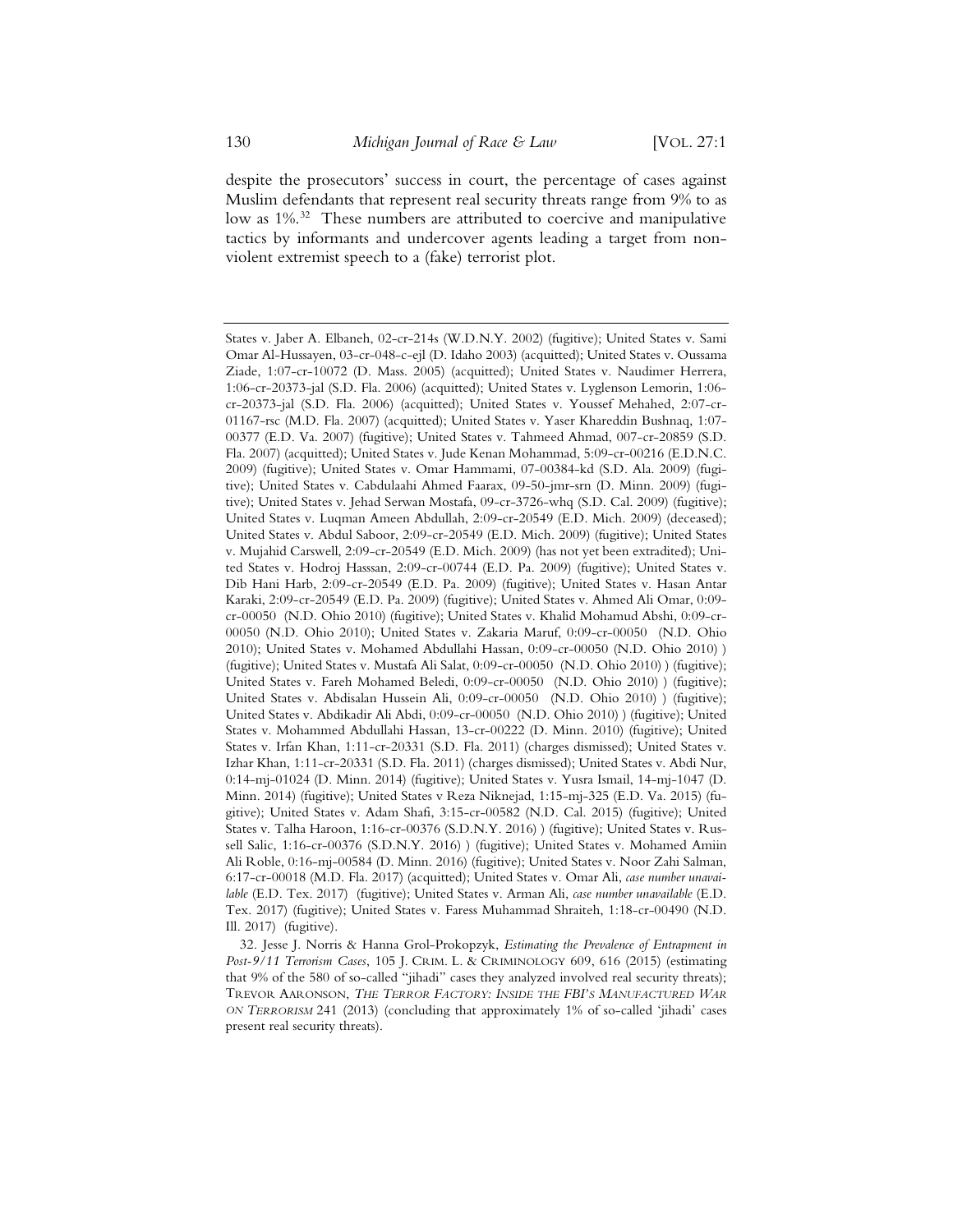despite the prosecutors' success in court, the percentage of cases against Muslim defendants that represent real security threats range from 9% to as low as 1%.[32] These numbers are attributed to coercive and manipulative tactics by informants and undercover agents leading a target from non-violent extremist speech to a (fake) terrorist plot.

---

States v. Jaber A. Elbaneh, 02-cr-214s (W.D.N.Y. 2002) (fugitive); United States v. Sami Omar Al-Hussayen, 03-cr-048-c-ejl (D. Idaho 2003) (acquitted); United States v. Oussama Ziade, 1:07-cr-10072 (D. Mass. 2005) (acquitted); United States v. Naudimer Herrera, 1:06-cr-20373-jal (S.D. Fla. 2006) (acquitted); United States v. Lyglenson Lemorin, 1:06-cr-20373-jal (S.D. Fla. 2006) (acquitted); United States v. Youssef Mehahed, 2:07-cr-01167-rsc (M.D. Fla. 2007) (acquitted); United States v. Yaser Khareddin Bushnaq, 1:07-00377 (E.D. Va. 2007) (fugitive); United States v. Tahmeed Ahmad, 007-cr-20859 (S.D. Fla. 2007) (acquitted); United States v. Jude Kenan Mohammad, 5:09-cr-00216 (E.D.N.C. 2009) (fugitive); United States v. Omar Hammami, 07-00384-kd (S.D. Ala. 2009) (fugitive); United States v. Cabdulaahi Ahmed Faarax, 09-50-jmr-srn (D. Minn. 2009) (fugitive); United States v. Jehad Serwan Mostafa, 09-cr-3726-whq (S.D. Cal. 2009) (fugitive); United States v. Luqman Ameen Abdullah, 2:09-cr-20549 (E.D. Mich. 2009) (deceased); United States v. Abdul Saboor, 2:09-cr-20549 (E.D. Mich. 2009) (fugitive); United States v. Mujahid Carswell, 2:09-cr-20549 (E.D. Mich. 2009) (has not yet been extradited); United States v. Hodroj Hasssan, 2:09-cr-00744 (E.D. Pa. 2009) (fugitive); United States v. Dib Hani Harb, 2:09-cr-20549 (E.D. Pa. 2009) (fugitive); United States v. Hasan Antar Karaki, 2:09-cr-20549 (E.D. Pa. 2009) (fugitive); United States v. Ahmed Ali Omar, 0:09-cr-00050 (N.D. Ohio 2010) (fugitive); United States v. Khalid Mohamud Abshi, 0:09-cr-00050 (N.D. Ohio 2010); United States v. Zakaria Maruf, 0:09-cr-00050 (N.D. Ohio 2010); United States v. Mohamed Abdullahi Hassan, 0:09-cr-00050 (N.D. Ohio 2010) ) (fugitive); United States v. Mustafa Ali Salat, 0:09-cr-00050 (N.D. Ohio 2010) ) (fugitive); United States v. Fareh Mohamed Beledi, 0:09-cr-00050 (N.D. Ohio 2010) ) (fugitive); United States v. Abdisalan Hussein Ali, 0:09-cr-00050 (N.D. Ohio 2010) ) (fugitive); United States v. Abdikadir Ali Abdi, 0:09-cr-00050 (N.D. Ohio 2010) ) (fugitive); United States v. Mohammed Abdullahi Hassan, 13-cr-00222 (D. Minn. 2010) (fugitive); United States v. Irfan Khan, 1:11-cr-20331 (S.D. Fla. 2011) (charges dismissed); United States v. Izhar Khan, 1:11-cr-20331 (S.D. Fla. 2011) (charges dismissed); United States v. Abdi Nur, 0:14-mj-01024 (D. Minn. 2014) (fugitive); United States v. Yusra Ismail, 14-mj-1047 (D. Minn. 2014) (fugitive); United States v Reza Niknejad, 1:15-mj-325 (E.D. Va. 2015) (fugitive); United States v. Adam Shafi, 3:15-cr-00582 (N.D. Cal. 2015) (fugitive); United States v. Talha Haroon, 1:16-cr-00376 (S.D.N.Y. 2016) ) (fugitive); United States v. Russell Salic, 1:16-cr-00376 (S.D.N.Y. 2016) ) (fugitive); United States v. Mohamed Amiin Ali Roble, 0:16-mj-00584 (D. Minn. 2016) (fugitive); United States v. Noor Zahi Salman, 6:17-cr-00018 (M.D. Fla. 2017) (acquitted); United States v. Omar Ali, *case number unavailable* (E.D. Tex. 2017) (fugitive); United States v. Arman Ali, *case number unavailable* (E.D. Tex. 2017) (fugitive); United States v. Faress Muhammad Shraiteh, 1:18-cr-00490 (N.D. Ill. 2017) (fugitive).

32. Jesse J. Norris & Hanna Grol-Prokopzyk, *Estimating the Prevalence of Entrapment in Post-9/11 Terrorism Cases*, 105 J. CRIM. L. & CRIMINOLOGY 609, 616 (2015) (estimating that 9% of the 580 of so-called "jihadi" cases they analyzed involved real security threats); TREVOR AARONSON, *THE TERROR FACTORY: INSIDE THE FBI'S MANUFACTURED WAR ON TERRORISM* 241 (2013) (concluding that approximately 1% of so-called 'jihadi' cases present real security threats).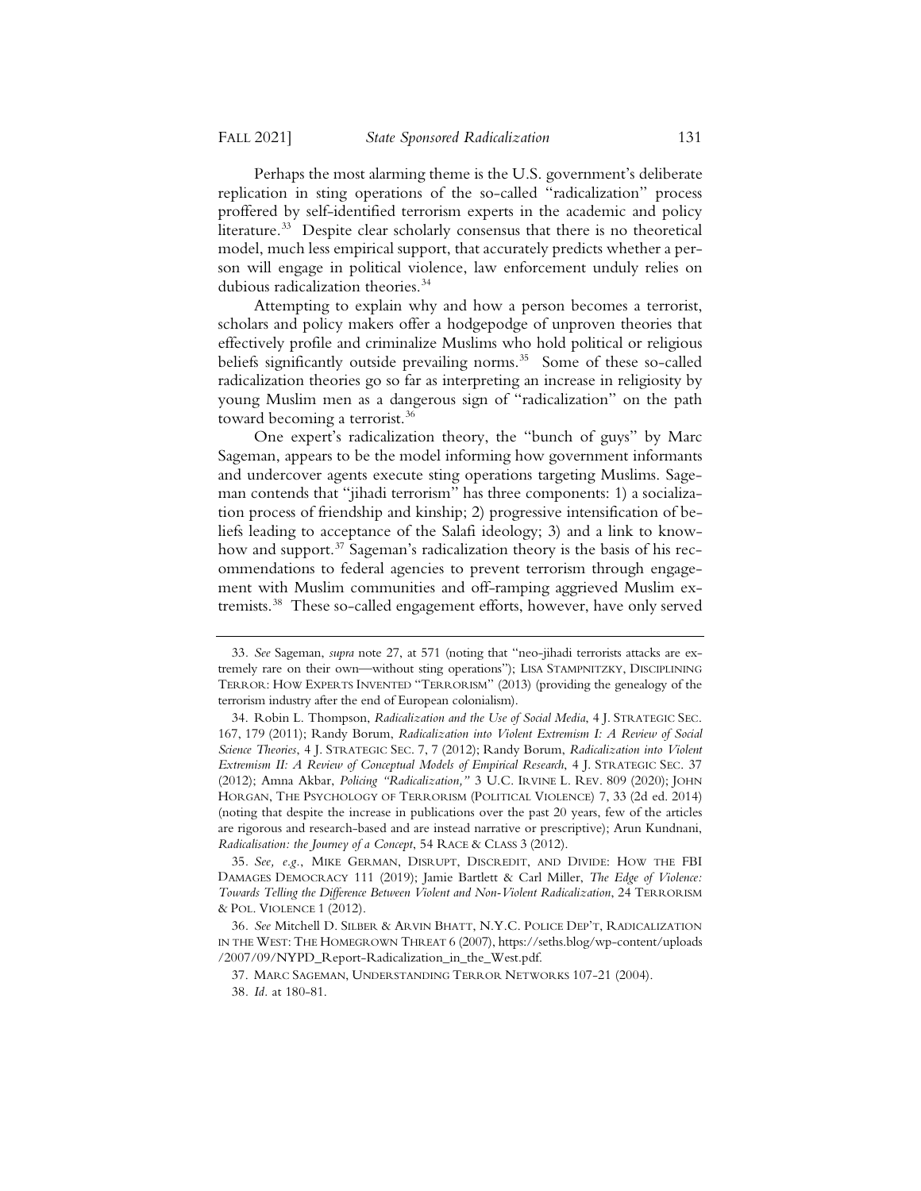Perhaps the most alarming theme is the U.S. government's deliberate replication in sting operations of the so-called "radicalization" process proffered by self-identified terrorism experts in the academic and policy literature.[33] Despite clear scholarly consensus that there is no theoretical model, much less empirical support, that accurately predicts whether a person will engage in political violence, law enforcement unduly relies on dubious radicalization theories.[34]

Attempting to explain why and how a person becomes a terrorist, scholars and policy makers offer a hodgepodge of unproven theories that effectively profile and criminalize Muslims who hold political or religious beliefs significantly outside prevailing norms.[35] Some of these so-called radicalization theories go so far as interpreting an increase in religiosity by young Muslim men as a dangerous sign of "radicalization" on the path toward becoming a terrorist.[36]

One expert's radicalization theory, the "bunch of guys" by Marc Sageman, appears to be the model informing how government informants and undercover agents execute sting operations targeting Muslims. Sageman contends that "jihadi terrorism" has three components: 1) a socialization process of friendship and kinship; 2) progressive intensification of beliefs leading to acceptance of the Salafi ideology; 3) and a link to know-how and support.[37] Sageman's radicalization theory is the basis of his recommendations to federal agencies to prevent terrorism through engagement with Muslim communities and off-ramping aggrieved Muslim extremists.[38] These so-called engagement efforts, however, have only served

---

33. *See* Sageman, *supra* note 27, at 571 (noting that "neo-jihadi terrorists attacks are extremely rare on their own—without sting operations"); LISA STAMPNITZKY, DISCIPLINING TERROR: HOW EXPERTS INVENTED "TERRORISM" (2013) (providing the genealogy of the terrorism industry after the end of European colonialism).

34. Robin L. Thompson, *Radicalization and the Use of Social Media*, 4 J. STRATEGIC SEC. 167, 179 (2011); Randy Borum, *Radicalization into Violent Extremism I: A Review of Social Science Theories*, 4 J. STRATEGIC SEC. 7, 7 (2012); Randy Borum, *Radicalization into Violent Extremism II: A Review of Conceptual Models of Empirical Research*, 4 J. STRATEGIC SEC. 37 (2012); Amna Akbar, *Policing "Radicalization,"* 3 U.C. IRVINE L. REV. 809 (2020); JOHN HORGAN, THE PSYCHOLOGY OF TERRORISM (POLITICAL VIOLENCE) 7, 33 (2d ed. 2014) (noting that despite the increase in publications over the past 20 years, few of the articles are rigorous and research-based and are instead narrative or prescriptive); Arun Kundnani, *Radicalisation: the Journey of a Concept*, 54 RACE & CLASS 3 (2012).

35. *See, e.g.*, MIKE GERMAN, DISRUPT, DISCREDIT, AND DIVIDE: HOW THE FBI DAMAGES DEMOCRACY 111 (2019); Jamie Bartlett & Carl Miller, *The Edge of Violence: Towards Telling the Difference Between Violent and Non-Violent Radicalization*, 24 TERRORISM & POL. VIOLENCE 1 (2012).

36. *See* Mitchell D. SILBER & ARVIN BHATT, N.Y.C. POLICE DEP'T, RADICALIZATION IN THE WEST: THE HOMEGROWN THREAT 6 (2007), https://seths.blog/wp-content/uploads/2007/09/NYPD_Report-Radicalization_in_the_West.pdf.

37. MARC SAGEMAN, UNDERSTANDING TERROR NETWORKS 107-21 (2004).

38. *Id.* at 180-81.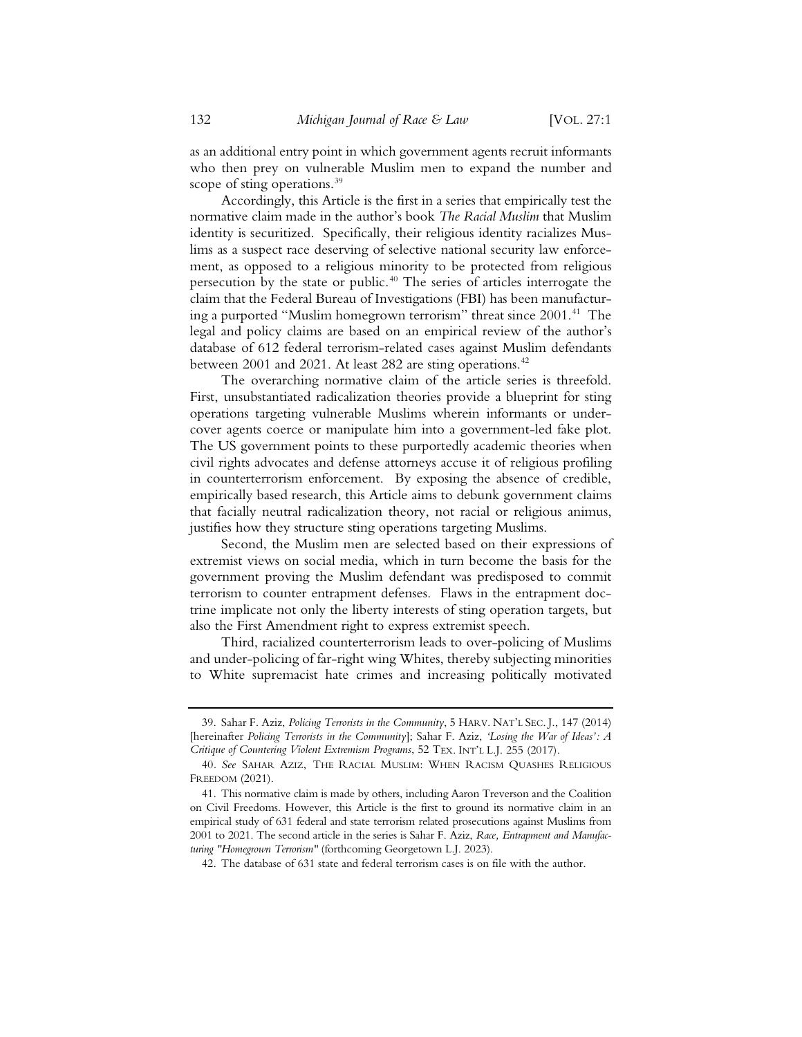as an additional entry point in which government agents recruit informants who then prey on vulnerable Muslim men to expand the number and scope of sting operations.[39]

Accordingly, this Article is the first in a series that empirically test the normative claim made in the author's book *The Racial Muslim* that Muslim identity is securitized. Specifically, their religious identity racializes Muslims as a suspect race deserving of selective national security law enforcement, as opposed to a religious minority to be protected from religious persecution by the state or public.[40] The series of articles interrogate the claim that the Federal Bureau of Investigations (FBI) has been manufacturing a purported "Muslim homegrown terrorism" threat since 2001.[41] The legal and policy claims are based on an empirical review of the author's database of 612 federal terrorism-related cases against Muslim defendants between 2001 and 2021. At least 282 are sting operations.[42]

The overarching normative claim of the article series is threefold. First, unsubstantiated radicalization theories provide a blueprint for sting operations targeting vulnerable Muslims wherein informants or undercover agents coerce or manipulate him into a government-led fake plot. The US government points to these purportedly academic theories when civil rights advocates and defense attorneys accuse it of religious profiling in counterterrorism enforcement. By exposing the absence of credible, empirically based research, this Article aims to debunk government claims that facially neutral radicalization theory, not racial or religious animus, justifies how they structure sting operations targeting Muslims.

Second, the Muslim men are selected based on their expressions of extremist views on social media, which in turn become the basis for the government proving the Muslim defendant was predisposed to commit terrorism to counter entrapment defenses. Flaws in the entrapment doctrine implicate not only the liberty interests of sting operation targets, but also the First Amendment right to express extremist speech.

Third, racialized counterterrorism leads to over-policing of Muslims and under-policing of far-right wing Whites, thereby subjecting minorities to White supremacist hate crimes and increasing politically motivated

---

39. Sahar F. Aziz, *Policing Terrorists in the Community*, 5 HARV. NAT'L SEC. J., 147 (2014) [hereinafter *Policing Terrorists in the Community*]; Sahar F. Aziz, *'Losing the War of Ideas': A Critique of Countering Violent Extremism Programs*, 52 TEX. INT'L L.J. 255 (2017).

40. *See* SAHAR AZIZ, THE RACIAL MUSLIM: WHEN RACISM QUASHES RELIGIOUS FREEDOM (2021).

41. This normative claim is made by others, including Aaron Treverson and the Coalition on Civil Freedoms. However, this Article is the first to ground its normative claim in an empirical study of 631 federal and state terrorism related prosecutions against Muslims from 2001 to 2021. The second article in the series is Sahar F. Aziz, *Race, Entrapment and Manufacturing "Homegrown Terrorism"* (forthcoming Georgetown L.J. 2023).

42. The database of 631 state and federal terrorism cases is on file with the author.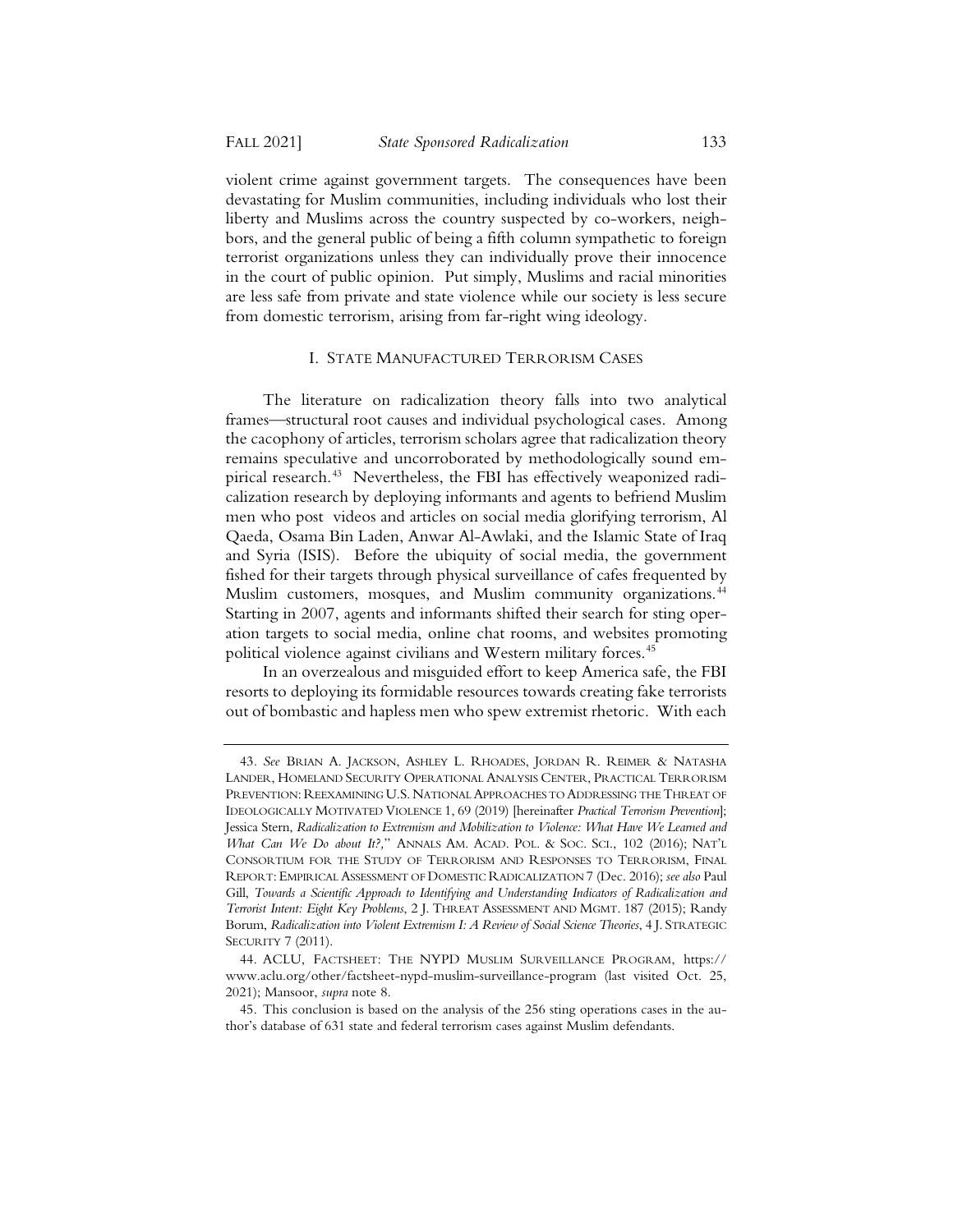violent crime against government targets. The consequences have been devastating for Muslim communities, including individuals who lost their liberty and Muslims across the country suspected by co-workers, neighbors, and the general public of being a fifth column sympathetic to foreign terrorist organizations unless they can individually prove their innocence in the court of public opinion. Put simply, Muslims and racial minorities are less safe from private and state violence while our society is less secure from domestic terrorism, arising from far-right wing ideology.

## I. STATE MANUFACTURED TERRORISM CASES

The literature on radicalization theory falls into two analytical frames—structural root causes and individual psychological cases. Among the cacophony of articles, terrorism scholars agree that radicalization theory remains speculative and uncorroborated by methodologically sound empirical research.[43] Nevertheless, the FBI has effectively weaponized radicalization research by deploying informants and agents to befriend Muslim men who post videos and articles on social media glorifying terrorism, Al Qaeda, Osama Bin Laden, Anwar Al-Awlaki, and the Islamic State of Iraq and Syria (ISIS). Before the ubiquity of social media, the government fished for their targets through physical surveillance of cafes frequented by Muslim customers, mosques, and Muslim community organizations.[44] Starting in 2007, agents and informants shifted their search for sting operation targets to social media, online chat rooms, and websites promoting political violence against civilians and Western military forces.[45]

In an overzealous and misguided effort to keep America safe, the FBI resorts to deploying its formidable resources towards creating fake terrorists out of bombastic and hapless men who spew extremist rhetoric. With each

---

43. *See* BRIAN A. JACKSON, ASHLEY L. RHOADES, JORDAN R. REIMER & NATASHA LANDER, HOMELAND SECURITY OPERATIONAL ANALYSIS CENTER, PRACTICAL TERRORISM PREVENTION: REEXAMINING U.S. NATIONAL APPROACHES TO ADDRESSING THE THREAT OF IDEOLOGICALLY MOTIVATED VIOLENCE 1, 69 (2019) [hereinafter *Practical Terrorism Prevention*]; Jessica Stern, *Radicalization to Extremism and Mobilization to Violence: What Have We Learned and What Can We Do about It?,"* ANNALS AM. ACAD. POL. & SOC. SCI., 102 (2016); NAT'L CONSORTIUM FOR THE STUDY OF TERRORISM AND RESPONSES TO TERRORISM, FINAL REPORT: EMPIRICAL ASSESSMENT OF DOMESTIC RADICALIZATION 7 (Dec. 2016); *see also* Paul Gill, *Towards a Scientific Approach to Identifying and Understanding Indicators of Radicalization and Terrorist Intent: Eight Key Problems*, 2 J. THREAT ASSESSMENT AND MGMT. 187 (2015); Randy Borum, *Radicalization into Violent Extremism I: A Review of Social Science Theories*, 4 J. STRATEGIC SECURITY 7 (2011).

44. ACLU, FACTSHEET: THE NYPD MUSLIM SURVEILLANCE PROGRAM, https://www.aclu.org/other/factsheet-nypd-muslim-surveillance-program (last visited Oct. 25, 2021); Mansoor, *supra* note 8.

45. This conclusion is based on the analysis of the 256 sting operations cases in the author's database of 631 state and federal terrorism cases against Muslim defendants.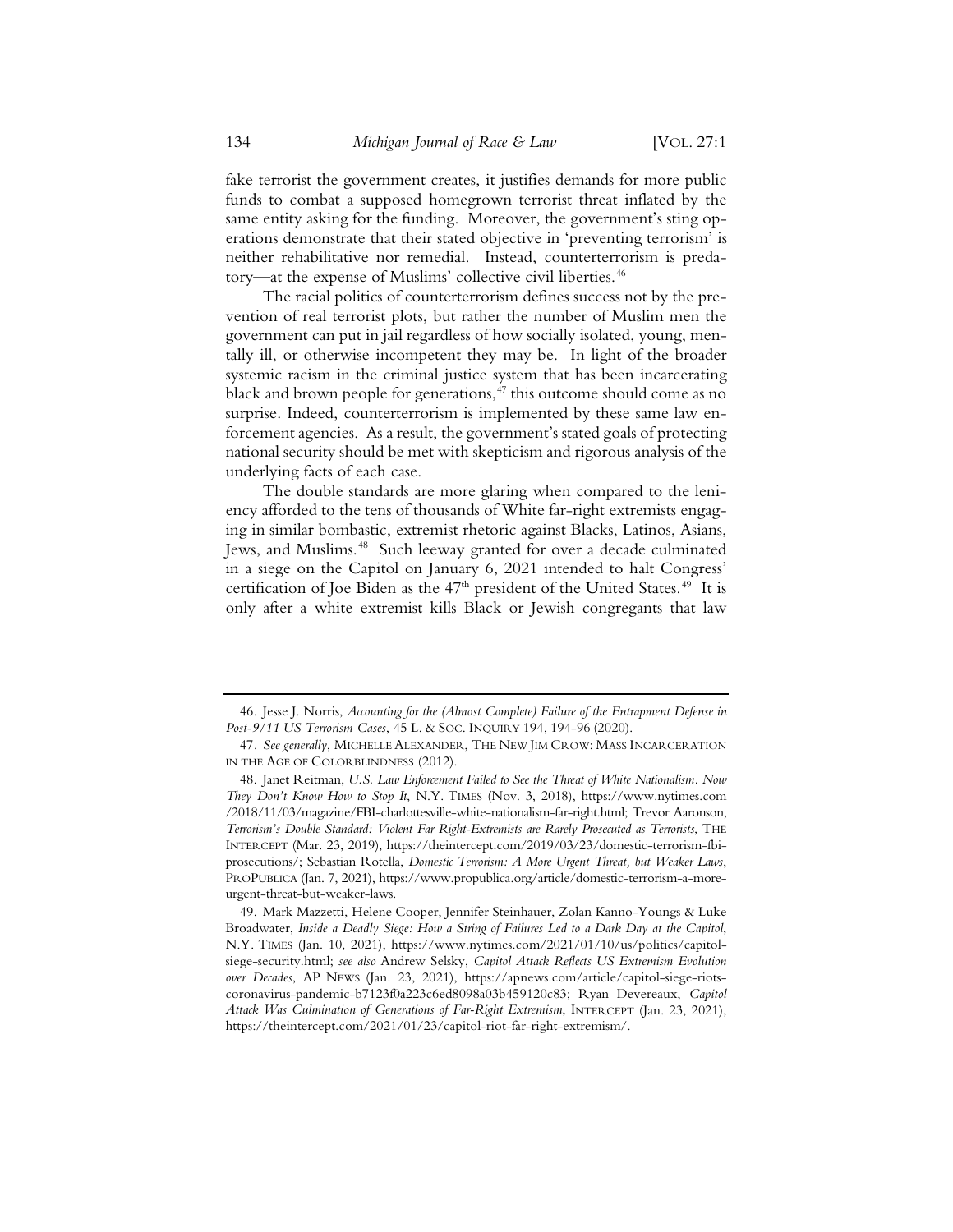fake terrorist the government creates, it justifies demands for more public funds to combat a supposed homegrown terrorist threat inflated by the same entity asking for the funding. Moreover, the government's sting operations demonstrate that their stated objective in 'preventing terrorism' is neither rehabilitative nor remedial. Instead, counterterrorism is predatory—at the expense of Muslims' collective civil liberties.[46]

The racial politics of counterterrorism defines success not by the prevention of real terrorist plots, but rather the number of Muslim men the government can put in jail regardless of how socially isolated, young, mentally ill, or otherwise incompetent they may be. In light of the broader systemic racism in the criminal justice system that has been incarcerating black and brown people for generations,[47] this outcome should come as no surprise. Indeed, counterterrorism is implemented by these same law enforcement agencies. As a result, the government's stated goals of protecting national security should be met with skepticism and rigorous analysis of the underlying facts of each case.

The double standards are more glaring when compared to the leniency afforded to the tens of thousands of White far-right extremists engaging in similar bombastic, extremist rhetoric against Blacks, Latinos, Asians, Jews, and Muslims.[48] Such leeway granted for over a decade culminated in a siege on the Capitol on January 6, 2021 intended to halt Congress' certification of Joe Biden as the 47th president of the United States.[49] It is only after a white extremist kills Black or Jewish congregants that law

---

46. Jesse J. Norris, *Accounting for the (Almost Complete) Failure of the Entrapment Defense in Post-9/11 US Terrorism Cases*, 45 L. & SOC. INQUIRY 194, 194-96 (2020).

47. *See generally*, MICHELLE ALEXANDER, THE NEW JIM CROW: MASS INCARCERATION IN THE AGE OF COLORBLINDNESS (2012).

48. Janet Reitman, *U.S. Law Enforcement Failed to See the Threat of White Nationalism. Now They Don't Know How to Stop It*, N.Y. TIMES (Nov. 3, 2018), https://www.nytimes.com/2018/11/03/magazine/FBI-charlottesville-white-nationalism-far-right.html; Trevor Aaronson, *Terrorism's Double Standard: Violent Far Right-Extremists are Rarely Prosecuted as Terrorists*, THE INTERCEPT (Mar. 23, 2019), https://theintercept.com/2019/03/23/domestic-terrorism-fbi-prosecutions/; Sebastian Rotella, *Domestic Terrorism: A More Urgent Threat, but Weaker Laws*, PROPUBLICA (Jan. 7, 2021), https://www.propublica.org/article/domestic-terrorism-a-more-urgent-threat-but-weaker-laws.

49. Mark Mazzetti, Helene Cooper, Jennifer Steinhauer, Zolan Kanno-Youngs & Luke Broadwater, *Inside a Deadly Siege: How a String of Failures Led to a Dark Day at the Capitol*, N.Y. TIMES (Jan. 10, 2021), https://www.nytimes.com/2021/01/10/us/politics/capitol-siege-security.html; *see also* Andrew Selsky, *Capitol Attack Reflects US Extremism Evolution over Decades*, AP NEWS (Jan. 23, 2021), https://apnews.com/article/capitol-siege-riots-coronavirus-pandemic-b7123f0a223c6ed8098a03b459120c83; Ryan Devereaux, *Capitol Attack Was Culmination of Generations of Far-Right Extremism*, INTERCEPT (Jan. 23, 2021), https://theintercept.com/2021/01/23/capitol-riot-far-right-extremism/.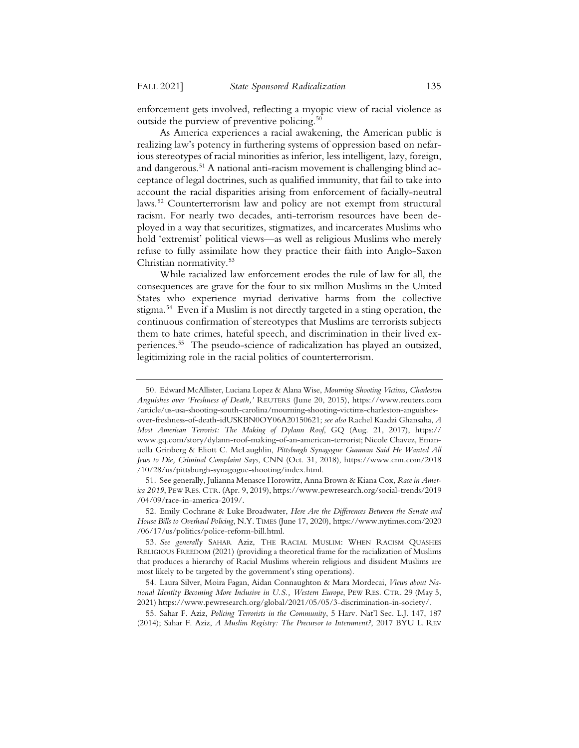enforcement gets involved, reflecting a myopic view of racial violence as outside the purview of preventive policing.[50]

As America experiences a racial awakening, the American public is realizing law's potency in furthering systems of oppression based on nefarious stereotypes of racial minorities as inferior, less intelligent, lazy, foreign, and dangerous.[51] A national anti-racism movement is challenging blind acceptance of legal doctrines, such as qualified immunity, that fail to take into account the racial disparities arising from enforcement of facially-neutral laws.[52] Counterterrorism law and policy are not exempt from structural racism. For nearly two decades, anti-terrorism resources have been deployed in a way that securitizes, stigmatizes, and incarcerates Muslims who hold 'extremist' political views—as well as religious Muslims who merely refuse to fully assimilate how they practice their faith into Anglo-Saxon Christian normativity.[53]

While racialized law enforcement erodes the rule of law for all, the consequences are grave for the four to six million Muslims in the United States who experience myriad derivative harms from the collective stigma.[54] Even if a Muslim is not directly targeted in a sting operation, the continuous confirmation of stereotypes that Muslims are terrorists subjects them to hate crimes, hateful speech, and discrimination in their lived experiences.[55] The pseudo-science of radicalization has played an outsized, legitimizing role in the racial politics of counterterrorism.

---

50. Edward McAllister, Luciana Lopez & Alana Wise, *Mourning Shooting Victims, Charleston Anguishes over 'Freshness of Death,'* REUTERS (June 20, 2015), https://www.reuters.com/article/us-usa-shooting-south-carolina/mourning-shooting-victims-charleston-anguishes-over-freshness-of-death-idUSKBN0OY06A20150621; *see also* Rachel Kaadzi Ghansaha, *A Most American Terrorist: The Making of Dylann Roof*, GQ (Aug. 21, 2017), https://www.gq.com/story/dylann-roof-making-of-an-american-terrorist; Nicole Chavez, Emanuella Grinberg & Eliott C. McLaughlin, *Pittsburgh Synagogue Gunman Said He Wanted All Jews to Die, Criminal Complaint Says*, CNN (Oct. 31, 2018), https://www.cnn.com/2018/10/28/us/pittsburgh-synagogue-shooting/index.html.

51. See generally, Julianna Menasce Horowitz, Anna Brown & Kiana Cox, *Race in America 2019*, PEW RES. CTR. (Apr. 9, 2019), https://www.pewresearch.org/social-trends/2019/04/09/race-in-america-2019/.

52. Emily Cochrane & Luke Broadwater, *Here Are the Differences Between the Senate and House Bills to Overhaul Policing*, N.Y. TIMES (June 17, 2020), https://www.nytimes.com/2020/06/17/us/politics/police-reform-bill.html.

53. *See generally* SAHAR Aziz, THE RACIAL MUSLIM: WHEN RACISM QUASHES RELIGIOUS FREEDOM (2021) (providing a theoretical frame for the racialization of Muslims that produces a hierarchy of Racial Muslims wherein religious and dissident Muslims are most likely to be targeted by the government's sting operations).

54. Laura Silver, Moira Fagan, Aidan Connaughton & Mara Mordecai, *Views about National Identity Becoming More Inclusive in U.S., Western Europe*, PEW RES. CTR. 29 (May 5, 2021) https://www.pewresearch.org/global/2021/05/05/3-discrimination-in-society/.

55. Sahar F. Aziz, *Policing Terrorists in the Community*, 5 Harv. Nat'l Sec. L.J. 147, 187 (2014); Sahar F. Aziz, *A Muslim Registry: The Precursor to Internment?*, 2017 BYU L. REV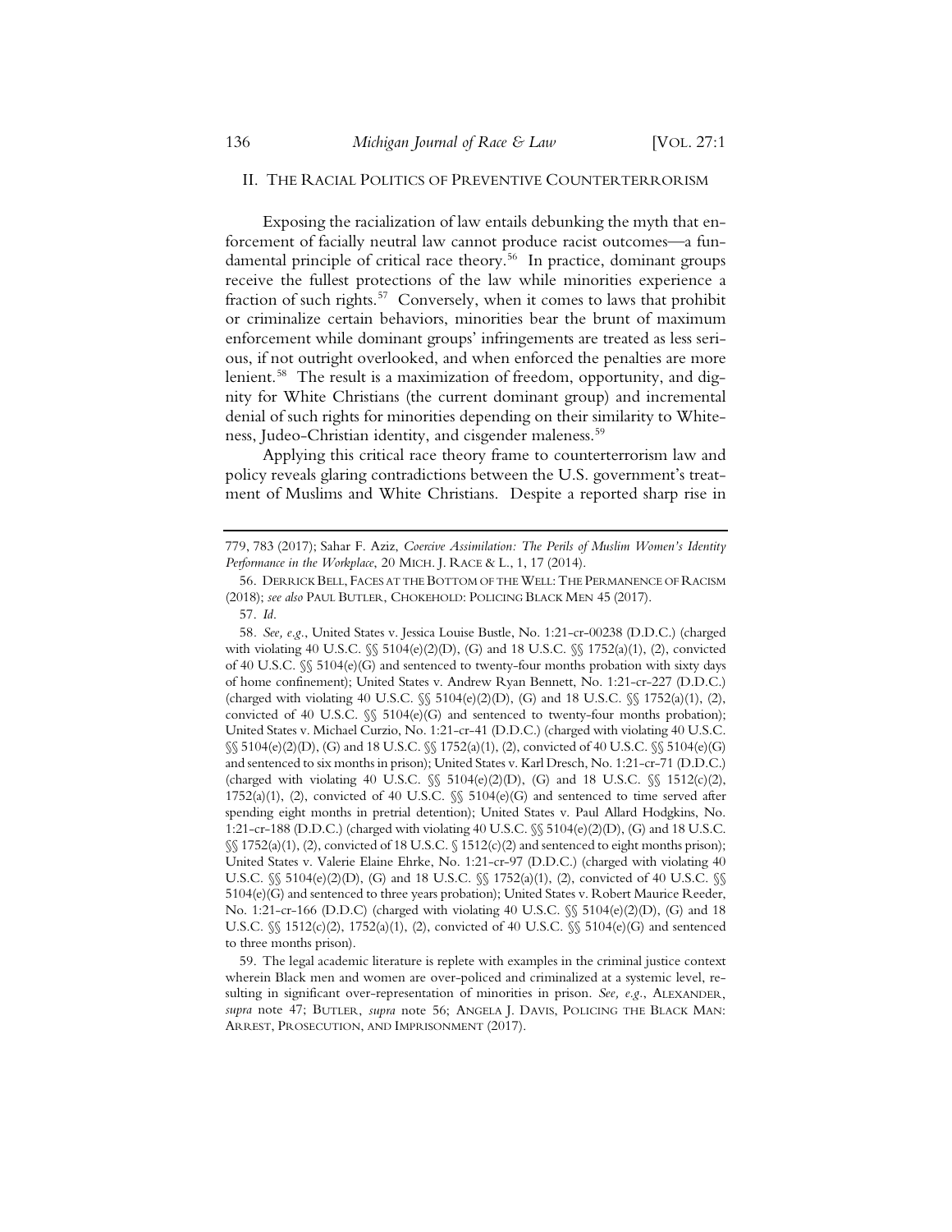## II. The Racial Politics of Preventive Counterterrorism

Exposing the racialization of law entails debunking the myth that enforcement of facially neutral law cannot produce racist outcomes—a fundamental principle of critical race theory.[56] In practice, dominant groups receive the fullest protections of the law while minorities experience a fraction of such rights.[57] Conversely, when it comes to laws that prohibit or criminalize certain behaviors, minorities bear the brunt of maximum enforcement while dominant groups' infringements are treated as less serious, if not outright overlooked, and when enforced the penalties are more lenient.[58] The result is a maximization of freedom, opportunity, and dignity for White Christians (the current dominant group) and incremental denial of such rights for minorities depending on their similarity to Whiteness, Judeo-Christian identity, and cisgender maleness.[59]

Applying this critical race theory frame to counterterrorism law and policy reveals glaring contradictions between the U.S. government's treatment of Muslims and White Christians. Despite a reported sharp rise in

---

779, 783 (2017); Sahar F. Aziz, *Coercive Assimilation: The Perils of Muslim Women's Identity Performance in the Workplace*, 20 MICH. J. RACE & L., 1, 17 (2014).

56. DERRICK BELL, FACES AT THE BOTTOM OF THE WELL: THE PERMANENCE OF RACISM (2018); *see also* PAUL BUTLER, CHOKEHOLD: POLICING BLACK MEN 45 (2017).

57. *Id.*

58. *See, e.g.*, United States v. Jessica Louise Bustle, No. 1:21-cr-00238 (D.D.C.) (charged with violating 40 U.S.C. §§ 5104(e)(2)(D), (G) and 18 U.S.C. §§ 1752(a)(1), (2), convicted of 40 U.S.C. §§ 5104(e)(G) and sentenced to twenty-four months probation with sixty days of home confinement); United States v. Andrew Ryan Bennett, No. 1:21-cr-227 (D.D.C.) (charged with violating 40 U.S.C. §§ 5104(e)(2)(D), (G) and 18 U.S.C. §§ 1752(a)(1), (2), convicted of 40 U.S.C. §§ 5104(e)(G) and sentenced to twenty-four months probation); United States v. Michael Curzio, No. 1:21-cr-41 (D.D.C.) (charged with violating 40 U.S.C. §§ 5104(e)(2)(D), (G) and 18 U.S.C. §§ 1752(a)(1), (2), convicted of 40 U.S.C. §§ 5104(e)(G) and sentenced to six months in prison); United States v. Karl Dresch, No. 1:21-cr-71 (D.D.C.) (charged with violating 40 U.S.C. §§ 5104(e)(2)(D), (G) and 18 U.S.C. §§ 1512(c)(2), 1752(a)(1), (2), convicted of 40 U.S.C. §§ 5104(e)(G) and sentenced to time served after spending eight months in pretrial detention); United States v. Paul Allard Hodgkins, No. 1:21-cr-188 (D.D.C.) (charged with violating 40 U.S.C. §§ 5104(e)(2)(D), (G) and 18 U.S.C. §§ 1752(a)(1), (2), convicted of 18 U.S.C. § 1512(c)(2) and sentenced to eight months prison); United States v. Valerie Elaine Ehrke, No. 1:21-cr-97 (D.D.C.) (charged with violating 40 U.S.C. §§ 5104(e)(2)(D), (G) and 18 U.S.C. §§ 1752(a)(1), (2), convicted of 40 U.S.C. §§ 5104(e)(G) and sentenced to three years probation); United States v. Robert Maurice Reeder, No. 1:21-cr-166 (D.D.C) (charged with violating 40 U.S.C. §§ 5104(e)(2)(D), (G) and 18 U.S.C. §§ 1512(c)(2), 1752(a)(1), (2), convicted of 40 U.S.C. §§ 5104(e)(G) and sentenced to three months prison).

59. The legal academic literature is replete with examples in the criminal justice context wherein Black men and women are over-policed and criminalized at a systemic level, resulting in significant over-representation of minorities in prison. *See, e.g.*, ALEXANDER, *supra* note 47; BUTLER, *supra* note 56; ANGELA J. DAVIS, POLICING THE BLACK MAN: ARREST, PROSECUTION, AND IMPRISONMENT (2017).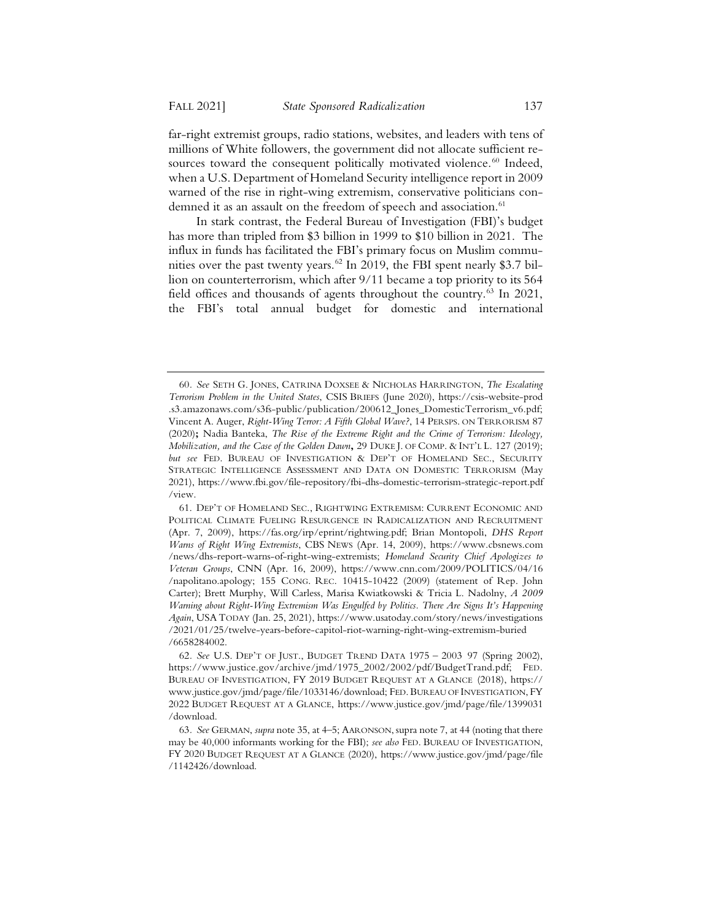far-right extremist groups, radio stations, websites, and leaders with tens of millions of White followers, the government did not allocate sufficient resources toward the consequent politically motivated violence.[60] Indeed, when a U.S. Department of Homeland Security intelligence report in 2009 warned of the rise in right-wing extremism, conservative politicians condemned it as an assault on the freedom of speech and association.[61]

In stark contrast, the Federal Bureau of Investigation (FBI)'s budget has more than tripled from $3 billion in 1999 to $10 billion in 2021. The influx in funds has facilitated the FBI's primary focus on Muslim communities over the past twenty years.[62] In 2019, the FBI spent nearly $3.7 billion on counterterrorism, which after 9/11 became a top priority to its 564 field offices and thousands of agents throughout the country.[63] In 2021, the FBI's total annual budget for domestic and international

---

60. *See* SETH G. JONES, CATRINA DOXSEE & NICHOLAS HARRINGTON, *The Escalating Terrorism Problem in the United States*, CSIS BRIEFS (June 2020), https://csis-website-prod.s3.amazonaws.com/s3fs-public/publication/200612_Jones_DomesticTerrorism_v6.pdf; Vincent A. Auger, *Right-Wing Terror: A Fifth Global Wave?*, 14 PERSPS. ON TERRORISM 87 (2020)**;** Nadia Banteka, *The Rise of the Extreme Right and the Crime of Terrorism: Ideology, Mobilization, and the Case of the Golden Dawn***,** 29 DUKE J. OF COMP. & INT'L L. 127 (2019); *but see* FED. BUREAU OF INVESTIGATION & DEP'T OF HOMELAND SEC., SECURITY STRATEGIC INTELLIGENCE ASSESSMENT AND DATA ON DOMESTIC TERRORISM (May 2021), https://www.fbi.gov/file-repository/fbi-dhs-domestic-terrorism-strategic-report.pdf/view.

61. DEP'T OF HOMELAND SEC., RIGHTWING EXTREMISM: CURRENT ECONOMIC AND POLITICAL CLIMATE FUELING RESURGENCE IN RADICALIZATION AND RECRUITMENT (Apr. 7, 2009), https://fas.org/irp/eprint/rightwing.pdf; Brian Montopoli, *DHS Report Warns of Right Wing Extremists*, CBS NEWS (Apr. 14, 2009), https://www.cbsnews.com/news/dhs-report-warns-of-right-wing-extremists; *Homeland Security Chief Apologizes to Veteran Groups*, CNN (Apr. 16, 2009), https://www.cnn.com/2009/POLITICS/04/16/napolitano.apology; 155 CONG. REC. 10415-10422 (2009) (statement of Rep. John Carter); Brett Murphy, Will Carless, Marisa Kwiatkowski & Tricia L. Nadolny, *A 2009 Warning about Right-Wing Extremism Was Engulfed by Politics. There Are Signs It's Happening Again*, USA TODAY (Jan. 25, 2021), https://www.usatoday.com/story/news/investigations/2021/01/25/twelve-years-before-capitol-riot-warning-right-wing-extremism-buried/6658284002.

62. *See* U.S. DEP'T OF JUST., BUDGET TREND DATA 1975 – 2003 97 (Spring 2002), https://www.justice.gov/archive/jmd/1975_2002/2002/pdf/BudgetTrand.pdf; FED. BUREAU OF INVESTIGATION, FY 2019 BUDGET REQUEST AT A GLANCE (2018), https://www.justice.gov/jmd/page/file/1033146/download; FED. BUREAU OF INVESTIGATION, FY 2022 BUDGET REQUEST AT A GLANCE, https://www.justice.gov/jmd/page/file/1399031/download.

63. *See* GERMAN, *supra* note 35, at 4–5; AARONSON, supra note 7, at 44 (noting that there may be 40,000 informants working for the FBI); *see also* FED. BUREAU OF INVESTIGATION, FY 2020 BUDGET REQUEST AT A GLANCE (2020), https://www.justice.gov/jmd/page/file/1142426/download.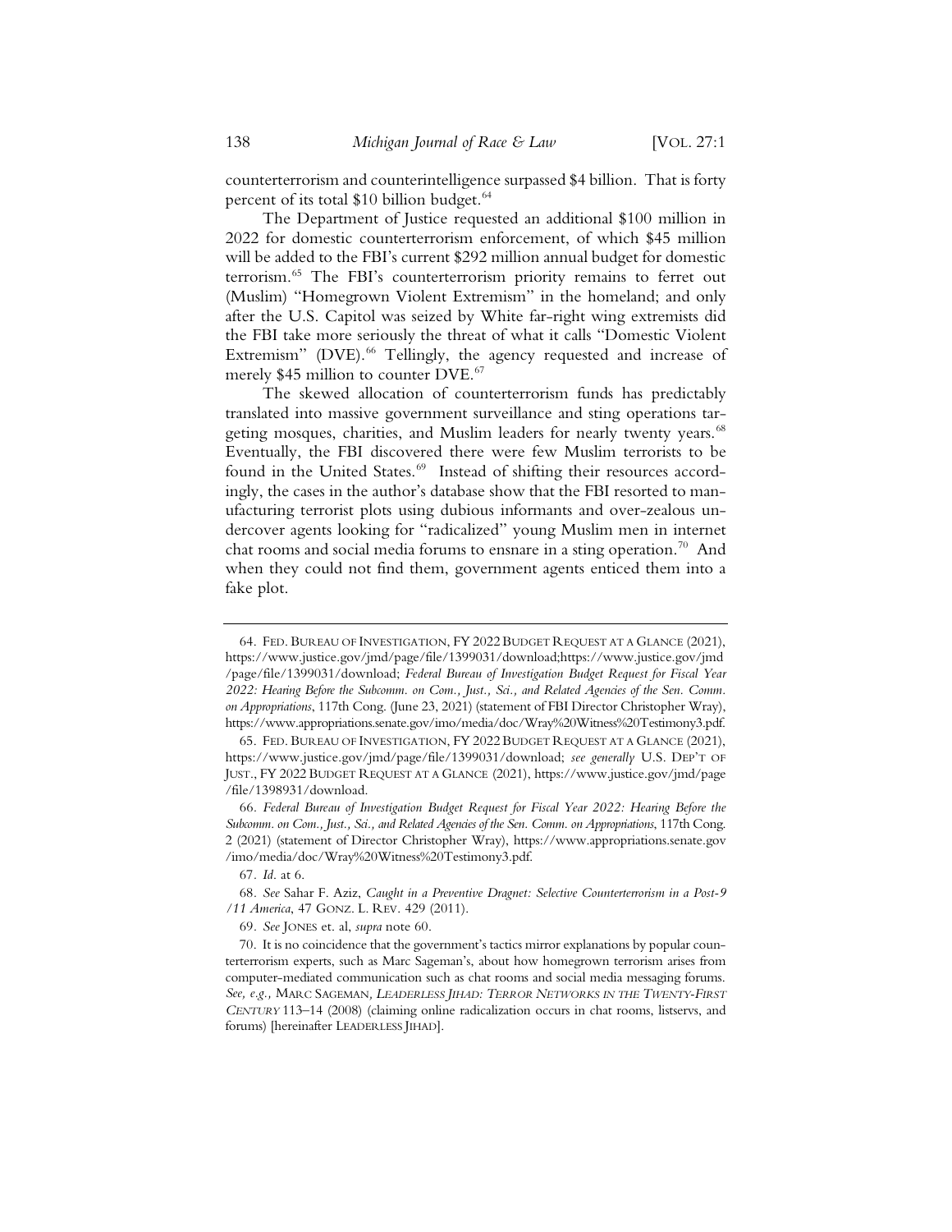counterterrorism and counterintelligence surpassed $4 billion. That is forty percent of its total $10 billion budget.[64]

The Department of Justice requested an additional $100 million in 2022 for domestic counterterrorism enforcement, of which $45 million will be added to the FBI's current $292 million annual budget for domestic terrorism.[65] The FBI's counterterrorism priority remains to ferret out (Muslim) "Homegrown Violent Extremism" in the homeland; and only after the U.S. Capitol was seized by White far-right wing extremists did the FBI take more seriously the threat of what it calls "Domestic Violent Extremism" (DVE).[66] Tellingly, the agency requested and increase of merely $45 million to counter DVE.[67]

The skewed allocation of counterterrorism funds has predictably translated into massive government surveillance and sting operations targeting mosques, charities, and Muslim leaders for nearly twenty years.[68] Eventually, the FBI discovered there were few Muslim terrorists to be found in the United States.[69] Instead of shifting their resources accordingly, the cases in the author's database show that the FBI resorted to manufacturing terrorist plots using dubious informants and over-zealous undercover agents looking for "radicalized" young Muslim men in internet chat rooms and social media forums to ensnare in a sting operation.[70] And when they could not find them, government agents enticed them into a fake plot.

---

64. FED. BUREAU OF INVESTIGATION, FY 2022 BUDGET REQUEST AT A GLANCE (2021), https://www.justice.gov/jmd/page/file/1399031/download;https://www.justice.gov/jmd/page/file/1399031/download; *Federal Bureau of Investigation Budget Request for Fiscal Year 2022: Hearing Before the Subcomm. on Com., Just., Sci., and Related Agencies of the Sen. Comm. on Appropriations*, 117th Cong. (June 23, 2021) (statement of FBI Director Christopher Wray), https://www.appropriations.senate.gov/imo/media/doc/Wray%20Witness%20Testimony3.pdf.

65. FED. BUREAU OF INVESTIGATION, FY 2022 BUDGET REQUEST AT A GLANCE (2021), https://www.justice.gov/jmd/page/file/1399031/download; *see generally* U.S. DEP'T OF JUST., FY 2022 BUDGET REQUEST AT A GLANCE (2021), https://www.justice.gov/jmd/page/file/1398931/download.

66. *Federal Bureau of Investigation Budget Request for Fiscal Year 2022: Hearing Before the Subcomm. on Com., Just., Sci., and Related Agencies of the Sen. Comm. on Appropriations*, 117th Cong. 2 (2021) (statement of Director Christopher Wray), https://www.appropriations.senate.gov/imo/media/doc/Wray%20Witness%20Testimony3.pdf.

67. *Id.* at 6.

68. *See* Sahar F. Aziz, *Caught in a Preventive Dragnet: Selective Counterterrorism in a Post-9/11 America*, 47 GONZ. L. REV. 429 (2011).

69. *See* JONES et. al, *supra* note 60.

70. It is no coincidence that the government's tactics mirror explanations by popular counterterrorism experts, such as Marc Sageman's, about how homegrown terrorism arises from computer-mediated communication such as chat rooms and social media messaging forums. *See, e.g.,* MARC SAGEMAN, *LEADERLESS JIHAD: TERROR NETWORKS IN THE TWENTY-FIRST CENTURY* 113–14 (2008) (claiming online radicalization occurs in chat rooms, listservs, and forums) [hereinafter LEADERLESS JIHAD].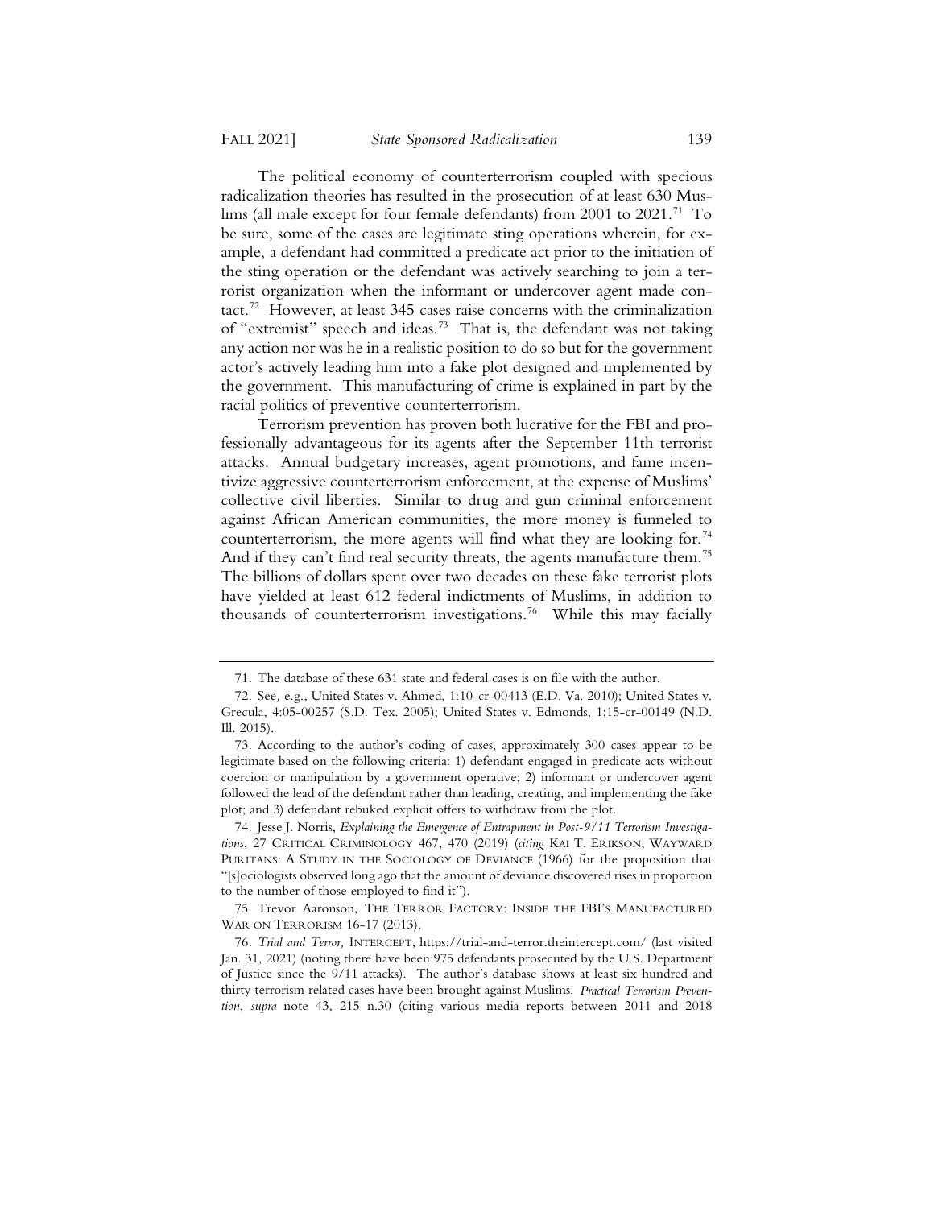The political economy of counterterrorism coupled with specious radicalization theories has resulted in the prosecution of at least 630 Muslims (all male except for four female defendants) from 2001 to 2021.[71] To be sure, some of the cases are legitimate sting operations wherein, for example, a defendant had committed a predicate act prior to the initiation of the sting operation or the defendant was actively searching to join a terrorist organization when the informant or undercover agent made contact.[72] However, at least 345 cases raise concerns with the criminalization of "extremist" speech and ideas.[73] That is, the defendant was not taking any action nor was he in a realistic position to do so but for the government actor's actively leading him into a fake plot designed and implemented by the government. This manufacturing of crime is explained in part by the racial politics of preventive counterterrorism.

Terrorism prevention has proven both lucrative for the FBI and professionally advantageous for its agents after the September 11th terrorist attacks. Annual budgetary increases, agent promotions, and fame incentivize aggressive counterterrorism enforcement, at the expense of Muslims' collective civil liberties. Similar to drug and gun criminal enforcement against African American communities, the more money is funneled to counterterrorism, the more agents will find what they are looking for.[74] And if they can't find real security threats, the agents manufacture them.[75] The billions of dollars spent over two decades on these fake terrorist plots have yielded at least 612 federal indictments of Muslims, in addition to thousands of counterterrorism investigations.[76] While this may facially

---

71. The database of these 631 state and federal cases is on file with the author.

72. *See, e.g.*, United States v. Ahmed, 1:10-cr-00413 (E.D. Va. 2010); United States v. Grecula, 4:05-00257 (S.D. Tex. 2005); United States v. Edmonds, 1:15-cr-00149 (N.D. Ill. 2015).

73. According to the author's coding of cases, approximately 300 cases appear to be legitimate based on the following criteria: 1) defendant engaged in predicate acts without coercion or manipulation by a government operative; 2) informant or undercover agent followed the lead of the defendant rather than leading, creating, and implementing the fake plot; and 3) defendant rebuked explicit offers to withdraw from the plot.

74. Jesse J. Norris, *Explaining the Emergence of Entrapment in Post-9/11 Terrorism Investigations*, 27 CRITICAL CRIMINOLOGY 467, 470 (2019) (*citing* KAI T. ERIKSON, WAYWARD PURITANS: A STUDY IN THE SOCIOLOGY OF DEVIANCE (1966) for the proposition that "[s]ociologists observed long ago that the amount of deviance discovered rises in proportion to the number of those employed to find it").

75. Trevor Aaronson, THE TERROR FACTORY: INSIDE THE FBI'S MANUFACTURED WAR ON TERRORISM 16-17 (2013).

76. *Trial and Terror,* INTERCEPT, https://trial-and-terror.theintercept.com/ (last visited Jan. 31, 2021) (noting there have been 975 defendants prosecuted by the U.S. Department of Justice since the 9/11 attacks). The author's database shows at least six hundred and thirty terrorism related cases have been brought against Muslims. *Practical Terrorism Prevention*, *supra* note 43, 215 n.30 (citing various media reports between 2011 and 2018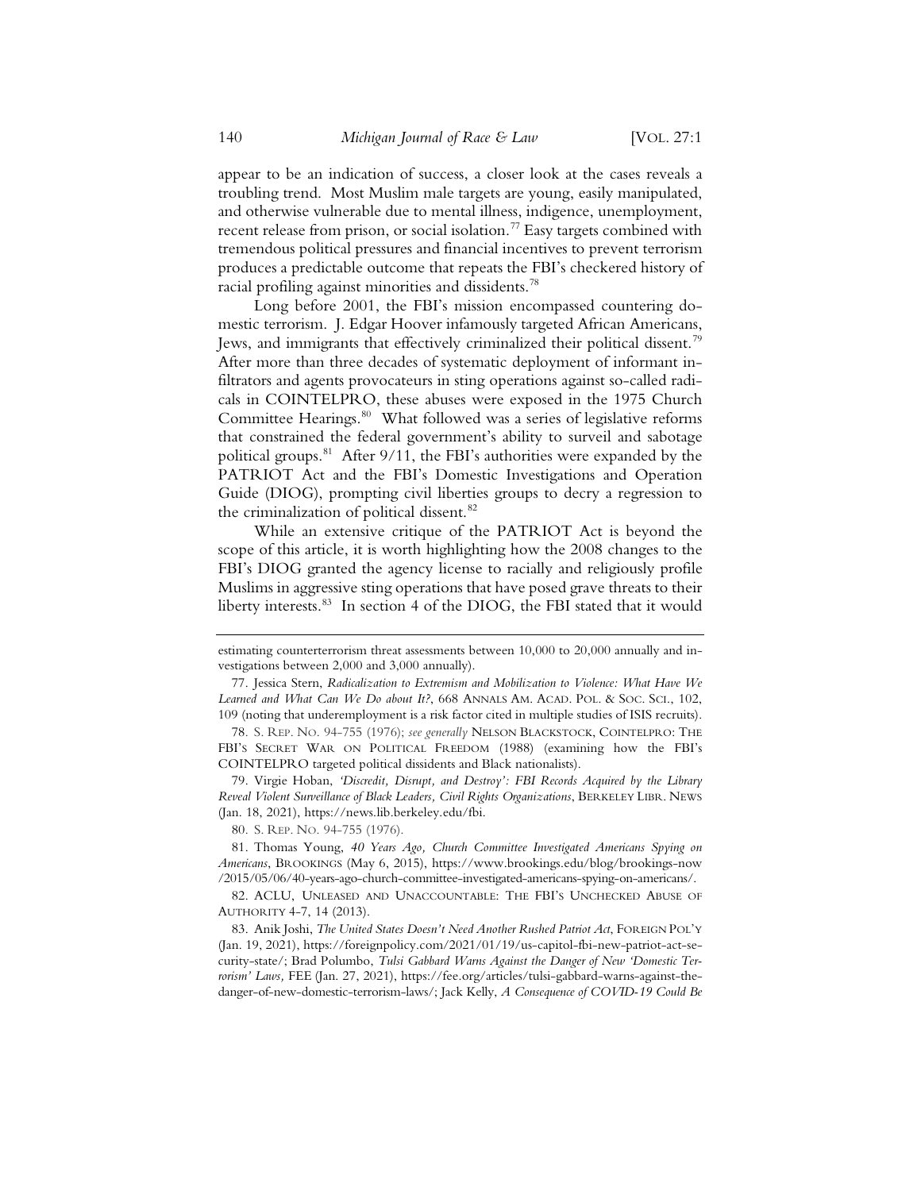appear to be an indication of success, a closer look at the cases reveals a troubling trend. Most Muslim male targets are young, easily manipulated, and otherwise vulnerable due to mental illness, indigence, unemployment, recent release from prison, or social isolation.[77] Easy targets combined with tremendous political pressures and financial incentives to prevent terrorism produces a predictable outcome that repeats the FBI's checkered history of racial profiling against minorities and dissidents.[78]

Long before 2001, the FBI's mission encompassed countering domestic terrorism. J. Edgar Hoover infamously targeted African Americans, Jews, and immigrants that effectively criminalized their political dissent.[79] After more than three decades of systematic deployment of informant infiltrators and agents provocateurs in sting operations against so-called radicals in COINTELPRO, these abuses were exposed in the 1975 Church Committee Hearings.[80] What followed was a series of legislative reforms that constrained the federal government's ability to surveil and sabotage political groups.[81] After 9/11, the FBI's authorities were expanded by the PATRIOT Act and the FBI's Domestic Investigations and Operation Guide (DIOG), prompting civil liberties groups to decry a regression to the criminalization of political dissent.[82]

While an extensive critique of the PATRIOT Act is beyond the scope of this article, it is worth highlighting how the 2008 changes to the FBI's DIOG granted the agency license to racially and religiously profile Muslims in aggressive sting operations that have posed grave threats to their liberty interests.[83] In section 4 of the DIOG, the FBI stated that it would

---

estimating counterterrorism threat assessments between 10,000 to 20,000 annually and investigations between 2,000 and 3,000 annually).

77. Jessica Stern, *Radicalization to Extremism and Mobilization to Violence: What Have We Learned and What Can We Do about It?*, 668 ANNALS AM. ACAD. POL. & SOC. SCI., 102, 109 (noting that underemployment is a risk factor cited in multiple studies of ISIS recruits).

78. S. REP. NO. 94-755 (1976); *see generally* NELSON BLACKSTOCK, COINTELPRO: THE FBI'S SECRET WAR ON POLITICAL FREEDOM (1988) (examining how the FBI's COINTELPRO targeted political dissidents and Black nationalists).

79. Virgie Hoban, *'Discredit, Disrupt, and Destroy': FBI Records Acquired by the Library Reveal Violent Surveillance of Black Leaders, Civil Rights Organizations*, BERKELEY LIBR. NEWS (Jan. 18, 2021), https://news.lib.berkeley.edu/fbi.

80. S. REP. NO. 94-755 (1976).

81. Thomas Young, *40 Years Ago, Church Committee Investigated Americans Spying on Americans*, BROOKINGS (May 6, 2015), https://www.brookings.edu/blog/brookings-now/2015/05/06/40-years-ago-church-committee-investigated-americans-spying-on-americans/.

82. ACLU, UNLEASED AND UNACCOUNTABLE: THE FBI'S UNCHECKED ABUSE OF AUTHORITY 4-7, 14 (2013).

83. Anik Joshi, *The United States Doesn't Need Another Rushed Patriot Act*, FOREIGN POL'Y (Jan. 19, 2021), https://foreignpolicy.com/2021/01/19/us-capitol-fbi-new-patriot-act-security-state/; Brad Polumbo, *Tulsi Gabbard Warns Against the Danger of New 'Domestic Terrorism' Laws,* FEE (Jan. 27, 2021), https://fee.org/articles/tulsi-gabbard-warns-against-the-danger-of-new-domestic-terrorism-laws/; Jack Kelly, *A Consequence of COVID-19 Could Be*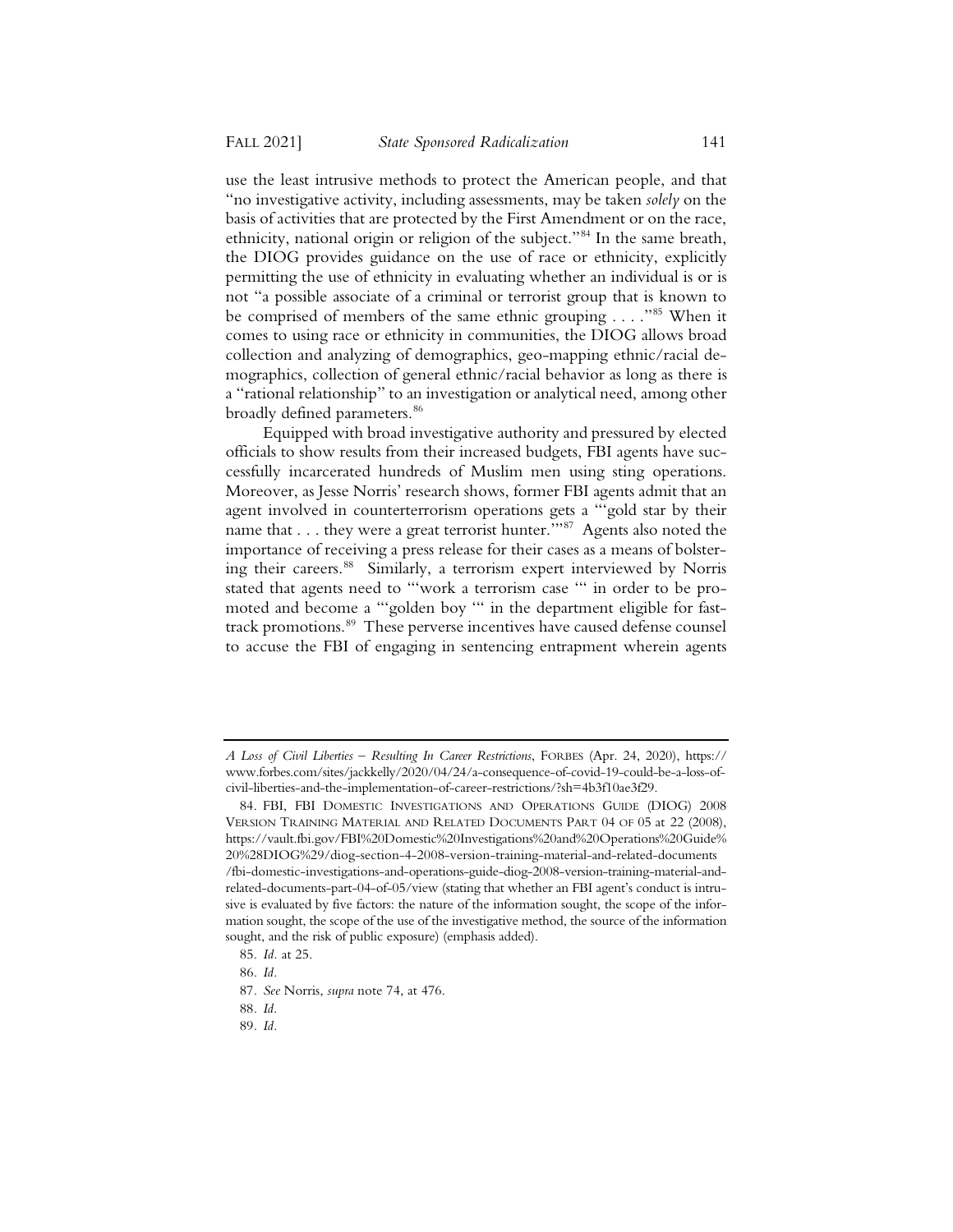use the least intrusive methods to protect the American people, and that "no investigative activity, including assessments, may be taken *solely* on the basis of activities that are protected by the First Amendment or on the race, ethnicity, national origin or religion of the subject."[84] In the same breath, the DIOG provides guidance on the use of race or ethnicity, explicitly permitting the use of ethnicity in evaluating whether an individual is or is not "a possible associate of a criminal or terrorist group that is known to be comprised of members of the same ethnic grouping . . . ."[85] When it comes to using race or ethnicity in communities, the DIOG allows broad collection and analyzing of demographics, geo-mapping ethnic/racial demographics, collection of general ethnic/racial behavior as long as there is a "rational relationship" to an investigation or analytical need, among other broadly defined parameters.[86]

Equipped with broad investigative authority and pressured by elected officials to show results from their increased budgets, FBI agents have successfully incarcerated hundreds of Muslim men using sting operations. Moreover, as Jesse Norris' research shows, former FBI agents admit that an agent involved in counterterrorism operations gets a "'gold star by their name that . . . they were a great terrorist hunter.'"[87] Agents also noted the importance of receiving a press release for their cases as a means of bolstering their careers.[88] Similarly, a terrorism expert interviewed by Norris stated that agents need to "'work a terrorism case '" in order to be promoted and become a "'golden boy '" in the department eligible for fast-track promotions.[89] These perverse incentives have caused defense counsel to accuse the FBI of engaging in sentencing entrapment wherein agents

---

*A Loss of Civil Liberties – Resulting In Career Restrictions*, FORBES (Apr. 24, 2020), https://www.forbes.com/sites/jackkelly/2020/04/24/a-consequence-of-covid-19-could-be-a-loss-of-civil-liberties-and-the-implementation-of-career-restrictions/?sh=4b3f10ae3f29.

84. FBI, FBI DOMESTIC INVESTIGATIONS AND OPERATIONS GUIDE (DIOG) 2008 VERSION TRAINING MATERIAL AND RELATED DOCUMENTS PART 04 OF 05 at 22 (2008), https://vault.fbi.gov/FBI%20Domestic%20Investigations%20and%20Operations%20Guide%20%28DIOG%29/diog-section-4-2008-version-training-material-and-related-documents/fbi-domestic-investigations-and-operations-guide-diog-2008-version-training-material-and-related-documents-part-04-of-05/view (stating that whether an FBI agent's conduct is intrusive is evaluated by five factors: the nature of the information sought, the scope of the information sought, the scope of the use of the investigative method, the source of the information sought, and the risk of public exposure) (emphasis added).

85. *Id.* at 25.

86. *Id.*

87. *See* Norris, *supra* note 74, at 476.

88. *Id.*

89. *Id.*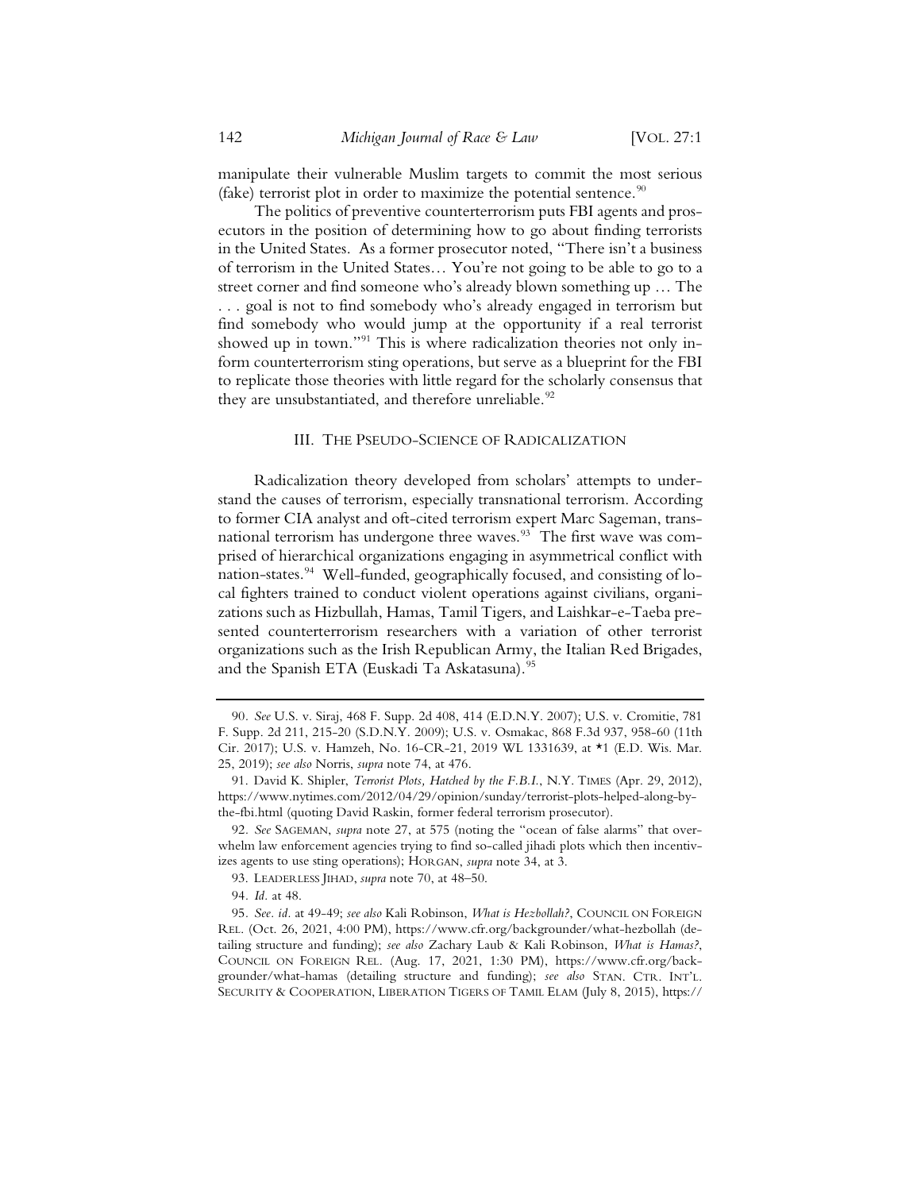manipulate their vulnerable Muslim targets to commit the most serious (fake) terrorist plot in order to maximize the potential sentence.[90]

The politics of preventive counterterrorism puts FBI agents and prosecutors in the position of determining how to go about finding terrorists in the United States. As a former prosecutor noted, "There isn't a business of terrorism in the United States… You're not going to be able to go to a street corner and find someone who's already blown something up … The . . . goal is not to find somebody who's already engaged in terrorism but find somebody who would jump at the opportunity if a real terrorist showed up in town."[91] This is where radicalization theories not only inform counterterrorism sting operations, but serve as a blueprint for the FBI to replicate those theories with little regard for the scholarly consensus that they are unsubstantiated, and therefore unreliable.[92]

## III. The Pseudo-Science of Radicalization

Radicalization theory developed from scholars' attempts to understand the causes of terrorism, especially transnational terrorism. According to former CIA analyst and oft-cited terrorism expert Marc Sageman, transnational terrorism has undergone three waves.[93] The first wave was comprised of hierarchical organizations engaging in asymmetrical conflict with nation-states.[94] Well-funded, geographically focused, and consisting of local fighters trained to conduct violent operations against civilians, organizations such as Hizbullah, Hamas, Tamil Tigers, and Laishkar-e-Taeba presented counterterrorism researchers with a variation of other terrorist organizations such as the Irish Republican Army, the Italian Red Brigades, and the Spanish ETA (Euskadi Ta Askatasuna).[95]

---

90. *See* U.S. v. Siraj, 468 F. Supp. 2d 408, 414 (E.D.N.Y. 2007); U.S. v. Cromitie, 781 F. Supp. 2d 211, 215-20 (S.D.N.Y. 2009); U.S. v. Osmakac, 868 F.3d 937, 958-60 (11th Cir. 2017); U.S. v. Hamzeh, No. 16-CR-21, 2019 WL 1331639, at *1 (E.D. Wis. Mar. 25, 2019); *see also* Norris, *supra* note 74, at 476.

91. David K. Shipler, *Terrorist Plots, Hatched by the F.B.I.*, N.Y. TIMES (Apr. 29, 2012), https://www.nytimes.com/2012/04/29/opinion/sunday/terrorist-plots-helped-along-by-the-fbi.html (quoting David Raskin, former federal terrorism prosecutor).

92. *See* SAGEMAN, *supra* note 27, at 575 (noting the "ocean of false alarms" that overwhelm law enforcement agencies trying to find so-called jihadi plots which then incentivizes agents to use sting operations); HORGAN, *supra* note 34, at 3.

93. LEADERLESS JIHAD, *supra* note 70, at 48–50.

94. *Id.* at 48.

95. *See. id.* at 49-49; *see also* Kali Robinson, *What is Hezbollah?*, COUNCIL ON FOREIGN REL. (Oct. 26, 2021, 4:00 PM), https://www.cfr.org/backgrounder/what-hezbollah (detailing structure and funding); *see also* Zachary Laub & Kali Robinson, *What is Hamas?*, COUNCIL ON FOREIGN REL. (Aug. 17, 2021, 1:30 PM), https://www.cfr.org/backgrounder/what-hamas (detailing structure and funding); *see also* STAN. CTR. INT'L. SECURITY & COOPERATION, LIBERATION TIGERS OF TAMIL ELAM (July 8, 2015), https://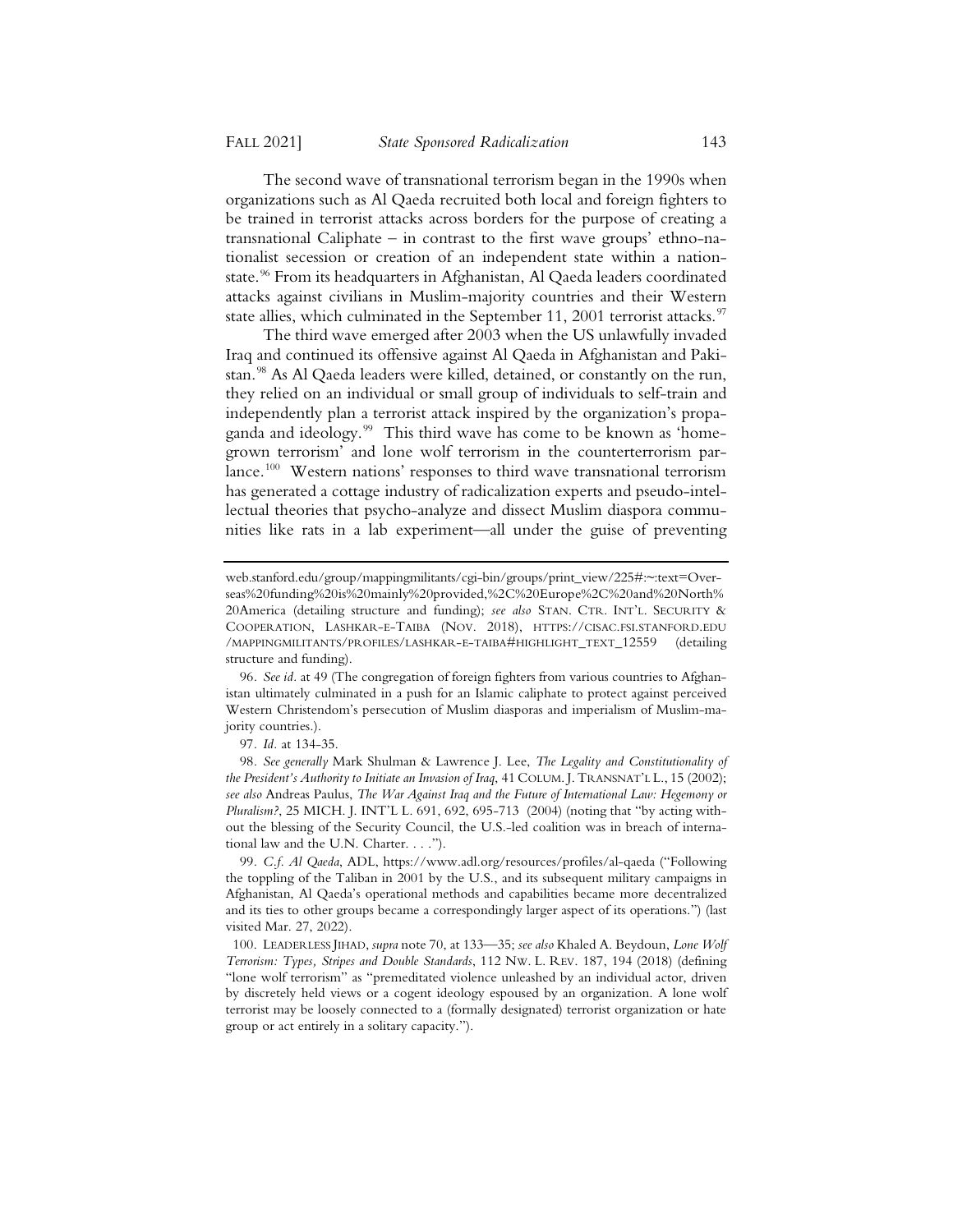The second wave of transnational terrorism began in the 1990s when organizations such as Al Qaeda recruited both local and foreign fighters to be trained in terrorist attacks across borders for the purpose of creating a transnational Caliphate – in contrast to the first wave groups' ethno-nationalist secession or creation of an independent state within a nation-state.[96] From its headquarters in Afghanistan, Al Qaeda leaders coordinated attacks against civilians in Muslim-majority countries and their Western state allies, which culminated in the September 11, 2001 terrorist attacks.[97]

The third wave emerged after 2003 when the US unlawfully invaded Iraq and continued its offensive against Al Qaeda in Afghanistan and Pakistan.[98] As Al Qaeda leaders were killed, detained, or constantly on the run, they relied on an individual or small group of individuals to self-train and independently plan a terrorist attack inspired by the organization's propaganda and ideology.[99] This third wave has come to be known as 'homegrown terrorism' and lone wolf terrorism in the counterterrorism parlance.[100] Western nations' responses to third wave transnational terrorism has generated a cottage industry of radicalization experts and pseudo-intellectual theories that psycho-analyze and dissect Muslim diaspora communities like rats in a lab experiment—all under the guise of preventing

---

web.stanford.edu/group/mappingmilitants/cgi-bin/groups/print_view/225#:~:text=Overseas%20funding%20is%20mainly%20provided,%2C%20Europe%2C%20and%20North%20America (detailing structure and funding); *see also* STAN. CTR. INT'L. SECURITY & COOPERATION, LASHKAR-E-TAIBA (NOV. 2018), HTTPS://CISAC.FSI.STANFORD.EDU/MAPPINGMILITANTS/PROFILES/LASHKAR-E-TAIBA#HIGHLIGHT_TEXT_12559 (detailing structure and funding).

96. *See id.* at 49 (The congregation of foreign fighters from various countries to Afghanistan ultimately culminated in a push for an Islamic caliphate to protect against perceived Western Christendom's persecution of Muslim diasporas and imperialism of Muslim-majority countries.).

97. *Id.* at 134-35.

98. *See generally* Mark Shulman & Lawrence J. Lee, *The Legality and Constitutionality of the President's Authority to Initiate an Invasion of Iraq*, 41 COLUM. J. TRANSNAT'L L., 15 (2002); *see also* Andreas Paulus, *The War Against Iraq and the Future of International Law: Hegemony or Pluralism?*, 25 MICH. J. INT'L L. 691, 692, 695-713 (2004) (noting that "by acting without the blessing of the Security Council, the U.S.-led coalition was in breach of international law and the U.N. Charter. . . .").

99. *C.f. Al Qaeda*, ADL, https://www.adl.org/resources/profiles/al-qaeda ("Following the toppling of the Taliban in 2001 by the U.S., and its subsequent military campaigns in Afghanistan, Al Qaeda's operational methods and capabilities became more decentralized and its ties to other groups became a correspondingly larger aspect of its operations.") (last visited Mar. 27, 2022).

100. LEADERLESS JIHAD, *supra* note 70, at 133—35; *see also* Khaled A. Beydoun, *Lone Wolf Terrorism: Types, Stripes and Double Standards*, 112 NW. L. REV. 187, 194 (2018) (defining "lone wolf terrorism" as "premeditated violence unleashed by an individual actor, driven by discretely held views or a cogent ideology espoused by an organization. A lone wolf terrorist may be loosely connected to a (formally designated) terrorist organization or hate group or act entirely in a solitary capacity.").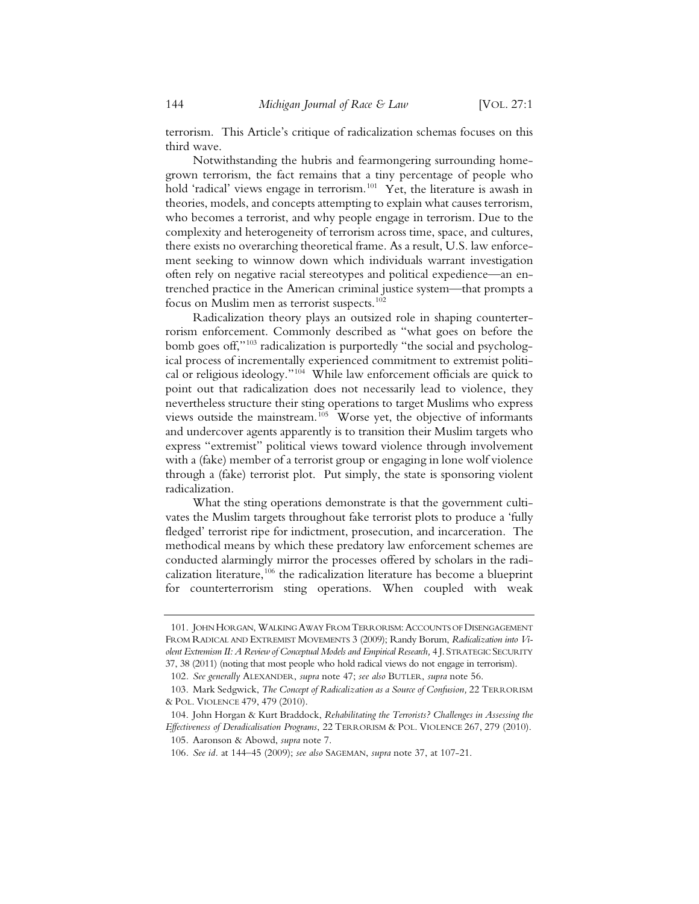terrorism. This Article's critique of radicalization schemas focuses on this third wave.

Notwithstanding the hubris and fearmongering surrounding homegrown terrorism, the fact remains that a tiny percentage of people who hold 'radical' views engage in terrorism.[101] Yet, the literature is awash in theories, models, and concepts attempting to explain what causes terrorism, who becomes a terrorist, and why people engage in terrorism. Due to the complexity and heterogeneity of terrorism across time, space, and cultures, there exists no overarching theoretical frame. As a result, U.S. law enforcement seeking to winnow down which individuals warrant investigation often rely on negative racial stereotypes and political expedience—an entrenched practice in the American criminal justice system—that prompts a focus on Muslim men as terrorist suspects.[102]

Radicalization theory plays an outsized role in shaping counterterrorism enforcement. Commonly described as "what goes on before the bomb goes off,"[103] radicalization is purportedly "the social and psychological process of incrementally experienced commitment to extremist political or religious ideology."[104] While law enforcement officials are quick to point out that radicalization does not necessarily lead to violence, they nevertheless structure their sting operations to target Muslims who express views outside the mainstream.[105] Worse yet, the objective of informants and undercover agents apparently is to transition their Muslim targets who express "extremist" political views toward violence through involvement with a (fake) member of a terrorist group or engaging in lone wolf violence through a (fake) terrorist plot. Put simply, the state is sponsoring violent radicalization.

What the sting operations demonstrate is that the government cultivates the Muslim targets throughout fake terrorist plots to produce a 'fully fledged' terrorist ripe for indictment, prosecution, and incarceration. The methodical means by which these predatory law enforcement schemes are conducted alarmingly mirror the processes offered by scholars in the radicalization literature,[106] the radicalization literature has become a blueprint for counterterrorism sting operations. When coupled with weak

---

101. John Horgan, Walking Away From Terrorism: Accounts of Disengagement From Radical and Extremist Movements 3 (2009); Randy Borum, *Radicalization into Violent Extremism II: A Review of Conceptual Models and Empirical Research,* 4 J. Strategic Security 37, 38 (2011) (noting that most people who hold radical views do not engage in terrorism).

102. *See generally* Alexander, *supra* note 47; *see also* Butler, *supra* note 56.

103. Mark Sedgwick, *The Concept of Radicalization as a Source of Confusion,* 22 Terrorism & Pol. Violence 479, 479 (2010).

104. John Horgan & Kurt Braddock, *Rehabilitating the Terrorists? Challenges in Assessing the Effectiveness of Deradicalisation Programs*, 22 Terrorism & Pol. Violence 267, 279 (2010).

105. Aaronson & Abowd, *supra* note 7.

106. *See id.* at 144–45 (2009); *see also* Sageman, *supra* note 37, at 107-21.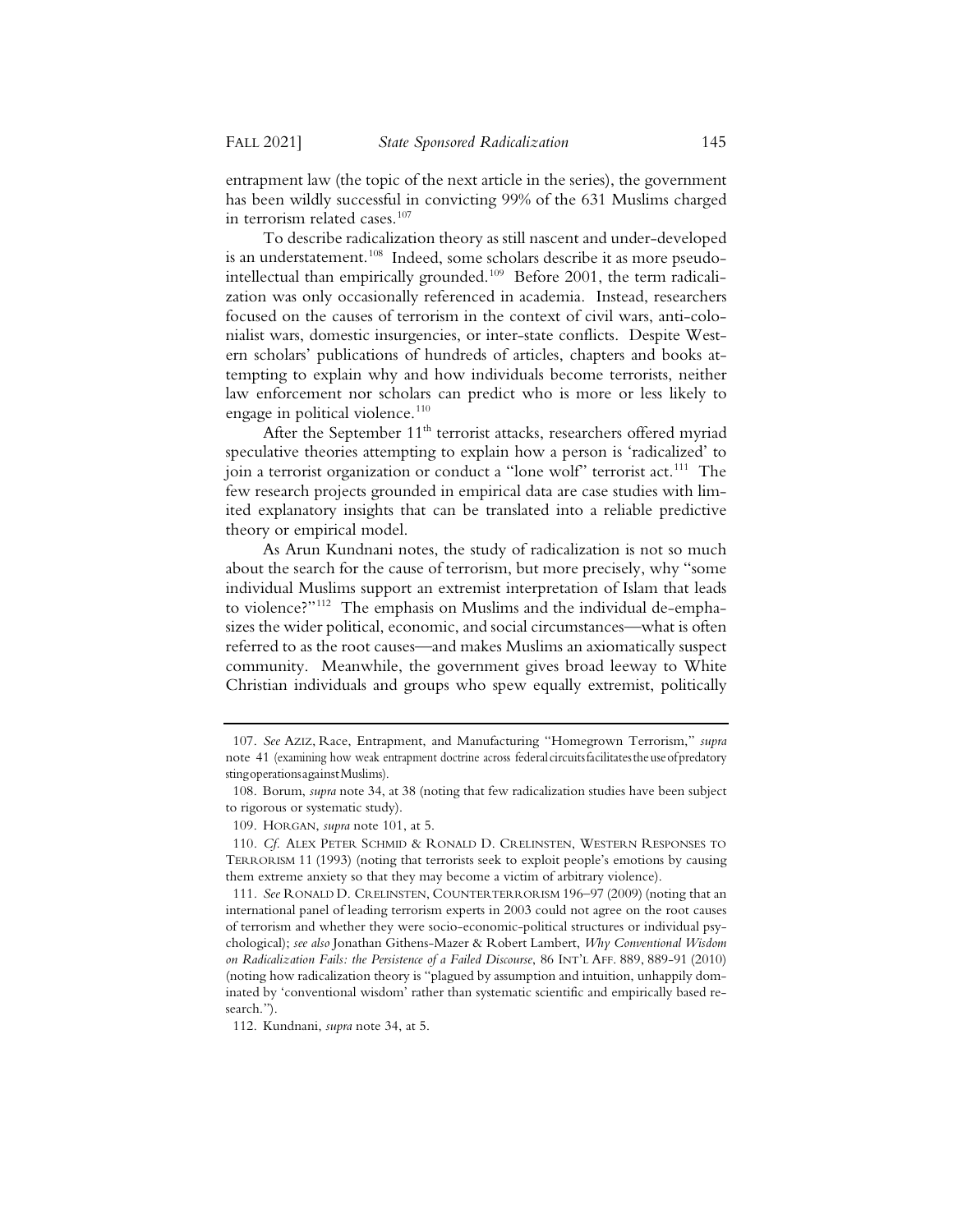entrapment law (the topic of the next article in the series), the government has been wildly successful in convicting 99% of the 631 Muslims charged in terrorism related cases.[107]

To describe radicalization theory as still nascent and under-developed is an understatement.[108] Indeed, some scholars describe it as more pseudo-intellectual than empirically grounded.[109] Before 2001, the term radicalization was only occasionally referenced in academia. Instead, researchers focused on the causes of terrorism in the context of civil wars, anti-colonialist wars, domestic insurgencies, or inter-state conflicts. Despite Western scholars' publications of hundreds of articles, chapters and books attempting to explain why and how individuals become terrorists, neither law enforcement nor scholars can predict who is more or less likely to engage in political violence.[110]

After the September 11[th] terrorist attacks, researchers offered myriad speculative theories attempting to explain how a person is 'radicalized' to join a terrorist organization or conduct a "lone wolf" terrorist act.[111] The few research projects grounded in empirical data are case studies with limited explanatory insights that can be translated into a reliable predictive theory or empirical model.

As Arun Kundnani notes, the study of radicalization is not so much about the search for the cause of terrorism, but more precisely, why "some individual Muslims support an extremist interpretation of Islam that leads to violence?"[112] The emphasis on Muslims and the individual de-emphasizes the wider political, economic, and social circumstances—what is often referred to as the root causes—and makes Muslims an axiomatically suspect community. Meanwhile, the government gives broad leeway to White Christian individuals and groups who spew equally extremist, politically

---

107. *See* AZIZ, Race, Entrapment, and Manufacturing "Homegrown Terrorism," *supra* note 41 (examining how weak entrapment doctrine across federal circuits facilitates the use of predatory sting operations against Muslims).

108. Borum, *supra* note 34, at 38 (noting that few radicalization studies have been subject to rigorous or systematic study).

109. HORGAN, *supra* note 101, at 5.

110. *Cf.* ALEX PETER SCHMID & RONALD D. CRELINSTEN, WESTERN RESPONSES TO TERRORISM 11 (1993) (noting that terrorists seek to exploit people's emotions by causing them extreme anxiety so that they may become a victim of arbitrary violence).

111. *See* RONALD D. CRELINSTEN, COUNTERTERRORISM 196–97 (2009) (noting that an international panel of leading terrorism experts in 2003 could not agree on the root causes of terrorism and whether they were socio-economic-political structures or individual psychological); *see also* Jonathan Githens-Mazer & Robert Lambert, *Why Conventional Wisdom on Radicalization Fails: the Persistence of a Failed Discourse*, 86 INT'L AFF. 889, 889-91 (2010) (noting how radicalization theory is "plagued by assumption and intuition, unhappily dominated by 'conventional wisdom' rather than systematic scientific and empirically based research.").

112. Kundnani, *supra* note 34, at 5.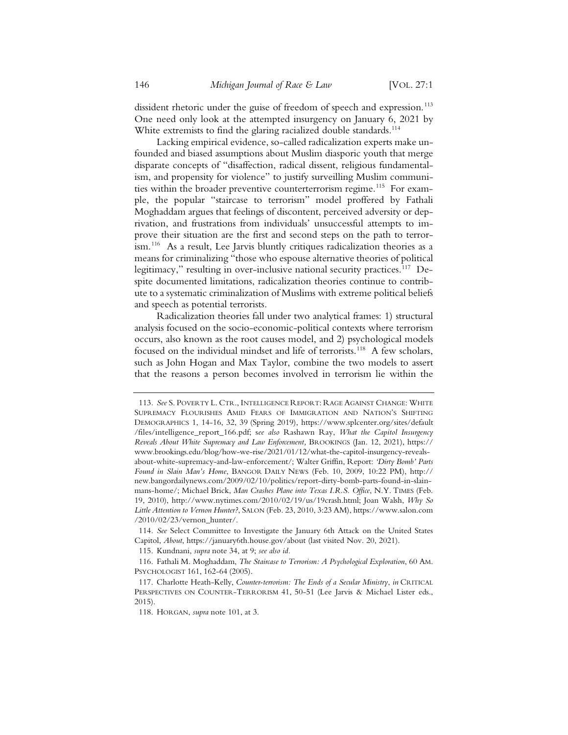dissident rhetoric under the guise of freedom of speech and expression.[113] One need only look at the attempted insurgency on January 6, 2021 by White extremists to find the glaring racialized double standards.[114]

Lacking empirical evidence, so-called radicalization experts make unfounded and biased assumptions about Muslim diasporic youth that merge disparate concepts of "disaffection, radical dissent, religious fundamentalism, and propensity for violence" to justify surveilling Muslim communities within the broader preventive counterterrorism regime.[115] For example, the popular "staircase to terrorism" model proffered by Fathali Moghaddam argues that feelings of discontent, perceived adversity or deprivation, and frustrations from individuals' unsuccessful attempts to improve their situation are the first and second steps on the path to terrorism.[116] As a result, Lee Jarvis bluntly critiques radicalization theories as a means for criminalizing "those who espouse alternative theories of political legitimacy," resulting in over-inclusive national security practices.[117] Despite documented limitations, radicalization theories continue to contribute to a systematic criminalization of Muslims with extreme political beliefs and speech as potential terrorists.

Radicalization theories fall under two analytical frames: 1) structural analysis focused on the socio-economic-political contexts where terrorism occurs, also known as the root causes model, and 2) psychological models focused on the individual mindset and life of terrorists.[118] A few scholars, such as John Hogan and Max Taylor, combine the two models to assert that the reasons a person becomes involved in terrorism lie within the

---

113. *See* S. POVERTY L. CTR., INTELLIGENCE REPORT: RAGE AGAINST CHANGE: WHITE SUPREMACY FLOURISHES AMID FEARS OF IMMIGRATION AND NATION'S SHIFTING DEMOGRAPHICS 1, 14-16, 32, 39 (Spring 2019), https://www.splcenter.org/sites/default/files/intelligence_report_166.pdf; *see also* Rashawn Ray, *What the Capitol Insurgency Reveals About White Supremacy and Law Enforcement,* BROOKINGS (Jan. 12, 2021), https://www.brookings.edu/blog/how-we-rise/2021/01/12/what-the-capitol-insurgency-reveals-about-white-supremacy-and-law-enforcement/; Walter Griffin, Report: *'Dirty Bomb' Parts Found in Slain Man's Home*, BANGOR DAILY NEWS (Feb. 10, 2009, 10:22 PM), http://new.bangordailynews.com/2009/02/10/politics/report-dirty-bomb-parts-found-in-slain-mans-home/; Michael Brick, *Man Crashes Plane into Texas I.R.S. Office*, N.Y. TIMES (Feb. 19, 2010), http://www.nytimes.com/2010/02/19/us/19crash.html; Joan Walsh, *Why So Little Attention to Vernon Hunter?*, SALON (Feb. 23, 2010, 3:23 AM), https://www.salon.com/2010/02/23/vernon_hunter/.

114. *See* Select Committee to Investigate the January 6th Attack on the United States Capitol, *About*, https://january6th.house.gov/about (last visited Nov. 20, 2021).

115. Kundnani, *supra* note 34, at 9; *see also id.*

116. Fathali M. Moghaddam, *The Staircase to Terrorism: A Psychological Exploration*, 60 AM. PSYCHOLOGIST 161, 162-64 (2005).

117. Charlotte Heath-Kelly, *Counter-terrorism: The Ends of a Secular Ministry*, *in* CRITICAL PERSPECTIVES ON COUNTER-TERRORISM 41, 50-51 (Lee Jarvis & Michael Lister eds., 2015).

118. HORGAN, *supra* note 101, at 3.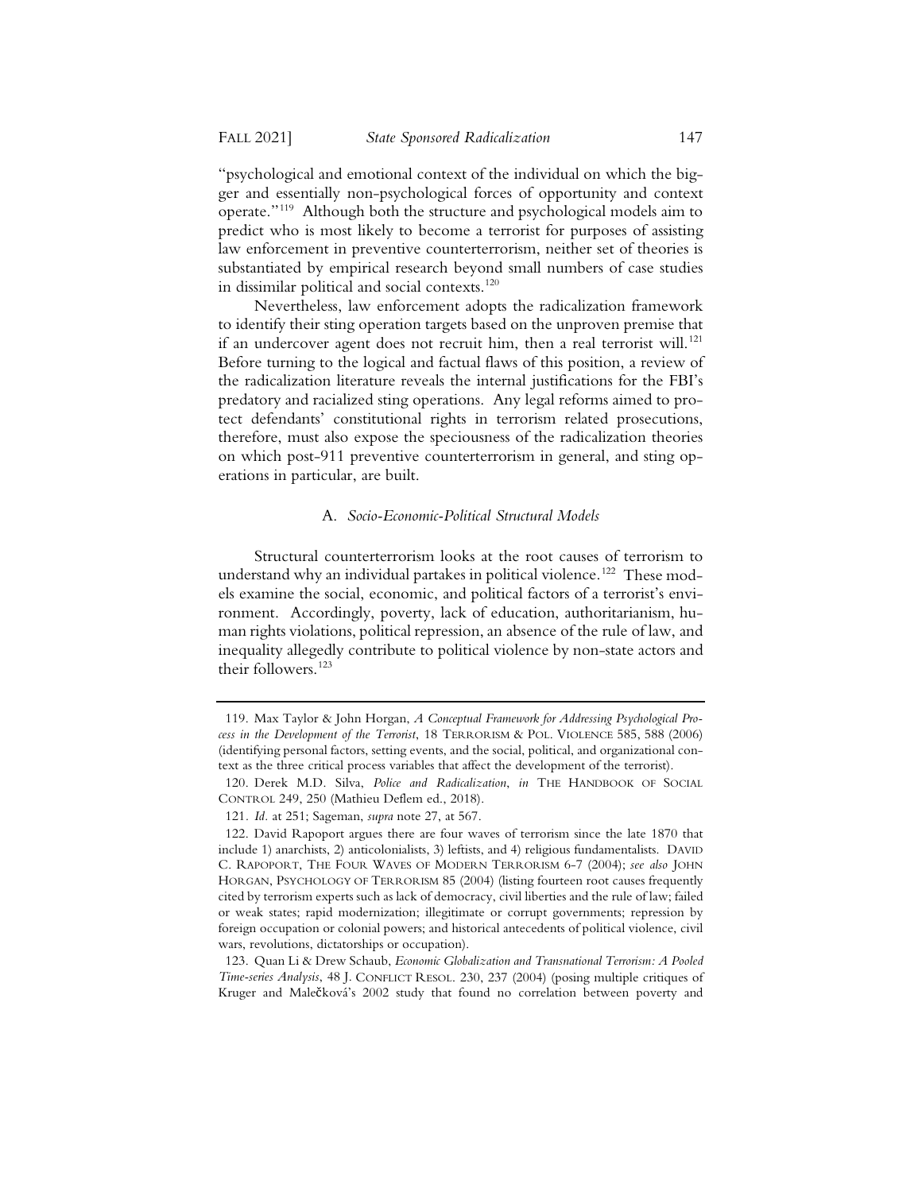"psychological and emotional context of the individual on which the bigger and essentially non-psychological forces of opportunity and context operate."[119] Although both the structure and psychological models aim to predict who is most likely to become a terrorist for purposes of assisting law enforcement in preventive counterterrorism, neither set of theories is substantiated by empirical research beyond small numbers of case studies in dissimilar political and social contexts.[120]

Nevertheless, law enforcement adopts the radicalization framework to identify their sting operation targets based on the unproven premise that if an undercover agent does not recruit him, then a real terrorist will.[121] Before turning to the logical and factual flaws of this position, a review of the radicalization literature reveals the internal justifications for the FBI's predatory and racialized sting operations. Any legal reforms aimed to protect defendants' constitutional rights in terrorism related prosecutions, therefore, must also expose the speciousness of the radicalization theories on which post-911 preventive counterterrorism in general, and sting operations in particular, are built.

### A. *Socio-Economic-Political Structural Models*

Structural counterterrorism looks at the root causes of terrorism to understand why an individual partakes in political violence.[122] These models examine the social, economic, and political factors of a terrorist's environment. Accordingly, poverty, lack of education, authoritarianism, human rights violations, political repression, an absence of the rule of law, and inequality allegedly contribute to political violence by non-state actors and their followers.[123]

---

119. Max Taylor & John Horgan, *A Conceptual Framework for Addressing Psychological Process in the Development of the Terrorist*, 18 TERRORISM & POL. VIOLENCE 585, 588 (2006) (identifying personal factors, setting events, and the social, political, and organizational context as the three critical process variables that affect the development of the terrorist).

120. Derek M.D. Silva, *Police and Radicalization*, *in* THE HANDBOOK OF SOCIAL CONTROL 249, 250 (Mathieu Deflem ed., 2018).

121. *Id.* at 251; Sageman, *supra* note 27, at 567.

122. David Rapoport argues there are four waves of terrorism since the late 1870 that include 1) anarchists, 2) anticolonialists, 3) leftists, and 4) religious fundamentalists. DAVID C. RAPOPORT, THE FOUR WAVES OF MODERN TERRORISM 6-7 (2004); *see also* JOHN HORGAN, PSYCHOLOGY OF TERRORISM 85 (2004) (listing fourteen root causes frequently cited by terrorism experts such as lack of democracy, civil liberties and the rule of law; failed or weak states; rapid modernization; illegitimate or corrupt governments; repression by foreign occupation or colonial powers; and historical antecedents of political violence, civil wars, revolutions, dictatorships or occupation).

123. Quan Li & Drew Schaub, *Economic Globalization and Transnational Terrorism: A Pooled Time-series Analysis*, 48 J. CONFLICT RESOL. 230, 237 (2004) (posing multiple critiques of Kruger and Malečková's 2002 study that found no correlation between poverty and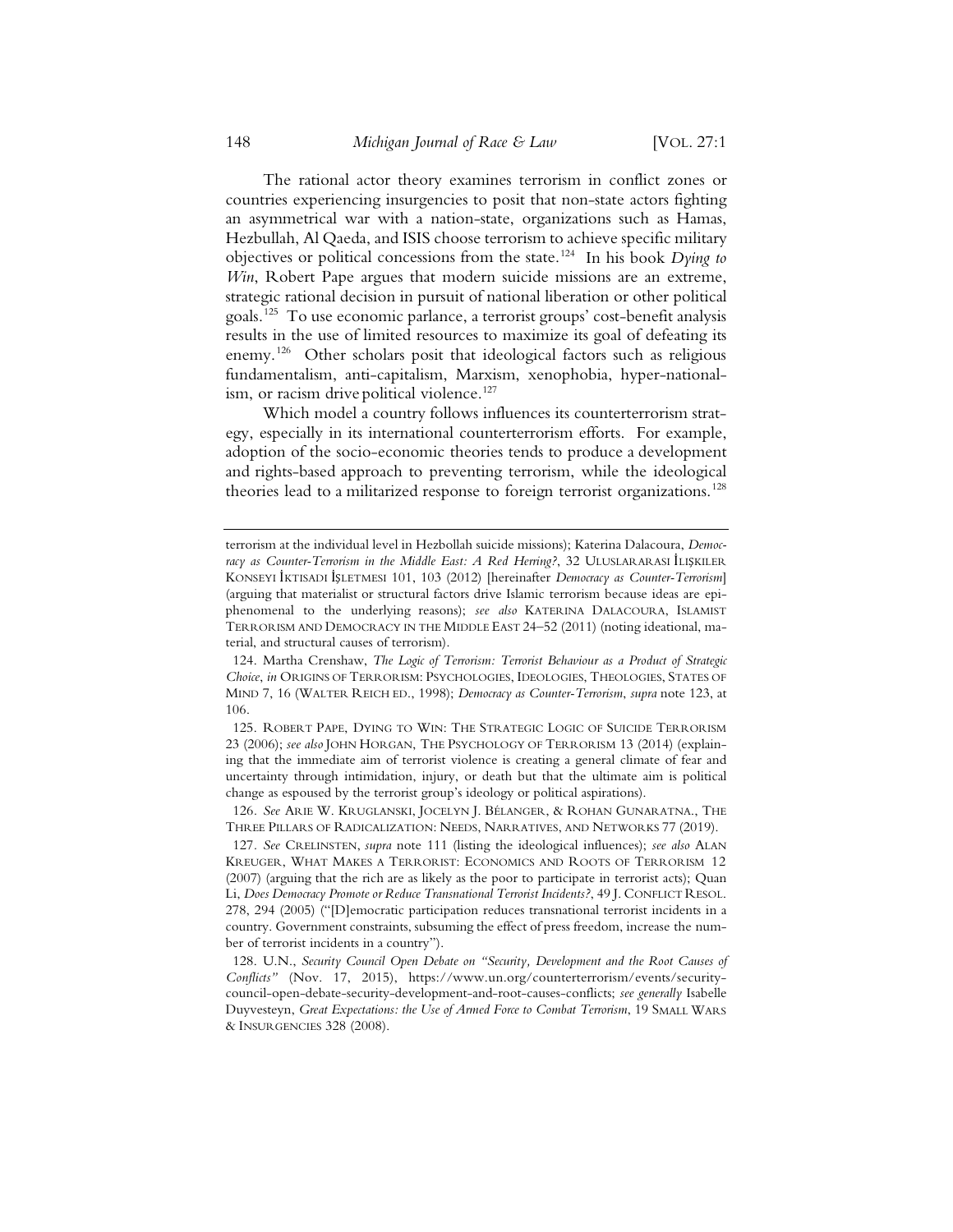The rational actor theory examines terrorism in conflict zones or countries experiencing insurgencies to posit that non-state actors fighting an asymmetrical war with a nation-state, organizations such as Hamas, Hezbullah, Al Qaeda, and ISIS choose terrorism to achieve specific military objectives or political concessions from the state.[124] In his book *Dying to Win*, Robert Pape argues that modern suicide missions are an extreme, strategic rational decision in pursuit of national liberation or other political goals.[125] To use economic parlance, a terrorist groups' cost-benefit analysis results in the use of limited resources to maximize its goal of defeating its enemy.[126] Other scholars posit that ideological factors such as religious fundamentalism, anti-capitalism, Marxism, xenophobia, hyper-nationalism, or racism drive political violence.[127]

Which model a country follows influences its counterterrorism strategy, especially in its international counterterrorism efforts. For example, adoption of the socio-economic theories tends to produce a development and rights-based approach to preventing terrorism, while the ideological theories lead to a militarized response to foreign terrorist organizations.[128]

---

terrorism at the individual level in Hezbollah suicide missions); Katerina Dalacoura, *Democracy as Counter-Terrorism in the Middle East: A Red Herring?*, 32 ULUSLARARASI İLIŞKILER KONSEYI İKTISADI İŞLETMESI 101, 103 (2012) [hereinafter *Democracy as Counter-Terrorism*] (arguing that materialist or structural factors drive Islamic terrorism because ideas are epiphenomenal to the underlying reasons); *see also* KATERINA DALACOURA, ISLAMIST TERRORISM AND DEMOCRACY IN THE MIDDLE EAST 24–52 (2011) (noting ideational, material, and structural causes of terrorism).

124. Martha Crenshaw, *The Logic of Terrorism: Terrorist Behaviour as a Product of Strategic Choice*, *in* ORIGINS OF TERRORISM: PSYCHOLOGIES, IDEOLOGIES, THEOLOGIES, STATES OF MIND 7, 16 (WALTER REICH ED., 1998); *Democracy as Counter-Terrorism*, *supra* note 123, at 106.

125. ROBERT PAPE, DYING TO WIN: THE STRATEGIC LOGIC OF SUICIDE TERRORISM 23 (2006); *see also* JOHN HORGAN, THE PSYCHOLOGY OF TERRORISM 13 (2014) (explaining that the immediate aim of terrorist violence is creating a general climate of fear and uncertainty through intimidation, injury, or death but that the ultimate aim is political change as espoused by the terrorist group's ideology or political aspirations).

126. *See* ARIE W. KRUGLANSKI, JOCELYN J. BÉLANGER, & ROHAN GUNARATNA., THE THREE PILLARS OF RADICALIZATION: NEEDS, NARRATIVES, AND NETWORKS 77 (2019).

127. *See* CRELINSTEN, *supra* note 111 (listing the ideological influences); *see also* ALAN KREUGER, WHAT MAKES A TERRORIST: ECONOMICS AND ROOTS OF TERRORISM 12 (2007) (arguing that the rich are as likely as the poor to participate in terrorist acts); Quan Li, *Does Democracy Promote or Reduce Transnational Terrorist Incidents?*, 49 J. CONFLICT RESOL. 278, 294 (2005) ("[D]emocratic participation reduces transnational terrorist incidents in a country. Government constraints, subsuming the effect of press freedom, increase the number of terrorist incidents in a country").

128. U.N., *Security Council Open Debate on "Security, Development and the Root Causes of Conflicts"* (Nov. 17, 2015), https://www.un.org/counterterrorism/events/security-council-open-debate-security-development-and-root-causes-conflicts; *see generally* Isabelle Duyvesteyn, *Great Expectations: the Use of Armed Force to Combat Terrorism*, 19 SMALL WARS & INSURGENCIES 328 (2008).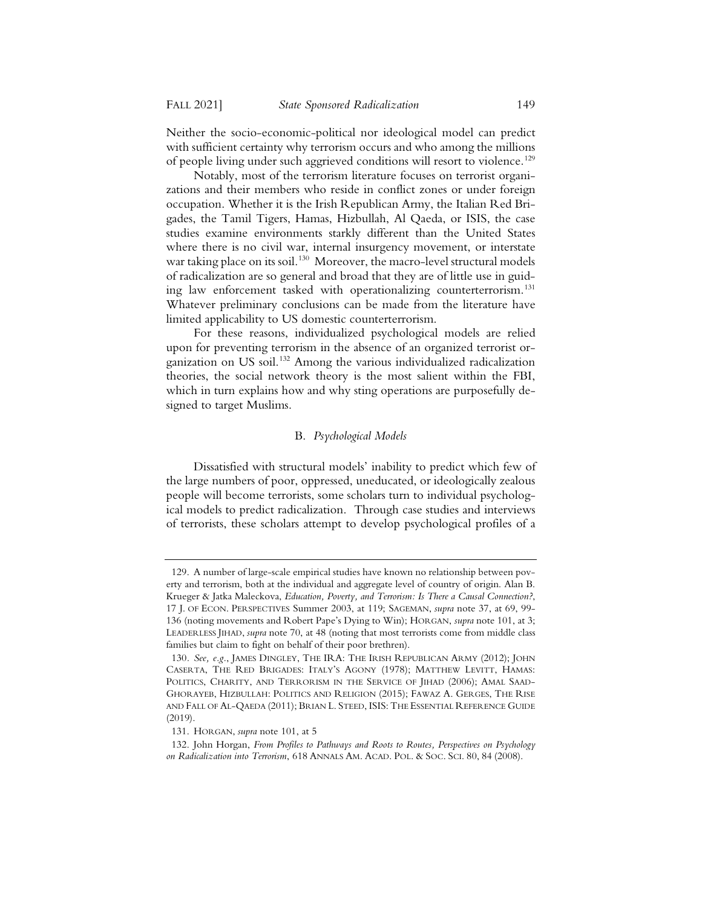Neither the socio-economic-political nor ideological model can predict with sufficient certainty why terrorism occurs and who among the millions of people living under such aggrieved conditions will resort to violence.[129]

Notably, most of the terrorism literature focuses on terrorist organizations and their members who reside in conflict zones or under foreign occupation. Whether it is the Irish Republican Army, the Italian Red Brigades, the Tamil Tigers, Hamas, Hizbullah, Al Qaeda, or ISIS, the case studies examine environments starkly different than the United States where there is no civil war, internal insurgency movement, or interstate war taking place on its soil.[130] Moreover, the macro-level structural models of radicalization are so general and broad that they are of little use in guiding law enforcement tasked with operationalizing counterterrorism.[131] Whatever preliminary conclusions can be made from the literature have limited applicability to US domestic counterterrorism.

For these reasons, individualized psychological models are relied upon for preventing terrorism in the absence of an organized terrorist organization on US soil.[132] Among the various individualized radicalization theories, the social network theory is the most salient within the FBI, which in turn explains how and why sting operations are purposefully designed to target Muslims.

### B. *Psychological Models*

Dissatisfied with structural models' inability to predict which few of the large numbers of poor, oppressed, uneducated, or ideologically zealous people will become terrorists, some scholars turn to individual psychological models to predict radicalization. Through case studies and interviews of terrorists, these scholars attempt to develop psychological profiles of a

---

129. A number of large-scale empirical studies have known no relationship between poverty and terrorism, both at the individual and aggregate level of country of origin. Alan B. Krueger & Jatka Maleckova, *Education, Poverty, and Terrorism: Is There a Causal Connection?*, 17 J. OF ECON. PERSPECTIVES Summer 2003, at 119; SAGEMAN, *supra* note 37, at 69, 99-136 (noting movements and Robert Pape's Dying to Win); HORGAN, *supra* note 101, at 3; LEADERLESS JIHAD, *supra* note 70, at 48 (noting that most terrorists come from middle class families but claim to fight on behalf of their poor brethren).

130. *See, e.g.*, JAMES DINGLEY, THE IRA: THE IRISH REPUBLICAN ARMY (2012); JOHN CASERTA, THE RED BRIGADES: ITALY'S AGONY (1978); MATTHEW LEVITT, HAMAS: POLITICS, CHARITY, AND TERRORISM IN THE SERVICE OF JIHAD (2006); AMAL SAAD-GHORAYEB, HIZBULLAH: POLITICS AND RELIGION (2015); FAWAZ A. GERGES, THE RISE AND FALL OF AL-QAEDA (2011); BRIAN L. STEED, ISIS: THE ESSENTIAL REFERENCE GUIDE (2019).

131. HORGAN, *supra* note 101, at 5

132. John Horgan, *From Profiles to Pathways and Roots to Routes, Perspectives on Psychology on Radicalization into Terrorism*, 618 ANNALS AM. ACAD. POL. & SOC. SCI. 80, 84 (2008).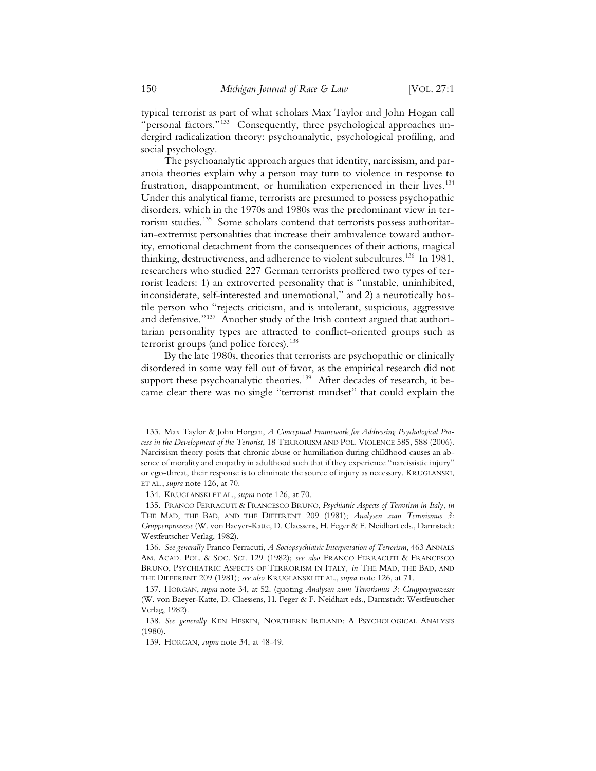typical terrorist as part of what scholars Max Taylor and John Hogan call "personal factors."[133] Consequently, three psychological approaches undergird radicalization theory: psychoanalytic, psychological profiling, and social psychology.

The psychoanalytic approach argues that identity, narcissism, and paranoia theories explain why a person may turn to violence in response to frustration, disappointment, or humiliation experienced in their lives.[134] Under this analytical frame, terrorists are presumed to possess psychopathic disorders, which in the 1970s and 1980s was the predominant view in terrorism studies.[135] Some scholars contend that terrorists possess authoritarian-extremist personalities that increase their ambivalence toward authority, emotional detachment from the consequences of their actions, magical thinking, destructiveness, and adherence to violent subcultures.[136] In 1981, researchers who studied 227 German terrorists proffered two types of terrorist leaders: 1) an extroverted personality that is "unstable, uninhibited, inconsiderate, self-interested and unemotional," and 2) a neurotically hostile person who "rejects criticism, and is intolerant, suspicious, aggressive and defensive."[137] Another study of the Irish context argued that authoritarian personality types are attracted to conflict-oriented groups such as terrorist groups (and police forces).[138]

By the late 1980s, theories that terrorists are psychopathic or clinically disordered in some way fell out of favor, as the empirical research did not support these psychoanalytic theories.[139] After decades of research, it became clear there was no single "terrorist mindset" that could explain the

---

133. Max Taylor & John Horgan, *A Conceptual Framework for Addressing Psychological Process in the Development of the Terrorist*, 18 TERRORISM AND POL. VIOLENCE 585, 588 (2006). Narcissism theory posits that chronic abuse or humiliation during childhood causes an absence of morality and empathy in adulthood such that if they experience "narcissistic injury" or ego-threat, their response is to eliminate the source of injury as necessary. KRUGLANSKI, ET AL., *supra* note 126, at 70.

134. KRUGLANSKI ET AL., *supra* note 126, at 70.

135. FRANCO FERRACUTI & FRANCESCO BRUNO, *Psychiatric Aspects of Terrorism in Italy, in* THE MAD, THE BAD, AND THE DIFFERENT 209 (1981); *Analysen zum Terrorismus 3: Gruppenprozesse* (W. von Baeyer-Katte, D. Claessens, H. Feger & F. Neidhart eds., Darmstadt: Westfeutscher Verlag, 1982).

136. *See generally* Franco Ferracuti, *A Sociopsychiatric Interpretation of Terrorism*, 463 ANNALS AM. ACAD. POL. & SOC. SCI. 129 (1982); *see also* FRANCO FERRACUTI & FRANCESCO BRUNO, PSYCHIATRIC ASPECTS OF TERRORISM IN ITALY*, in* THE MAD, THE BAD, AND THE DIFFERENT 209 (1981); *see also* KRUGLANSKI ET AL., *supra* note 126, at 71.

137. HORGAN, *supra* note 34, at 52. (quoting *Analysen zum Terrorismus 3: Gruppenprozesse* (W. von Baeyer-Katte, D. Claessens, H. Feger & F. Neidhart eds., Darmstadt: Westfeutscher Verlag, 1982).

138. *See generally* KEN HESKIN, NORTHERN IRELAND: A PSYCHOLOGICAL ANALYSIS (1980).

139. HORGAN, *supra* note 34, at 48-49.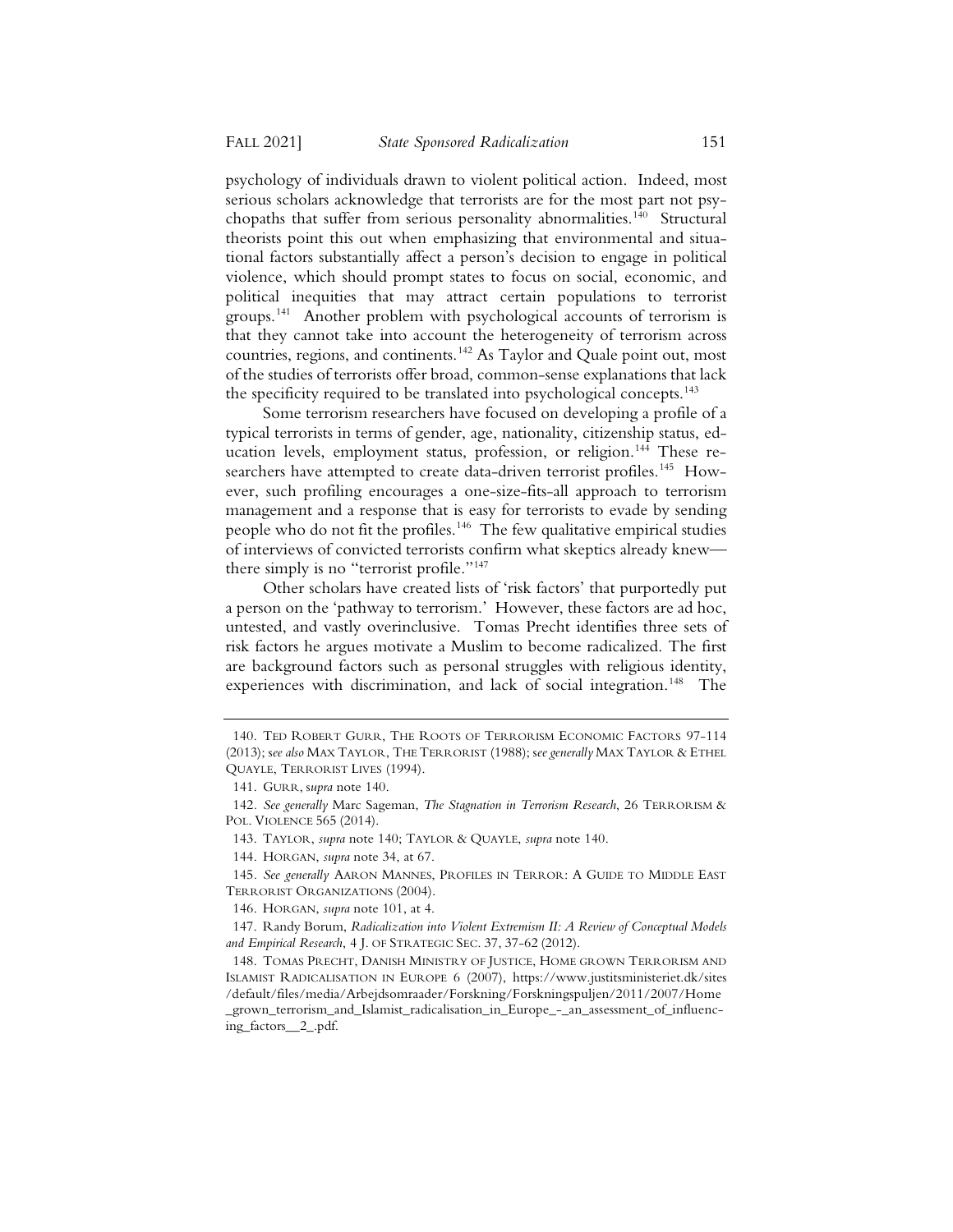psychology of individuals drawn to violent political action. Indeed, most serious scholars acknowledge that terrorists are for the most part not psychopaths that suffer from serious personality abnormalities.[140] Structural theorists point this out when emphasizing that environmental and situational factors substantially affect a person's decision to engage in political violence, which should prompt states to focus on social, economic, and political inequities that may attract certain populations to terrorist groups.[141] Another problem with psychological accounts of terrorism is that they cannot take into account the heterogeneity of terrorism across countries, regions, and continents.[142] As Taylor and Quale point out, most of the studies of terrorists offer broad, common-sense explanations that lack the specificity required to be translated into psychological concepts.[143]

Some terrorism researchers have focused on developing a profile of a typical terrorists in terms of gender, age, nationality, citizenship status, education levels, employment status, profession, or religion.[144] These researchers have attempted to create data-driven terrorist profiles.[145] However, such profiling encourages a one-size-fits-all approach to terrorism management and a response that is easy for terrorists to evade by sending people who do not fit the profiles.[146] The few qualitative empirical studies of interviews of convicted terrorists confirm what skeptics already knew—there simply is no "terrorist profile."[147]

Other scholars have created lists of 'risk factors' that purportedly put a person on the 'pathway to terrorism.' However, these factors are ad hoc, untested, and vastly overinclusive. Tomas Precht identifies three sets of risk factors he argues motivate a Muslim to become radicalized. The first are background factors such as personal struggles with religious identity, experiences with discrimination, and lack of social integration.[148] The

---

140. TED ROBERT GURR, THE ROOTS OF TERRORISM ECONOMIC FACTORS 97-114 (2013); *see also* MAX TAYLOR, THE TERRORIST (1988); *see generally* MAX TAYLOR & ETHEL QUAYLE, TERRORIST LIVES (1994).

141. GURR, *supra* note 140.

142. *See generally* Marc Sageman, *The Stagnation in Terrorism Research*, 26 TERRORISM & POL. VIOLENCE 565 (2014).

143. TAYLOR, *supra* note 140; TAYLOR & QUAYLE, *supra* note 140.

144. HORGAN, *supra* note 34, at 67.

145. *See generally* AARON MANNES, PROFILES IN TERROR: A GUIDE TO MIDDLE EAST TERRORIST ORGANIZATIONS (2004).

146. HORGAN, *supra* note 101, at 4.

147. Randy Borum, *Radicalization into Violent Extremism II: A Review of Conceptual Models and Empirical Research*, 4 J. OF STRATEGIC SEC. 37, 37-62 (2012).

148. TOMAS PRECHT, DANISH MINISTRY OF JUSTICE, HOME GROWN TERRORISM AND ISLAMIST RADICALISATION IN EUROPE 6 (2007), https://www.justitsministeriet.dk/sites/default/files/media/Arbejdsomraader/Forskning/Forskningspuljen/2011/2007/Home_grown_terrorism_and_Islamist_radicalisation_in_Europe_-_an_assessment_of_influencing_factors__2_.pdf.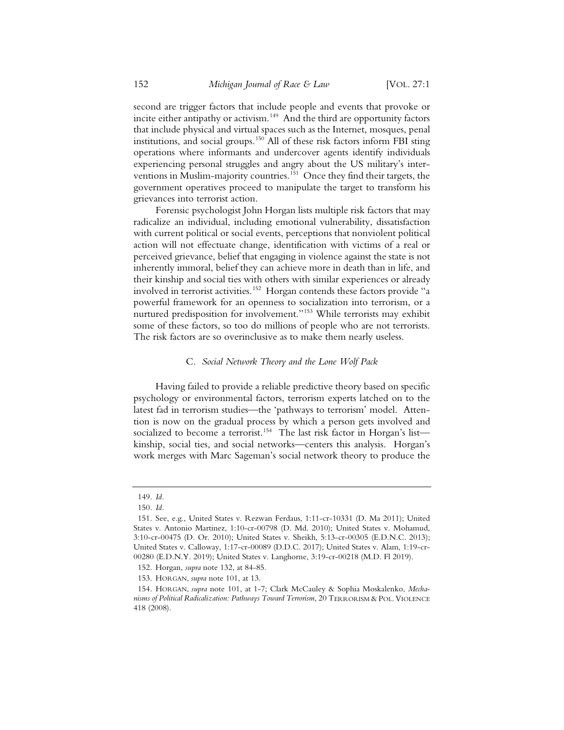second are trigger factors that include people and events that provoke or incite either antipathy or activism.[149] And the third are opportunity factors that include physical and virtual spaces such as the Internet, mosques, penal institutions, and social groups.[150] All of these risk factors inform FBI sting operations where informants and undercover agents identify individuals experiencing personal struggles and angry about the US military's interventions in Muslim-majority countries.[151] Once they find their targets, the government operatives proceed to manipulate the target to transform his grievances into terrorist action.

Forensic psychologist John Horgan lists multiple risk factors that may radicalize an individual, including emotional vulnerability, dissatisfaction with current political or social events, perceptions that nonviolent political action will not effectuate change, identification with victims of a real or perceived grievance, belief that engaging in violence against the state is not inherently immoral, belief they can achieve more in death than in life, and their kinship and social ties with others with similar experiences or already involved in terrorist activities.[152] Horgan contends these factors provide "a powerful framework for an openness to socialization into terrorism, or a nurtured predisposition for involvement."[153] While terrorists may exhibit some of these factors, so too do millions of people who are not terrorists. The risk factors are so overinclusive as to make them nearly useless.

### C. *Social Network Theory and the Lone Wolf Pack*

Having failed to provide a reliable predictive theory based on specific psychology or environmental factors, terrorism experts latched on to the latest fad in terrorism studies—the 'pathways to terrorism' model. Attention is now on the gradual process by which a person gets involved and socialized to become a terrorist.[154] The last risk factor in Horgan's list—kinship, social ties, and social networks—centers this analysis. Horgan's work merges with Marc Sageman's social network theory to produce the

---

149. *Id.*

150. *Id.*

151. See, e.g., United States v. Rezwan Ferdaus, 1:11-cr-10331 (D. Ma 2011); United States v. Antonio Martinez, 1:10-cr-00798 (D. Md. 2010); United States v. Mohamud, 3:10-cr-00475 (D. Or. 2010); United States v. Sheikh, 5:13-cr-00305 (E.D.N.C. 2013); United States v. Calloway, 1:17-cr-00089 (D.D.C. 2017); United States v. Alam, 1:19-cr-00280 (E.D.N.Y. 2019); United States v. Langhorne, 3:19-cr-00218 (M.D. Fl 2019).

152. Horgan, *supra* note 132, at 84-85.

153. HORGAN, *supra* note 101, at 13.

154. HORGAN, *supra* note 101, at 1-7; Clark McCauley & Sophia Moskalenko, *Mechanisms of Political Radicalization: Pathways Toward Terrorism*, 20 TERRORISM & POL. VIOLENCE 418 (2008).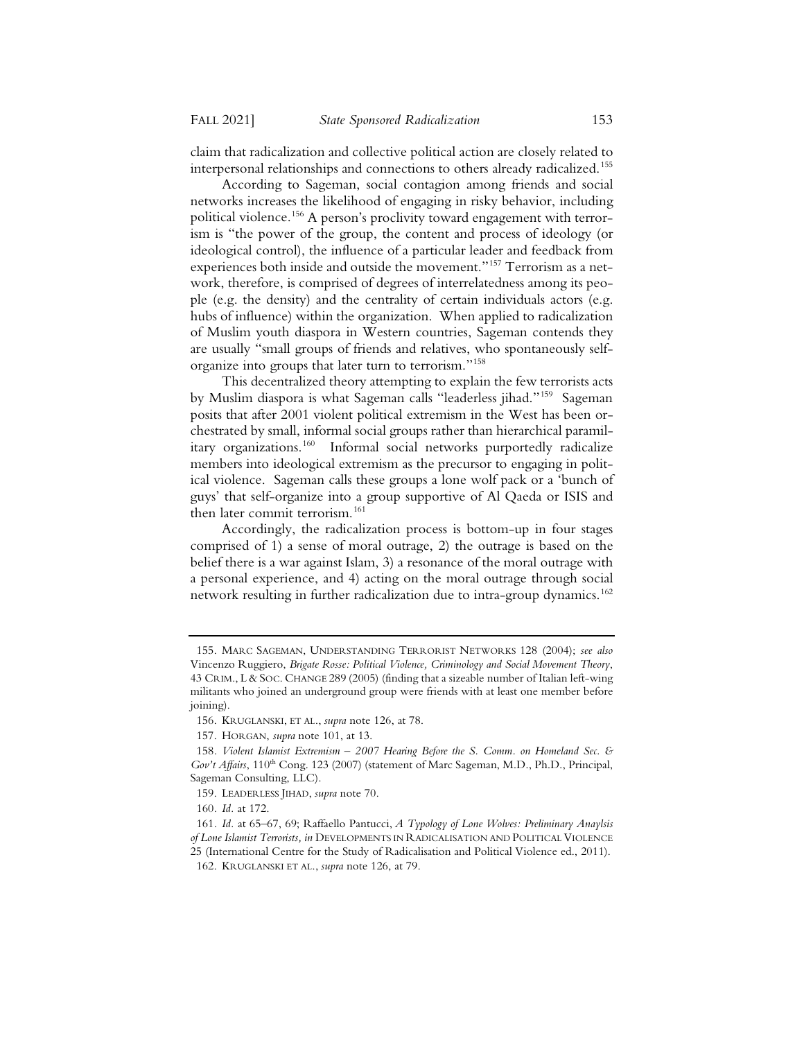claim that radicalization and collective political action are closely related to interpersonal relationships and connections to others already radicalized.[155]

According to Sageman, social contagion among friends and social networks increases the likelihood of engaging in risky behavior, including political violence.[156] A person's proclivity toward engagement with terrorism is "the power of the group, the content and process of ideology (or ideological control), the influence of a particular leader and feedback from experiences both inside and outside the movement."[157] Terrorism as a network, therefore, is comprised of degrees of interrelatedness among its people (e.g. the density) and the centrality of certain individuals actors (e.g. hubs of influence) within the organization. When applied to radicalization of Muslim youth diaspora in Western countries, Sageman contends they are usually "small groups of friends and relatives, who spontaneously self-organize into groups that later turn to terrorism."[158]

This decentralized theory attempting to explain the few terrorists acts by Muslim diaspora is what Sageman calls "leaderless jihad."[159] Sageman posits that after 2001 violent political extremism in the West has been orchestrated by small, informal social groups rather than hierarchical paramilitary organizations.[160] Informal social networks purportedly radicalize members into ideological extremism as the precursor to engaging in political violence. Sageman calls these groups a lone wolf pack or a 'bunch of guys' that self-organize into a group supportive of Al Qaeda or ISIS and then later commit terrorism.[161]

Accordingly, the radicalization process is bottom-up in four stages comprised of 1) a sense of moral outrage, 2) the outrage is based on the belief there is a war against Islam, 3) a resonance of the moral outrage with a personal experience, and 4) acting on the moral outrage through social network resulting in further radicalization due to intra-group dynamics.[162]

---

155. MARC SAGEMAN, UNDERSTANDING TERRORIST NETWORKS 128 (2004); *see also* Vincenzo Ruggiero, *Brigate Rosse: Political Violence, Criminology and Social Movement Theory*, 43 CRIM., L & SOC. CHANGE 289 (2005) (finding that a sizeable number of Italian left-wing militants who joined an underground group were friends with at least one member before joining).

156. KRUGLANSKI, ET AL., *supra* note 126, at 78.

157. HORGAN, *supra* note 101, at 13.

158. *Violent Islamist Extremism – 2007 Hearing Before the S. Comm. on Homeland Sec. & Gov't Affairs*, 110th Cong. 123 (2007) (statement of Marc Sageman, M.D., Ph.D., Principal, Sageman Consulting, LLC).

159. LEADERLESS JIHAD, *supra* note 70.

160. *Id.* at 172.

161. *Id.* at 65–67, 69; Raffaello Pantucci, *A Typology of Lone Wolves: Preliminary Anaylsis of Lone Islamist Terrorists, in* DEVELOPMENTS IN RADICALISATION AND POLITICAL VIOLENCE 25 (International Centre for the Study of Radicalisation and Political Violence ed., 2011).

162. KRUGLANSKI ET AL., *supra* note 126, at 79.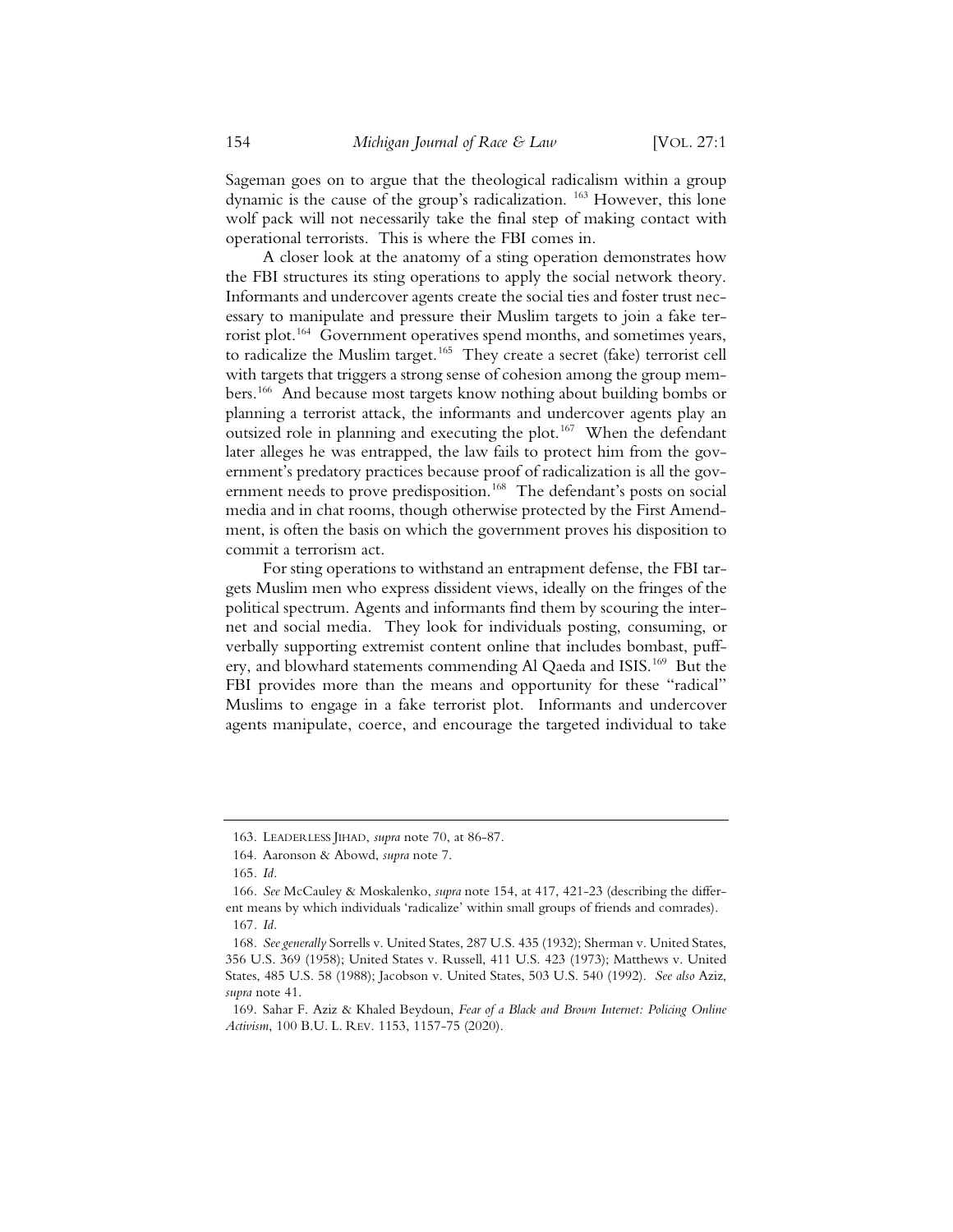Sageman goes on to argue that the theological radicalism within a group dynamic is the cause of the group's radicalization. [163] However, this lone wolf pack will not necessarily take the final step of making contact with operational terrorists. This is where the FBI comes in.

A closer look at the anatomy of a sting operation demonstrates how the FBI structures its sting operations to apply the social network theory. Informants and undercover agents create the social ties and foster trust necessary to manipulate and pressure their Muslim targets to join a fake terrorist plot.[164] Government operatives spend months, and sometimes years, to radicalize the Muslim target.[165] They create a secret (fake) terrorist cell with targets that triggers a strong sense of cohesion among the group members.[166] And because most targets know nothing about building bombs or planning a terrorist attack, the informants and undercover agents play an outsized role in planning and executing the plot.[167] When the defendant later alleges he was entrapped, the law fails to protect him from the government's predatory practices because proof of radicalization is all the government needs to prove predisposition.[168] The defendant's posts on social media and in chat rooms, though otherwise protected by the First Amendment, is often the basis on which the government proves his disposition to commit a terrorism act.

For sting operations to withstand an entrapment defense, the FBI targets Muslim men who express dissident views, ideally on the fringes of the political spectrum. Agents and informants find them by scouring the internet and social media. They look for individuals posting, consuming, or verbally supporting extremist content online that includes bombast, puffery, and blowhard statements commending Al Qaeda and ISIS.[169] But the FBI provides more than the means and opportunity for these "radical" Muslims to engage in a fake terrorist plot. Informants and undercover agents manipulate, coerce, and encourage the targeted individual to take

---

163. LEADERLESS JIHAD, *supra* note 70, at 86-87.

164. Aaronson & Abowd, *supra* note 7.

165. *Id.*

166. *See* McCauley & Moskalenko, *supra* note 154, at 417, 421-23 (describing the different means by which individuals 'radicalize' within small groups of friends and comrades).

167. *Id.*

168. *See generally* Sorrells v. United States, 287 U.S. 435 (1932); Sherman v. United States, 356 U.S. 369 (1958); United States v. Russell, 411 U.S. 423 (1973); Matthews v. United States, 485 U.S. 58 (1988); Jacobson v. United States, 503 U.S. 540 (1992). *See also* Aziz, *supra* note 41.

169. Sahar F. Aziz & Khaled Beydoun, *Fear of a Black and Brown Internet: Policing Online Activism*, 100 B.U. L. REV. 1153, 1157-75 (2020).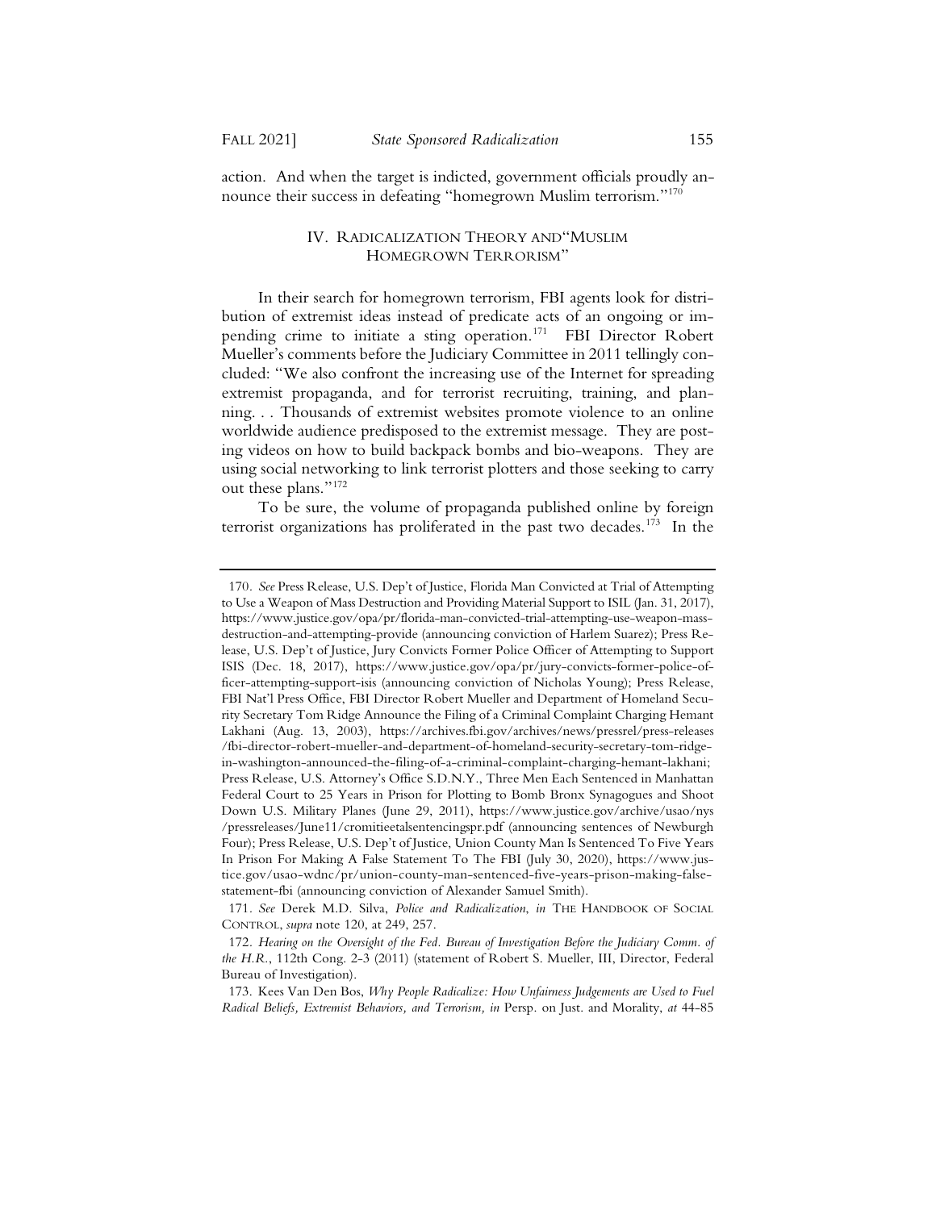action. And when the target is indicted, government officials proudly announce their success in defeating "homegrown Muslim terrorism."[170]

## IV. RADICALIZATION THEORY AND "MUSLIM HOMEGROWN TERRORISM"

In their search for homegrown terrorism, FBI agents look for distribution of extremist ideas instead of predicate acts of an ongoing or impending crime to initiate a sting operation.[171] FBI Director Robert Mueller's comments before the Judiciary Committee in 2011 tellingly concluded: "We also confront the increasing use of the Internet for spreading extremist propaganda, and for terrorist recruiting, training, and planning. . . Thousands of extremist websites promote violence to an online worldwide audience predisposed to the extremist message. They are posting videos on how to build backpack bombs and bio-weapons. They are using social networking to link terrorist plotters and those seeking to carry out these plans."[172]

To be sure, the volume of propaganda published online by foreign terrorist organizations has proliferated in the past two decades.[173] In the

---

170. *See* Press Release, U.S. Dep't of Justice, Florida Man Convicted at Trial of Attempting to Use a Weapon of Mass Destruction and Providing Material Support to ISIL (Jan. 31, 2017), https://www.justice.gov/opa/pr/florida-man-convicted-trial-attempting-use-weapon-mass-destruction-and-attempting-provide (announcing conviction of Harlem Suarez); Press Release, U.S. Dep't of Justice, Jury Convicts Former Police Officer of Attempting to Support ISIS (Dec. 18, 2017), https://www.justice.gov/opa/pr/jury-convicts-former-police-officer-attempting-support-isis (announcing conviction of Nicholas Young); Press Release, FBI Nat'l Press Office, FBI Director Robert Mueller and Department of Homeland Security Secretary Tom Ridge Announce the Filing of a Criminal Complaint Charging Hemant Lakhani (Aug. 13, 2003), https://archives.fbi.gov/archives/news/pressrel/press-releases/fbi-director-robert-mueller-and-department-of-homeland-security-secretary-tom-ridge-in-washington-announced-the-filing-of-a-criminal-complaint-charging-hemant-lakhani; Press Release, U.S. Attorney's Office S.D.N.Y., Three Men Each Sentenced in Manhattan Federal Court to 25 Years in Prison for Plotting to Bomb Bronx Synagogues and Shoot Down U.S. Military Planes (June 29, 2011), https://www.justice.gov/archive/usao/nys/pressreleases/June11/cromitieetalsentencingspr.pdf (announcing sentences of Newburgh Four); Press Release, U.S. Dep't of Justice, Union County Man Is Sentenced To Five Years In Prison For Making A False Statement To The FBI (July 30, 2020), https://www.justice.gov/usao-wdnc/pr/union-county-man-sentenced-five-years-prison-making-false-statement-fbi (announcing conviction of Alexander Samuel Smith).

171. *See* Derek M.D. Silva, *Police and Radicalization*, *in* THE HANDBOOK OF SOCIAL CONTROL, *supra* note 120, at 249, 257.

172. *Hearing on the Oversight of the Fed. Bureau of Investigation Before the Judiciary Comm. of the H.R.*, 112th Cong. 2-3 (2011) (statement of Robert S. Mueller, III, Director, Federal Bureau of Investigation).

173. Kees Van Den Bos, *Why People Radicalize: How Unfairness Judgements are Used to Fuel Radical Beliefs, Extremist Behaviors, and Terrorism, in* Persp. on Just. and Morality, *at* 44-85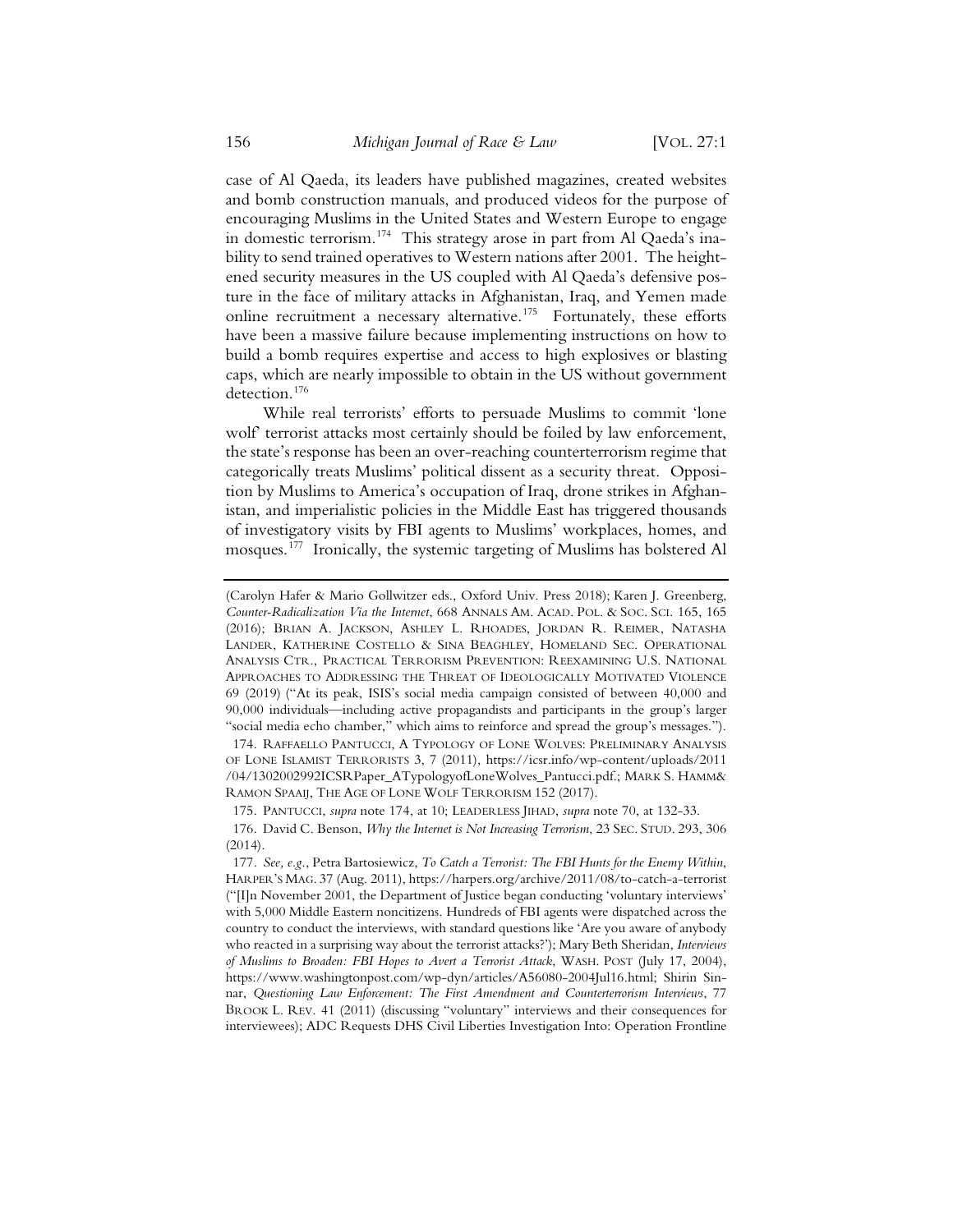case of Al Qaeda, its leaders have published magazines, created websites and bomb construction manuals, and produced videos for the purpose of encouraging Muslims in the United States and Western Europe to engage in domestic terrorism.[174] This strategy arose in part from Al Qaeda's inability to send trained operatives to Western nations after 2001. The heightened security measures in the US coupled with Al Qaeda's defensive posture in the face of military attacks in Afghanistan, Iraq, and Yemen made online recruitment a necessary alternative.[175] Fortunately, these efforts have been a massive failure because implementing instructions on how to build a bomb requires expertise and access to high explosives or blasting caps, which are nearly impossible to obtain in the US without government detection.[176]

While real terrorists' efforts to persuade Muslims to commit 'lone wolf' terrorist attacks most certainly should be foiled by law enforcement, the state's response has been an over-reaching counterterrorism regime that categorically treats Muslims' political dissent as a security threat. Opposition by Muslims to America's occupation of Iraq, drone strikes in Afghanistan, and imperialistic policies in the Middle East has triggered thousands of investigatory visits by FBI agents to Muslims' workplaces, homes, and mosques.[177] Ironically, the systemic targeting of Muslims has bolstered Al

---

(Carolyn Hafer & Mario Gollwitzer eds., Oxford Univ. Press 2018); Karen J. Greenberg, *Counter-Radicalization Via the Internet*, 668 ANNALS AM. ACAD. POL. & SOC. SCI. 165, 165 (2016); BRIAN A. JACKSON, ASHLEY L. RHOADES, JORDAN R. REIMER, NATASHA LANDER, KATHERINE COSTELLO & SINA BEAGHLEY, HOMELAND SEC. OPERATIONAL ANALYSIS CTR., PRACTICAL TERRORISM PREVENTION: REEXAMINING U.S. NATIONAL APPROACHES TO ADDRESSING THE THREAT OF IDEOLOGICALLY MOTIVATED VIOLENCE 69 (2019) ("At its peak, ISIS's social media campaign consisted of between 40,000 and 90,000 individuals—including active propagandists and participants in the group's larger "social media echo chamber," which aims to reinforce and spread the group's messages.").

174. RAFFAELLO PANTUCCI, A TYPOLOGY OF LONE WOLVES: PRELIMINARY ANALYSIS OF LONE ISLAMIST TERRORISTS 3, 7 (2011), https://icsr.info/wp-content/uploads/2011/04/1302002992ICSRPaper_ATypologyofLoneWolves_Pantucci.pdf.; MARK S. HAMM& RAMON SPAAIJ, THE AGE OF LONE WOLF TERRORISM 152 (2017).

175. PANTUCCI, *supra* note 174, at 10; LEADERLESS JIHAD, *supra* note 70, at 132-33.

176. David C. Benson, *Why the Internet is Not Increasing Terrorism*, 23 SEC. STUD. 293, 306 (2014).

177. *See, e.g.*, Petra Bartosiewicz, *To Catch a Terrorist: The FBI Hunts for the Enemy Within*, HARPER'S MAG. 37 (Aug. 2011), https://harpers.org/archive/2011/08/to-catch-a-terrorist ("[I]n November 2001, the Department of Justice began conducting 'voluntary interviews' with 5,000 Middle Eastern noncitizens. Hundreds of FBI agents were dispatched across the country to conduct the interviews, with standard questions like 'Are you aware of anybody who reacted in a surprising way about the terrorist attacks?'); Mary Beth Sheridan, *Interviews of Muslims to Broaden: FBI Hopes to Avert a Terrorist Attack*, WASH. POST (July 17, 2004), https://www.washingtonpost.com/wp-dyn/articles/A56080-2004Jul16.html; Shirin Sinnar, *Questioning Law Enforcement: The First Amendment and Counterterrorism Interviews*, 77 BROOK L. REV. 41 (2011) (discussing "voluntary" interviews and their consequences for interviewees); ADC Requests DHS Civil Liberties Investigation Into: Operation Frontline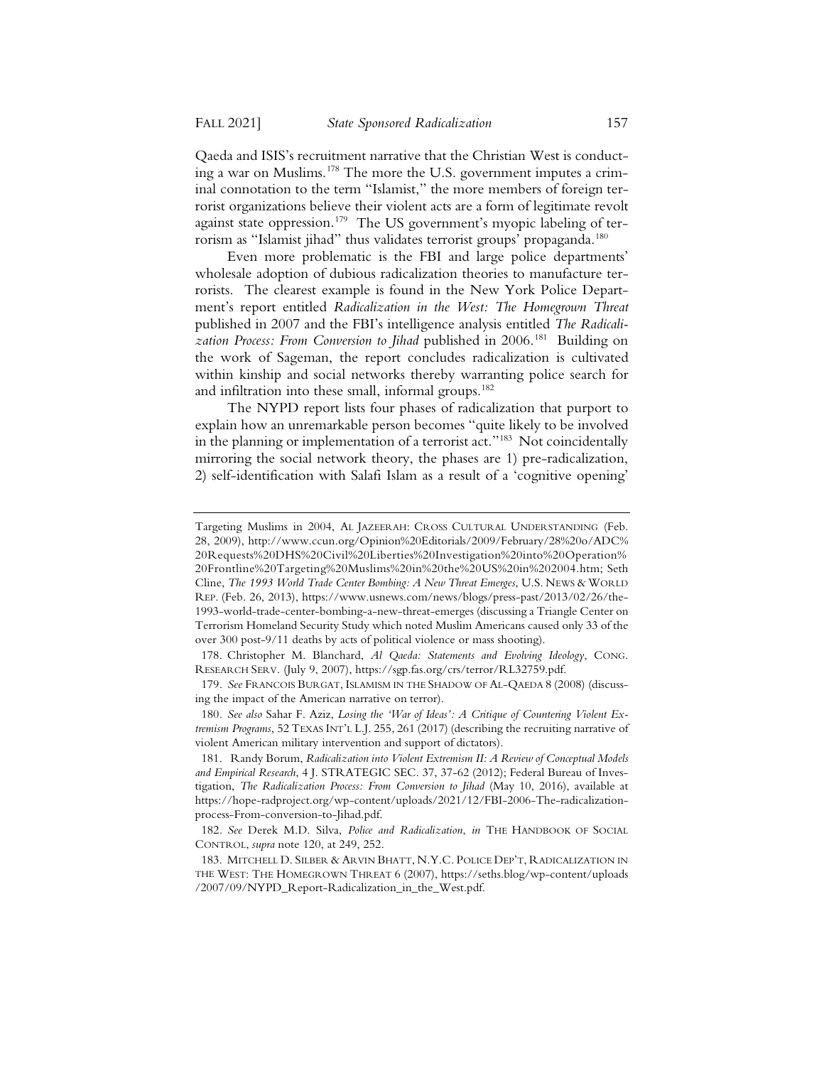Qaeda and ISIS's recruitment narrative that the Christian West is conducting a war on Muslims.[178] The more the U.S. government imputes a criminal connotation to the term "Islamist," the more members of foreign terrorist organizations believe their violent acts are a form of legitimate revolt against state oppression.[179] The US government's myopic labeling of terrorism as "Islamist jihad" thus validates terrorist groups' propaganda.[180]

Even more problematic is the FBI and large police departments' wholesale adoption of dubious radicalization theories to manufacture terrorists. The clearest example is found in the New York Police Department's report entitled *Radicalization in the West: The Homegrown Threat* published in 2007 and the FBI's intelligence analysis entitled *The Radicalization Process: From Conversion to Jihad* published in 2006.[181] Building on the work of Sageman, the report concludes radicalization is cultivated within kinship and social networks thereby warranting police search for and infiltration into these small, informal groups.[182]

The NYPD report lists four phases of radicalization that purport to explain how an unremarkable person becomes "quite likely to be involved in the planning or implementation of a terrorist act."[183] Not coincidentally mirroring the social network theory, the phases are 1) pre-radicalization, 2) self-identification with Salafi Islam as a result of a 'cognitive opening'

---

Targeting Muslims in 2004, AL JAZEERAH: CROSS CULTURAL UNDERSTANDING (Feb. 28, 2009), http://www.ccun.org/Opinion%20Editorials/2009/February/28%20o/ADC%20Requests%20DHS%20Civil%20Liberties%20Investigation%20into%20Operation%20Frontline%20Targeting%20Muslims%20in%20the%20US%20in%202004.htm; Seth Cline, *The 1993 World Trade Center Bombing: A New Threat Emerges*, U.S. NEWS & WORLD REP. (Feb. 26, 2013), https://www.usnews.com/news/blogs/press-past/2013/02/26/the-1993-world-trade-center-bombing-a-new-threat-emerges (discussing a Triangle Center on Terrorism Homeland Security Study which noted Muslim Americans caused only 33 of the over 300 post-9/11 deaths by acts of political violence or mass shooting).

178. Christopher M. Blanchard, *Al Qaeda: Statements and Evolving Ideology*, CONG. RESEARCH SERV. (July 9, 2007), https://sgp.fas.org/crs/terror/RL32759.pdf.

179. *See* FRANCOIS BURGAT, ISLAMISM IN THE SHADOW OF AL-QAEDA 8 (2008) (discussing the impact of the American narrative on terror).

180. *See also* Sahar F. Aziz, *Losing the 'War of Ideas': A Critique of Countering Violent Extremism Programs*, 52 TEXAS INT'L L.J. 255, 261 (2017) (describing the recruiting narrative of violent American military intervention and support of dictators).

181. Randy Borum, *Radicalization into Violent Extremism II: A Review of Conceptual Models and Empirical Research*, 4 J. STRATEGIC SEC. 37, 37-62 (2012); Federal Bureau of Investigation, *The Radicalization Process: From Conversion to Jihad* (May 10, 2016), available at https://hope-radproject.org/wp-content/uploads/2021/12/FBI-2006-The-radicalization-process-From-conversion-to-Jihad.pdf.

182. *See* Derek M.D. Silva, *Police and Radicalization*, *in* THE HANDBOOK OF SOCIAL CONTROL, *supra* note 120, at 249, 252.

183. MITCHELL D. SILBER & ARVIN BHATT, N.Y.C. POLICE DEP'T, RADICALIZATION IN THE WEST: THE HOMEGROWN THREAT 6 (2007), https://seths.blog/wp-content/uploads/2007/09/NYPD_Report-Radicalization_in_the_West.pdf.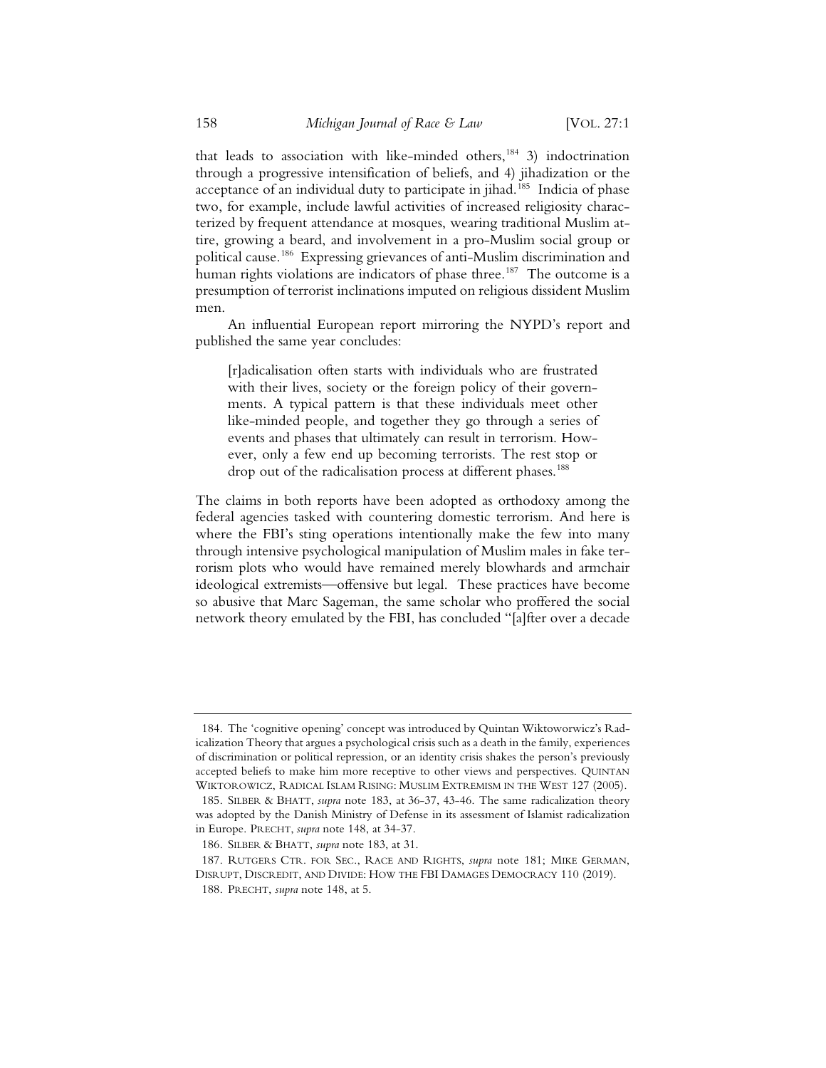that leads to association with like-minded others,[184] 3) indoctrination through a progressive intensification of beliefs, and 4) jihadization or the acceptance of an individual duty to participate in jihad.[185] Indicia of phase two, for example, include lawful activities of increased religiosity characterized by frequent attendance at mosques, wearing traditional Muslim attire, growing a beard, and involvement in a pro-Muslim social group or political cause.[186] Expressing grievances of anti-Muslim discrimination and human rights violations are indicators of phase three.[187] The outcome is a presumption of terrorist inclinations imputed on religious dissident Muslim men.

An influential European report mirroring the NYPD's report and published the same year concludes:

> [r]adicalisation often starts with individuals who are frustrated with their lives, society or the foreign policy of their governments. A typical pattern is that these individuals meet other like-minded people, and together they go through a series of events and phases that ultimately can result in terrorism. However, only a few end up becoming terrorists. The rest stop or drop out of the radicalisation process at different phases.[188]

The claims in both reports have been adopted as orthodoxy among the federal agencies tasked with countering domestic terrorism. And here is where the FBI's sting operations intentionally make the few into many through intensive psychological manipulation of Muslim males in fake terrorism plots who would have remained merely blowhards and armchair ideological extremists—offensive but legal. These practices have become so abusive that Marc Sageman, the same scholar who proffered the social network theory emulated by the FBI, has concluded "[a]fter over a decade

---

184. The 'cognitive opening' concept was introduced by Quintan Wiktoworwicz's Radicalization Theory that argues a psychological crisis such as a death in the family, experiences of discrimination or political repression, or an identity crisis shakes the person's previously accepted beliefs to make him more receptive to other views and perspectives. QUINTAN WIKTOROWICZ, RADICAL ISLAM RISING: MUSLIM EXTREMISM IN THE WEST 127 (2005).

185. SILBER & BHATT, *supra* note 183, at 36-37, 43-46. The same radicalization theory was adopted by the Danish Ministry of Defense in its assessment of Islamist radicalization in Europe. PRECHT, *supra* note 148, at 34-37.

186. SILBER & BHATT, *supra* note 183, at 31.

187. RUTGERS CTR. FOR SEC., RACE AND RIGHTS, *supra* note 181; MIKE GERMAN, DISRUPT, DISCREDIT, AND DIVIDE: HOW THE FBI DAMAGES DEMOCRACY 110 (2019).

188. PRECHT, *supra* note 148, at 5.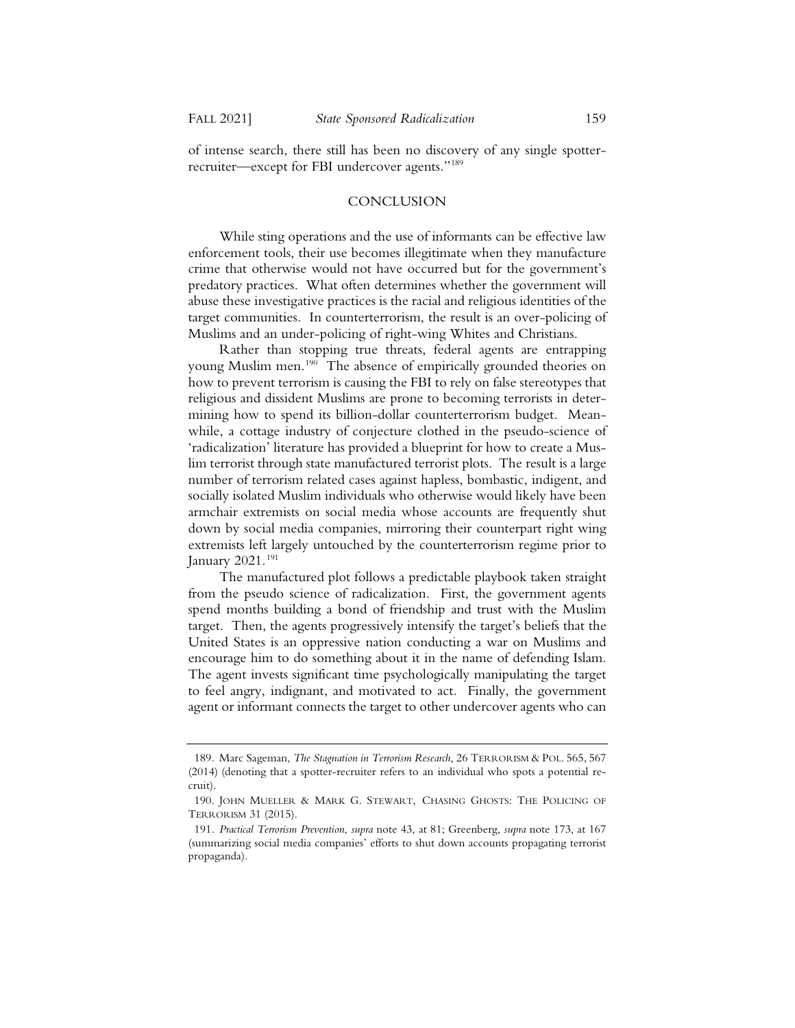of intense search, there still has been no discovery of any single spotter-recruiter—except for FBI undercover agents."[189]

## CONCLUSION

While sting operations and the use of informants can be effective law enforcement tools, their use becomes illegitimate when they manufacture crime that otherwise would not have occurred but for the government's predatory practices. What often determines whether the government will abuse these investigative practices is the racial and religious identities of the target communities. In counterterrorism, the result is an over-policing of Muslims and an under-policing of right-wing Whites and Christians.

Rather than stopping true threats, federal agents are entrapping young Muslim men.[190] The absence of empirically grounded theories on how to prevent terrorism is causing the FBI to rely on false stereotypes that religious and dissident Muslims are prone to becoming terrorists in determining how to spend its billion-dollar counterterrorism budget. Meanwhile, a cottage industry of conjecture clothed in the pseudo-science of 'radicalization' literature has provided a blueprint for how to create a Muslim terrorist through state manufactured terrorist plots. The result is a large number of terrorism related cases against hapless, bombastic, indigent, and socially isolated Muslim individuals who otherwise would likely have been armchair extremists on social media whose accounts are frequently shut down by social media companies, mirroring their counterpart right wing extremists left largely untouched by the counterterrorism regime prior to January 2021.[191]

The manufactured plot follows a predictable playbook taken straight from the pseudo science of radicalization. First, the government agents spend months building a bond of friendship and trust with the Muslim target. Then, the agents progressively intensify the target's beliefs that the United States is an oppressive nation conducting a war on Muslims and encourage him to do something about it in the name of defending Islam. The agent invests significant time psychologically manipulating the target to feel angry, indignant, and motivated to act. Finally, the government agent or informant connects the target to other undercover agents who can

---

189. Marc Sageman, *The Stagnation in Terrorism Research*, 26 TERRORISM & POL. 565, 567 (2014) (denoting that a spotter-recruiter refers to an individual who spots a potential recruit).

190. JOHN MUELLER & MARK G. STEWART, CHASING GHOSTS: THE POLICING OF TERRORISM 31 (2015).

191. *Practical Terrorism Prevention*, *supra* note 43, at 81; Greenberg, *supra* note 173, at 167 (summarizing social media companies' efforts to shut down accounts propagating terrorist propaganda).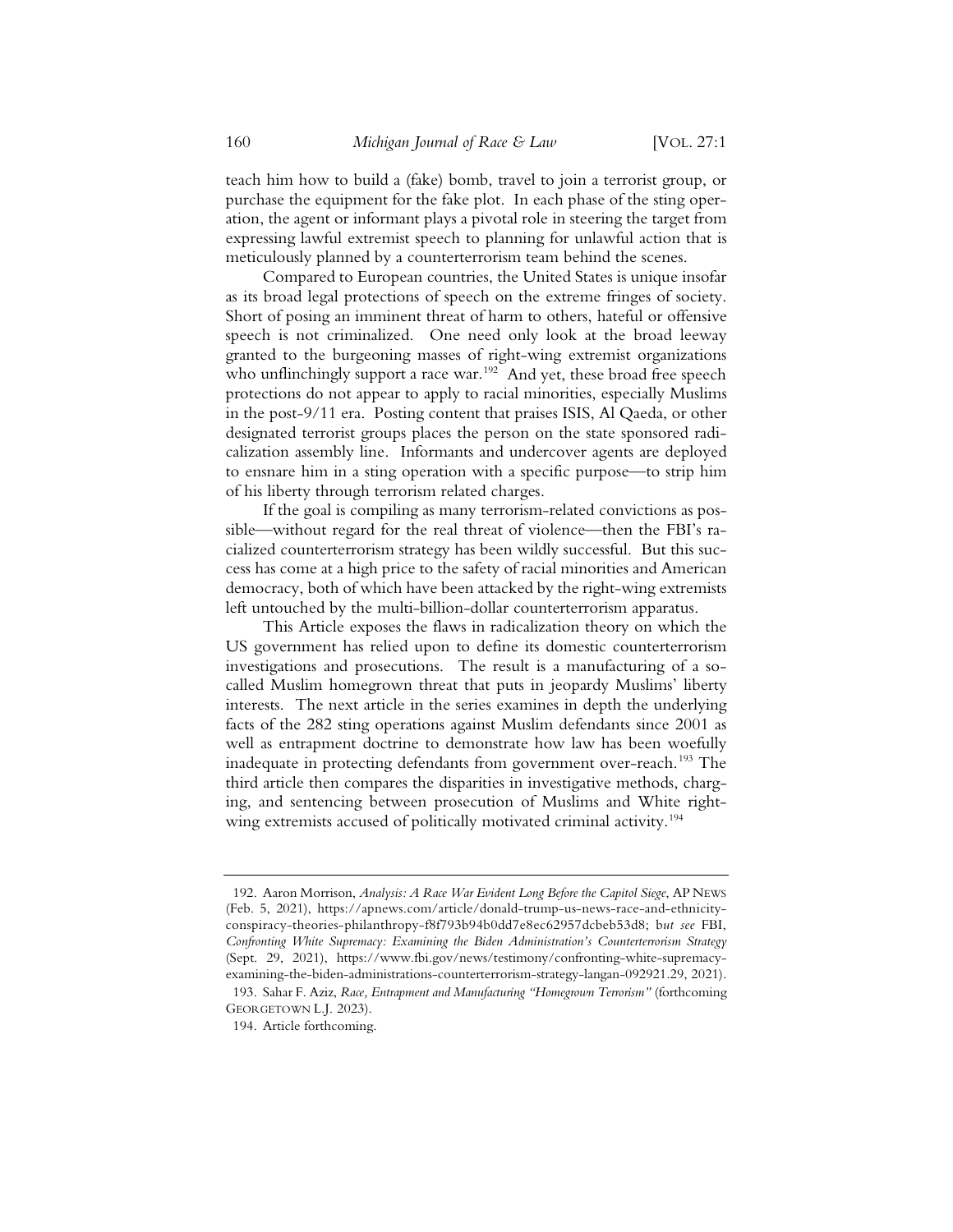teach him how to build a (fake) bomb, travel to join a terrorist group, or purchase the equipment for the fake plot. In each phase of the sting operation, the agent or informant plays a pivotal role in steering the target from expressing lawful extremist speech to planning for unlawful action that is meticulously planned by a counterterrorism team behind the scenes.

Compared to European countries, the United States is unique insofar as its broad legal protections of speech on the extreme fringes of society. Short of posing an imminent threat of harm to others, hateful or offensive speech is not criminalized. One need only look at the broad leeway granted to the burgeoning masses of right-wing extremist organizations who unflinchingly support a race war.[192] And yet, these broad free speech protections do not appear to apply to racial minorities, especially Muslims in the post-9/11 era. Posting content that praises ISIS, Al Qaeda, or other designated terrorist groups places the person on the state sponsored radicalization assembly line. Informants and undercover agents are deployed to ensnare him in a sting operation with a specific purpose—to strip him of his liberty through terrorism related charges.

If the goal is compiling as many terrorism-related convictions as possible—without regard for the real threat of violence—then the FBI's racialized counterterrorism strategy has been wildly successful. But this success has come at a high price to the safety of racial minorities and American democracy, both of which have been attacked by the right-wing extremists left untouched by the multi-billion-dollar counterterrorism apparatus.

This Article exposes the flaws in radicalization theory on which the US government has relied upon to define its domestic counterterrorism investigations and prosecutions. The result is a manufacturing of a so-called Muslim homegrown threat that puts in jeopardy Muslims' liberty interests. The next article in the series examines in depth the underlying facts of the 282 sting operations against Muslim defendants since 2001 as well as entrapment doctrine to demonstrate how law has been woefully inadequate in protecting defendants from government over-reach.[193] The third article then compares the disparities in investigative methods, charging, and sentencing between prosecution of Muslims and White right-wing extremists accused of politically motivated criminal activity.[194]

---

192. Aaron Morrison, *Analysis: A Race War Evident Long Before the Capitol Siege*, AP NEWS (Feb. 5, 2021), https://apnews.com/article/donald-trump-us-news-race-and-ethnicity-conspiracy-theories-philanthropy-f8f793b94b0dd7e8ec62957dcbeb53d8; b*ut see* FBI, *Confronting White Supremacy: Examining the Biden Administration's Counterterrorism Strategy* (Sept. 29, 2021), https://www.fbi.gov/news/testimony/confronting-white-supremacy-examining-the-biden-administrations-counterterrorism-strategy-langan-092921.29, 2021).

193. Sahar F. Aziz, *Race, Entrapment and Manufacturing "Homegrown Terrorism"* (forthcoming GEORGETOWN L.J. 2023).

194. Article forthcoming.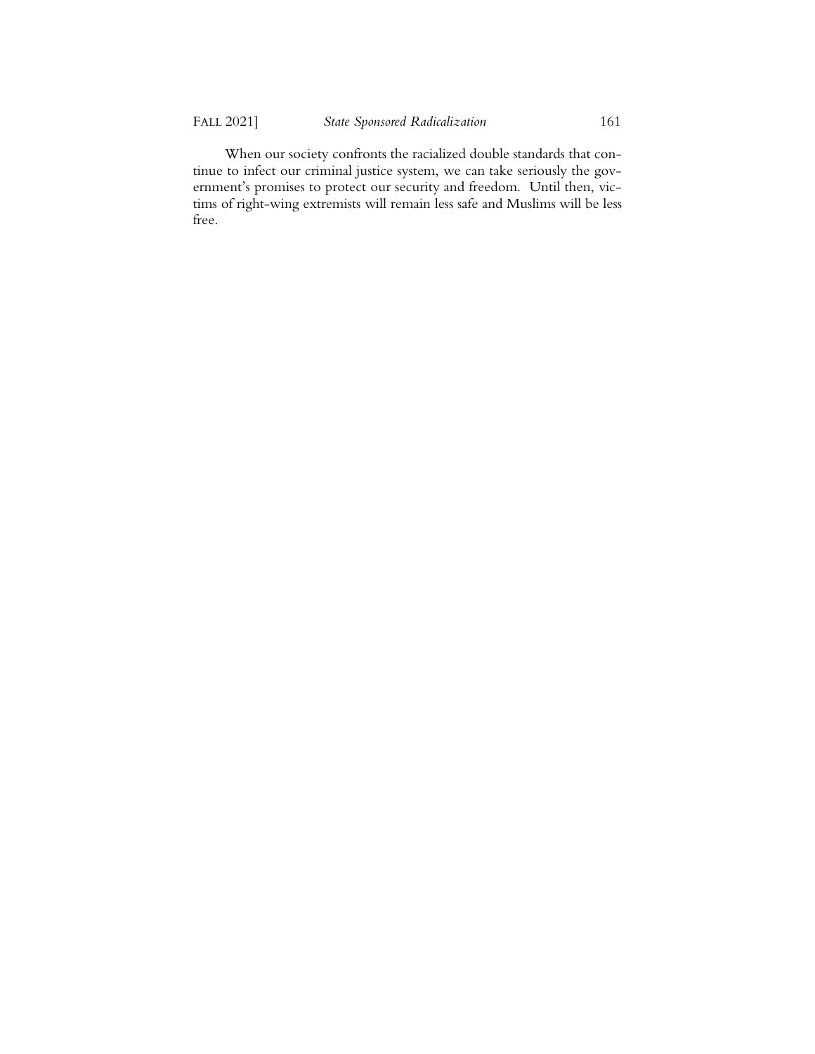When our society confronts the racialized double standards that continue to infect our criminal justice system, we can take seriously the government's promises to protect our security and freedom. Until then, victims of right-wing extremists will remain less safe and Muslims will be less free.